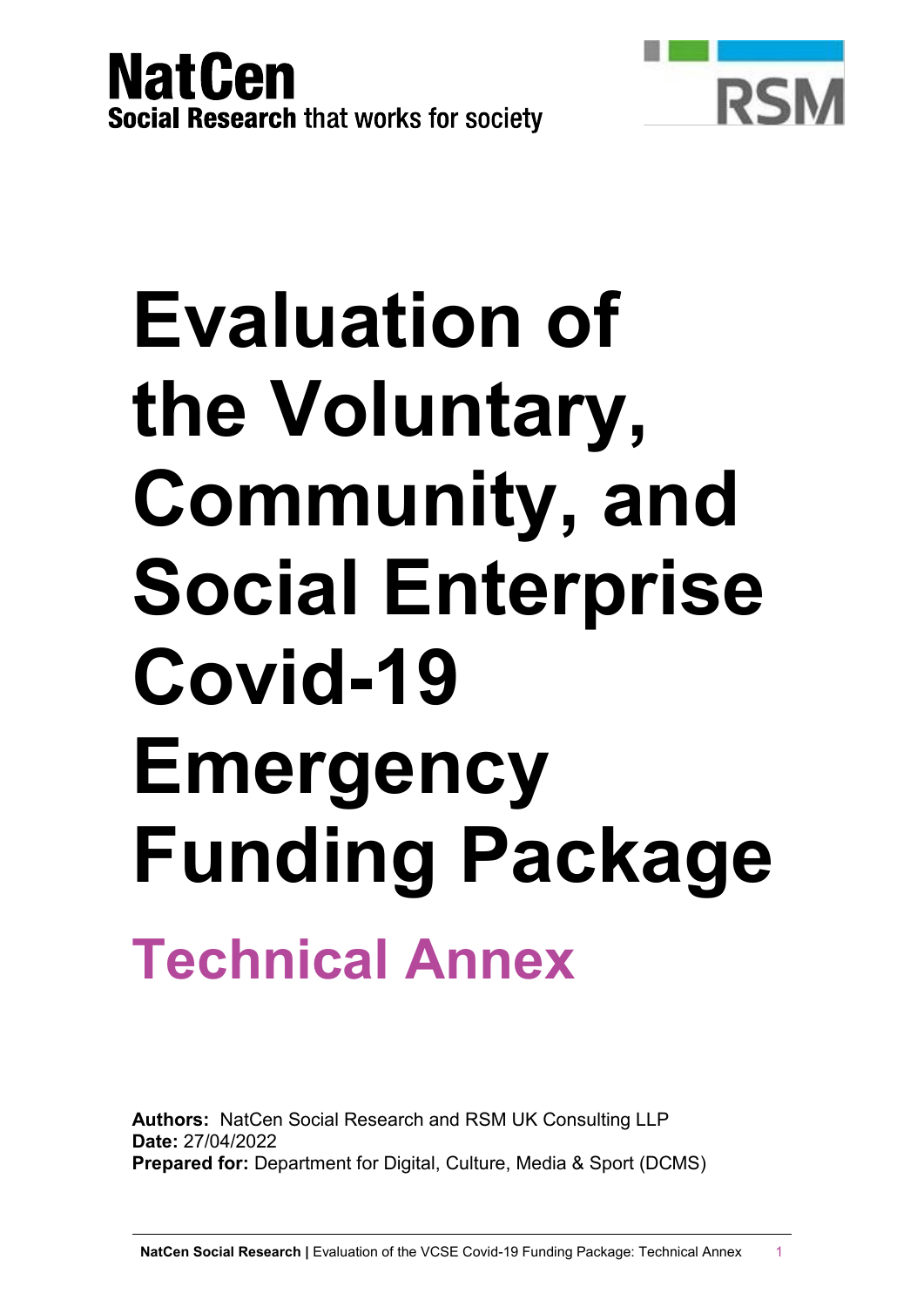NatCen
Social Research that works for society

RSM

# Evaluation of the Voluntary, Community, and Social Enterprise Covid-19 Emergency Funding Package

## Technical Annex

**Authors:** NatCen Social Research and RSM UK Consulting LLP
**Date:** 27/04/2022
**Prepared for:** Department for Digital, Culture, Media & Sport (DCMS)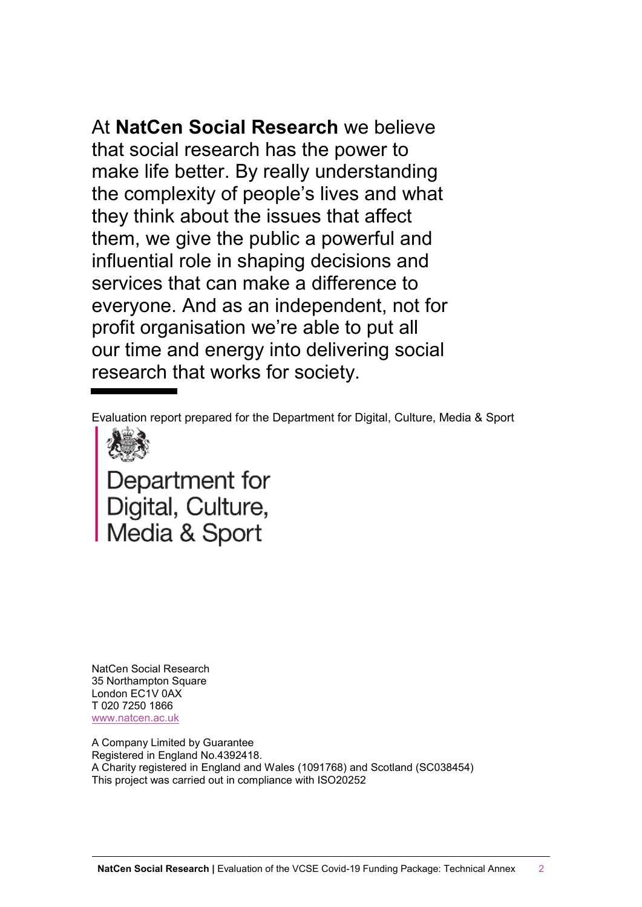At **NatCen Social Research** we believe that social research has the power to make life better. By really understanding the complexity of people's lives and what they think about the issues that affect them, we give the public a powerful and influential role in shaping decisions and services that can make a difference to everyone. And as an independent, not for profit organisation we're able to put all our time and energy into delivering social research that works for society.

Evaluation report prepared for the Department for Digital, Culture, Media & Sport

Department for Digital, Culture, Media & Sport

NatCen Social Research
35 Northampton Square
London EC1V 0AX
T 020 7250 1866
www.natcen.ac.uk

A Company Limited by Guarantee
Registered in England No.4392418.
A Charity registered in England and Wales (1091768) and Scotland (SC038454)
This project was carried out in compliance with ISO20252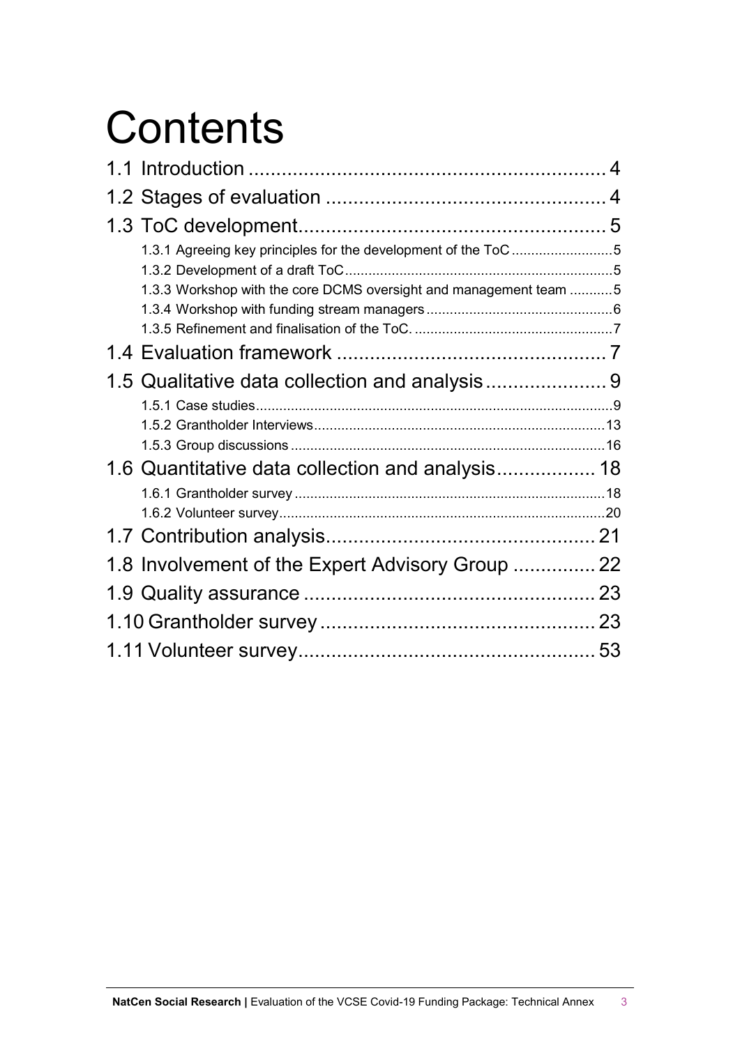# Contents

1.1 Introduction ... 4
1.2 Stages of evaluation ... 4
1.3 ToC development ... 5
- 1.3.1 Agreeing key principles for the development of the ToC ... 5
- 1.3.2 Development of a draft ToC ... 5
- 1.3.3 Workshop with the core DCMS oversight and management team ... 5
- 1.3.4 Workshop with funding stream managers ... 6
- 1.3.5 Refinement and finalisation of the ToC. ... 7

1.4 Evaluation framework ... 7
1.5 Qualitative data collection and analysis ... 9
- 1.5.1 Case studies ... 9
- 1.5.2 Grantholder Interviews ... 13
- 1.5.3 Group discussions ... 16

1.6 Quantitative data collection and analysis ... 18
- 1.6.1 Grantholder survey ... 18
- 1.6.2 Volunteer survey ... 20

1.7 Contribution analysis ... 21
1.8 Involvement of the Expert Advisory Group ... 22
1.9 Quality assurance ... 23
1.10 Grantholder survey ... 23
1.11 Volunteer survey ... 53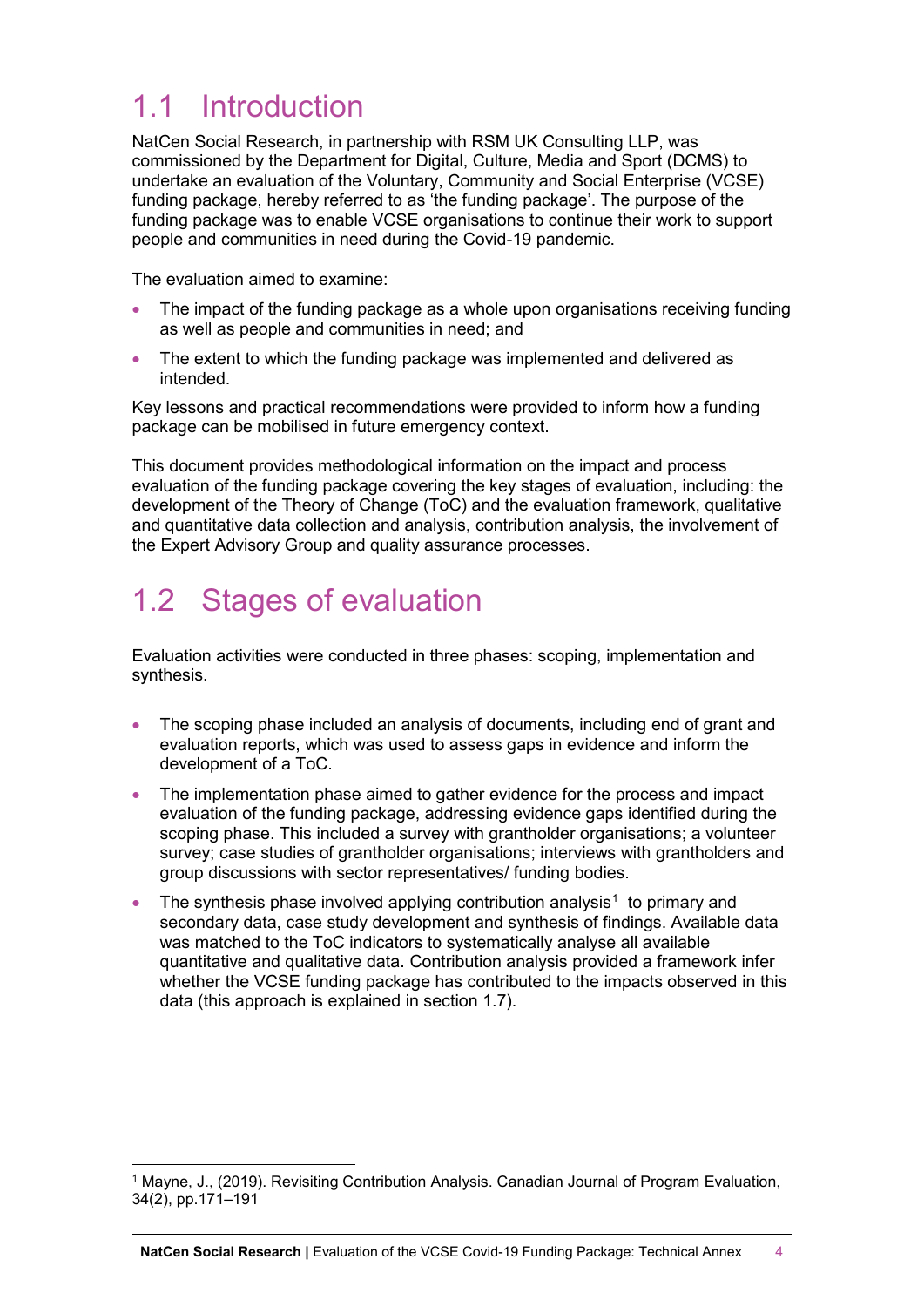## 1.1 Introduction

NatCen Social Research, in partnership with RSM UK Consulting LLP, was commissioned by the Department for Digital, Culture, Media and Sport (DCMS) to undertake an evaluation of the Voluntary, Community and Social Enterprise (VCSE) funding package, hereby referred to as 'the funding package'. The purpose of the funding package was to enable VCSE organisations to continue their work to support people and communities in need during the Covid-19 pandemic.

The evaluation aimed to examine:

- The impact of the funding package as a whole upon organisations receiving funding as well as people and communities in need; and
- The extent to which the funding package was implemented and delivered as intended.

Key lessons and practical recommendations were provided to inform how a funding package can be mobilised in future emergency context.

This document provides methodological information on the impact and process evaluation of the funding package covering the key stages of evaluation, including: the development of the Theory of Change (ToC) and the evaluation framework, qualitative and quantitative data collection and analysis, contribution analysis, the involvement of the Expert Advisory Group and quality assurance processes.

## 1.2 Stages of evaluation

Evaluation activities were conducted in three phases: scoping, implementation and synthesis.

- The scoping phase included an analysis of documents, including end of grant and evaluation reports, which was used to assess gaps in evidence and inform the development of a ToC.
- The implementation phase aimed to gather evidence for the process and impact evaluation of the funding package, addressing evidence gaps identified during the scoping phase. This included a survey with grantholder organisations; a volunteer survey; case studies of grantholder organisations; interviews with grantholders and group discussions with sector representatives/ funding bodies.
- The synthesis phase involved applying contribution analysis[1] to primary and secondary data, case study development and synthesis of findings. Available data was matched to the ToC indicators to systematically analyse all available quantitative and qualitative data. Contribution analysis provided a framework infer whether the VCSE funding package has contributed to the impacts observed in this data (this approach is explained in section 1.7).

[1] Mayne, J., (2019). Revisiting Contribution Analysis. Canadian Journal of Program Evaluation, 34(2), pp.171–191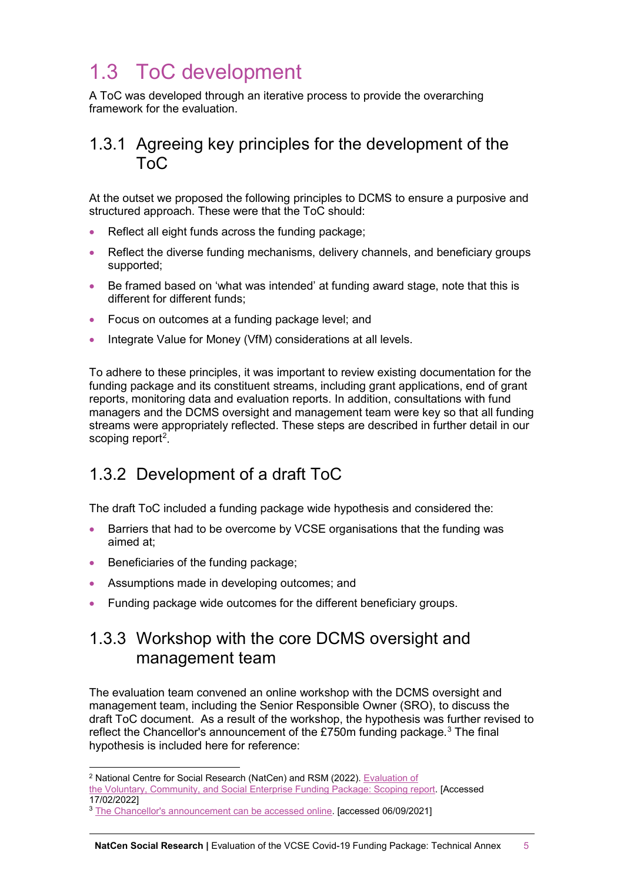## 1.3 ToC development

A ToC was developed through an iterative process to provide the overarching framework for the evaluation.

### 1.3.1 Agreeing key principles for the development of the ToC

At the outset we proposed the following principles to DCMS to ensure a purposive and structured approach. These were that the ToC should:

- Reflect all eight funds across the funding package;
- Reflect the diverse funding mechanisms, delivery channels, and beneficiary groups supported;
- Be framed based on 'what was intended' at funding award stage, note that this is different for different funds;
- Focus on outcomes at a funding package level; and
- Integrate Value for Money (VfM) considerations at all levels.

To adhere to these principles, it was important to review existing documentation for the funding package and its constituent streams, including grant applications, end of grant reports, monitoring data and evaluation reports. In addition, consultations with fund managers and the DCMS oversight and management team were key so that all funding streams were appropriately reflected. These steps are described in further detail in our scoping report[2].

### 1.3.2 Development of a draft ToC

The draft ToC included a funding package wide hypothesis and considered the:

- Barriers that had to be overcome by VCSE organisations that the funding was aimed at;
- Beneficiaries of the funding package;
- Assumptions made in developing outcomes; and
- Funding package wide outcomes for the different beneficiary groups.

### 1.3.3 Workshop with the core DCMS oversight and management team

The evaluation team convened an online workshop with the DCMS oversight and management team, including the Senior Responsible Owner (SRO), to discuss the draft ToC document. As a result of the workshop, the hypothesis was further revised to reflect the Chancellor's announcement of the £750m funding package.[3] The final hypothesis is included here for reference:

---

[2] National Centre for Social Research (NatCen) and RSM (2022). Evaluation of the Voluntary, Community, and Social Enterprise Funding Package: Scoping report. [Accessed 17/02/2022]

[3] The Chancellor's announcement can be accessed online. [accessed 06/09/2021]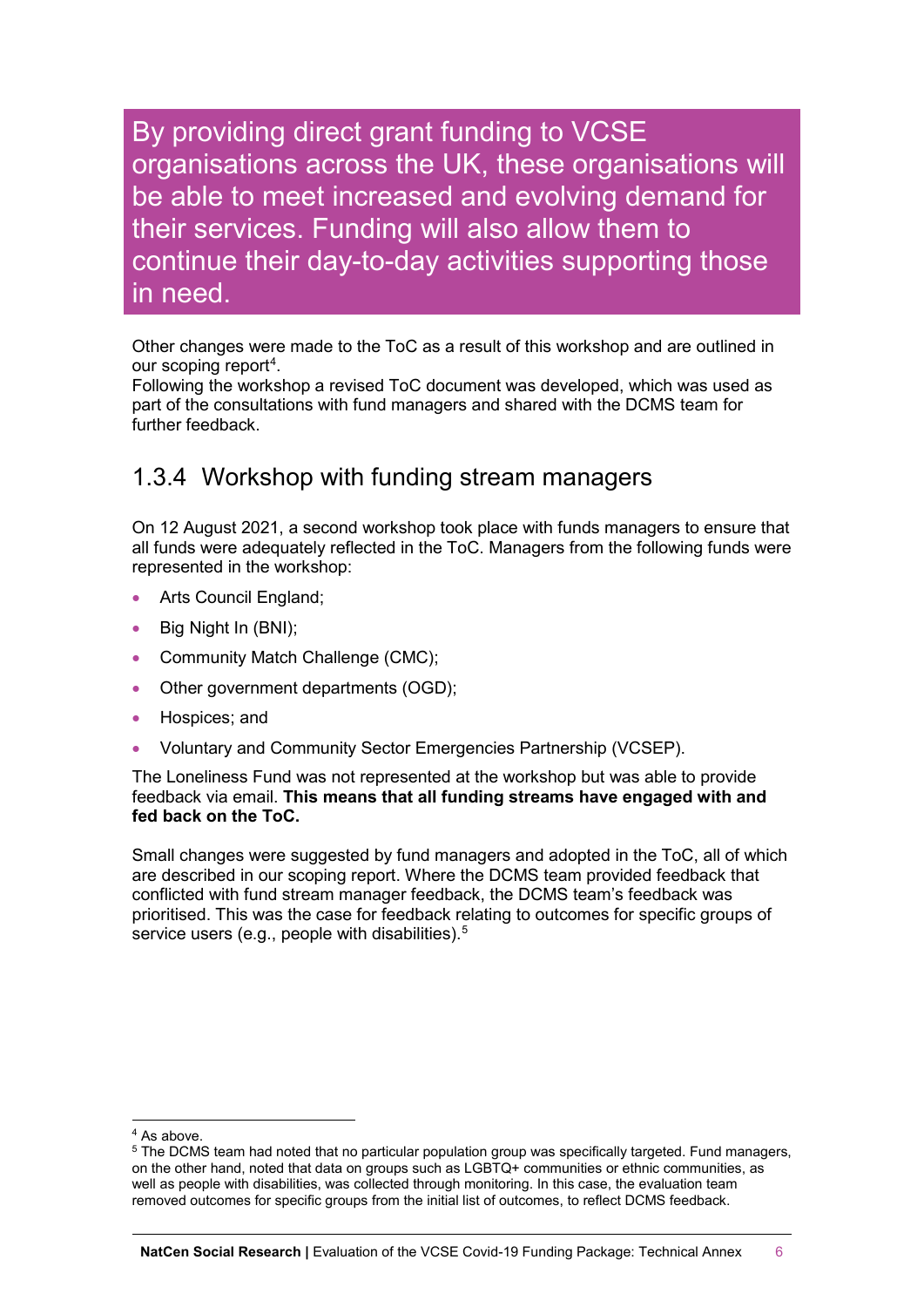> By providing direct grant funding to VCSE organisations across the UK, these organisations will be able to meet increased and evolving demand for their services. Funding will also allow them to continue their day-to-day activities supporting those in need.

Other changes were made to the ToC as a result of this workshop and are outlined in our scoping report[4].
Following the workshop a revised ToC document was developed, which was used as part of the consultations with fund managers and shared with the DCMS team for further feedback.

### 1.3.4 Workshop with funding stream managers

On 12 August 2021, a second workshop took place with funds managers to ensure that all funds were adequately reflected in the ToC. Managers from the following funds were represented in the workshop:

- Arts Council England;
- Big Night In (BNI);
- Community Match Challenge (CMC);
- Other government departments (OGD);
- Hospices; and
- Voluntary and Community Sector Emergencies Partnership (VCSEP).

The Loneliness Fund was not represented at the workshop but was able to provide feedback via email. **This means that all funding streams have engaged with and fed back on the ToC.**

Small changes were suggested by fund managers and adopted in the ToC, all of which are described in our scoping report. Where the DCMS team provided feedback that conflicted with fund stream manager feedback, the DCMS team's feedback was prioritised. This was the case for feedback relating to outcomes for specific groups of service users (e.g., people with disabilities).[5]

---

[4] As above.

[5] The DCMS team had noted that no particular population group was specifically targeted. Fund managers, on the other hand, noted that data on groups such as LGBTQ+ communities or ethnic communities, as well as people with disabilities, was collected through monitoring. In this case, the evaluation team removed outcomes for specific groups from the initial list of outcomes, to reflect DCMS feedback.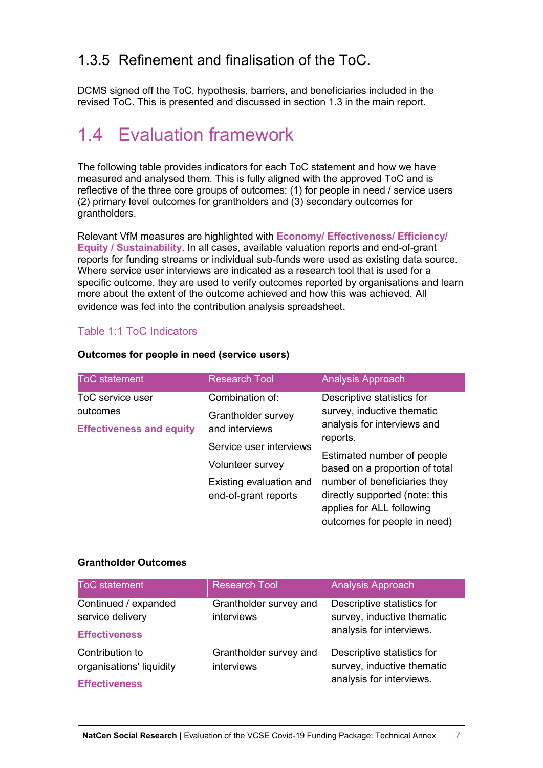### 1.3.5 Refinement and finalisation of the ToC.

DCMS signed off the ToC, hypothesis, barriers, and beneficiaries included in the revised ToC. This is presented and discussed in section 1.3 in the main report.

## 1.4 Evaluation framework

The following table provides indicators for each ToC statement and how we have measured and analysed them. This is fully aligned with the approved ToC and is reflective of the three core groups of outcomes: (1) for people in need / service users (2) primary level outcomes for grantholders and (3) secondary outcomes for grantholders.

Relevant VfM measures are highlighted with **Economy/ Effectiveness/ Efficiency/ Equity / Sustainability**. In all cases, available valuation reports and end-of-grant reports for funding streams or individual sub-funds were used as existing data source. Where service user interviews are indicated as a research tool that is used for a specific outcome, they are used to verify outcomes reported by organisations and learn more about the extent of the outcome achieved and how this was achieved. All evidence was fed into the contribution analysis spreadsheet.

Table 1:1 ToC Indicators

**Outcomes for people in need (service users)**

| ToC statement | Research Tool | Analysis Approach |
|---|---|---|
| ToC service user outcomes<br><br>**Effectiveness and equity** | Combination of:<br><br>Grantholder survey and interviews<br><br>Service user interviews<br><br>Volunteer survey<br><br>Existing evaluation and end-of-grant reports | Descriptive statistics for survey, inductive thematic analysis for interviews and reports.<br><br>Estimated number of people based on a proportion of total number of beneficiaries they directly supported (note: this applies for ALL following outcomes for people in need) |

**Grantholder Outcomes**

| ToC statement | Research Tool | Analysis Approach |
|---|---|---|
| Continued / expanded service delivery<br><br>**Effectiveness** | Grantholder survey and interviews | Descriptive statistics for survey, inductive thematic analysis for interviews. |
| Contribution to organisations' liquidity<br><br>**Effectiveness** | Grantholder survey and interviews | Descriptive statistics for survey, inductive thematic analysis for interviews. |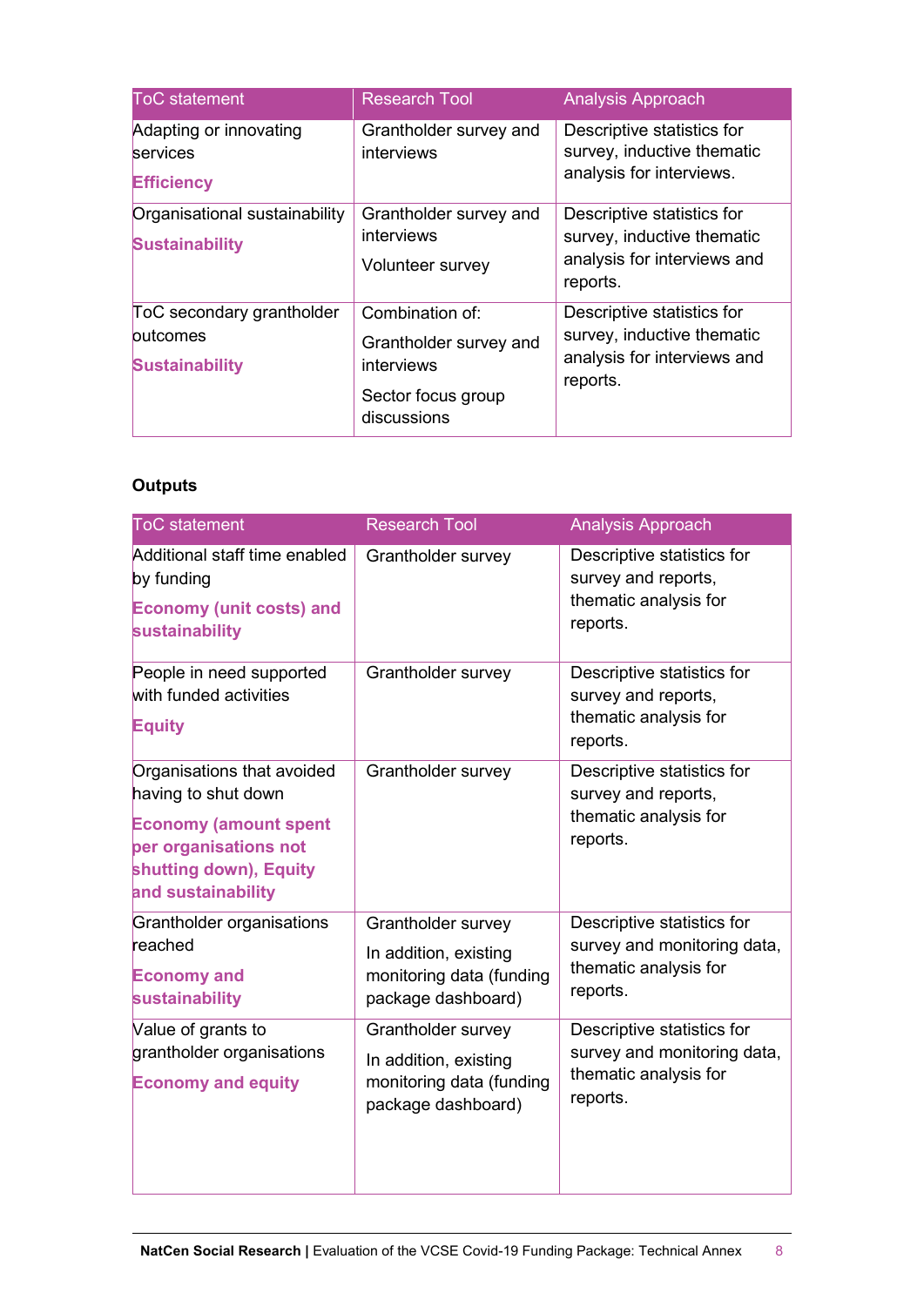| ToC statement | Research Tool | Analysis Approach |
| --- | --- | --- |
| Adapting or innovating services<br>**Efficiency** | Grantholder survey and interviews | Descriptive statistics for survey, inductive thematic analysis for interviews. |
| Organisational sustainability<br>**Sustainability** | Grantholder survey and interviews<br>Volunteer survey | Descriptive statistics for survey, inductive thematic analysis for interviews and reports. |
| ToC secondary grantholder outcomes<br>**Sustainability** | Combination of:<br>Grantholder survey and interviews<br>Sector focus group discussions | Descriptive statistics for survey, inductive thematic analysis for interviews and reports. |

**Outputs**

| ToC statement | Research Tool | Analysis Approach |
| --- | --- | --- |
| Additional staff time enabled by funding<br>**Economy (unit costs) and sustainability** | Grantholder survey | Descriptive statistics for survey and reports, thematic analysis for reports. |
| People in need supported with funded activities<br>**Equity** | Grantholder survey | Descriptive statistics for survey and reports, thematic analysis for reports. |
| Organisations that avoided having to shut down<br>**Economy (amount spent per organisations not shutting down), Equity and sustainability** | Grantholder survey | Descriptive statistics for survey and reports, thematic analysis for reports. |
| Grantholder organisations reached<br>**Economy and sustainability** | Grantholder survey<br>In addition, existing monitoring data (funding package dashboard) | Descriptive statistics for survey and monitoring data, thematic analysis for reports. |
| Value of grants to grantholder organisations<br>**Economy and equity** | Grantholder survey<br>In addition, existing monitoring data (funding package dashboard) | Descriptive statistics for survey and monitoring data, thematic analysis for reports. |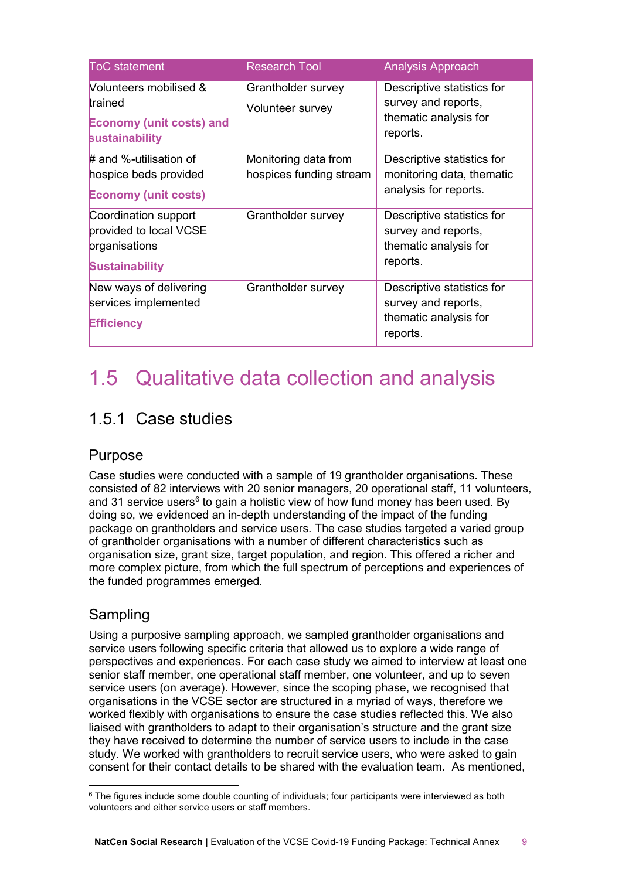| ToC statement | Research Tool | Analysis Approach |
|---|---|---|
| Volunteers mobilised & trained<br>**Economy (unit costs) and sustainability** | Grantholder survey<br>Volunteer survey | Descriptive statistics for survey and reports, thematic analysis for reports. |
| # and %-utilisation of hospice beds provided<br>**Economy (unit costs)** | Monitoring data from hospices funding stream | Descriptive statistics for monitoring data, thematic analysis for reports. |
| Coordination support provided to local VCSE organisations<br>**Sustainability** | Grantholder survey | Descriptive statistics for survey and reports, thematic analysis for reports. |
| New ways of delivering services implemented<br>**Efficiency** | Grantholder survey | Descriptive statistics for survey and reports, thematic analysis for reports. |

## 1.5 Qualitative data collection and analysis

### 1.5.1 Case studies

#### Purpose

Case studies were conducted with a sample of 19 grantholder organisations. These consisted of 82 interviews with 20 senior managers, 20 operational staff, 11 volunteers, and 31 service users[6] to gain a holistic view of how fund money has been used. By doing so, we evidenced an in-depth understanding of the impact of the funding package on grantholders and service users. The case studies targeted a varied group of grantholder organisations with a number of different characteristics such as organisation size, grant size, target population, and region. This offered a richer and more complex picture, from which the full spectrum of perceptions and experiences of the funded programmes emerged.

#### Sampling

Using a purposive sampling approach, we sampled grantholder organisations and service users following specific criteria that allowed us to explore a wide range of perspectives and experiences. For each case study we aimed to interview at least one senior staff member, one operational staff member, one volunteer, and up to seven service users (on average). However, since the scoping phase, we recognised that organisations in the VCSE sector are structured in a myriad of ways, therefore we worked flexibly with organisations to ensure the case studies reflected this. We also liaised with grantholders to adapt to their organisation's structure and the grant size they have received to determine the number of service users to include in the case study. We worked with grantholders to recruit service users, who were asked to gain consent for their contact details to be shared with the evaluation team. As mentioned,

[6] The figures include some double counting of individuals; four participants were interviewed as both volunteers and either service users or staff members.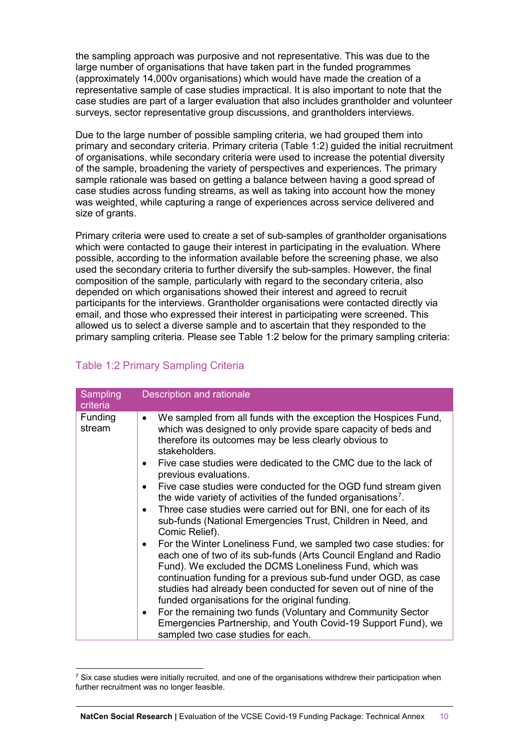the sampling approach was purposive and not representative. This was due to the large number of organisations that have taken part in the funded programmes (approximately 14,000v organisations) which would have made the creation of a representative sample of case studies impractical. It is also important to note that the case studies are part of a larger evaluation that also includes grantholder and volunteer surveys, sector representative group discussions, and grantholders interviews.

Due to the large number of possible sampling criteria, we had grouped them into primary and secondary criteria. Primary criteria (Table 1:2) guided the initial recruitment of organisations, while secondary criteria were used to increase the potential diversity of the sample, broadening the variety of perspectives and experiences. The primary sample rationale was based on getting a balance between having a good spread of case studies across funding streams, as well as taking into account how the money was weighted, while capturing a range of experiences across service delivered and size of grants.

Primary criteria were used to create a set of sub-samples of grantholder organisations which were contacted to gauge their interest in participating in the evaluation. Where possible, according to the information available before the screening phase, we also used the secondary criteria to further diversify the sub-samples. However, the final composition of the sample, particularly with regard to the secondary criteria, also depended on which organisations showed their interest and agreed to recruit participants for the interviews. Grantholder organisations were contacted directly via email, and those who expressed their interest in participating were screened. This allowed us to select a diverse sample and to ascertain that they responded to the primary sampling criteria. Please see Table 1:2 below for the primary sampling criteria:

## Table 1:2 Primary Sampling Criteria

| Sampling criteria | Description and rationale |
|---|---|
| Funding stream | • We sampled from all funds with the exception the Hospices Fund, which was designed to only provide spare capacity of beds and therefore its outcomes may be less clearly obvious to stakeholders.<br>• Five case studies were dedicated to the CMC due to the lack of previous evaluations.<br>• Five case studies were conducted for the OGD fund stream given the wide variety of activities of the funded organisations[7].<br>• Three case studies were carried out for BNI, one for each of its sub-funds (National Emergencies Trust, Children in Need, and Comic Relief).<br>• For the Winter Loneliness Fund, we sampled two case studies: for each one of two of its sub-funds (Arts Council England and Radio Fund). We excluded the DCMS Loneliness Fund, which was continuation funding for a previous sub-fund under OGD, as case studies had already been conducted for seven out of nine of the funded organisations for the original funding.<br>• For the remaining two funds (Voluntary and Community Sector Emergencies Partnership, and Youth Covid-19 Support Fund), we sampled two case studies for each. |

[7] Six case studies were initially recruited, and one of the organisations withdrew their participation when further recruitment was no longer feasible.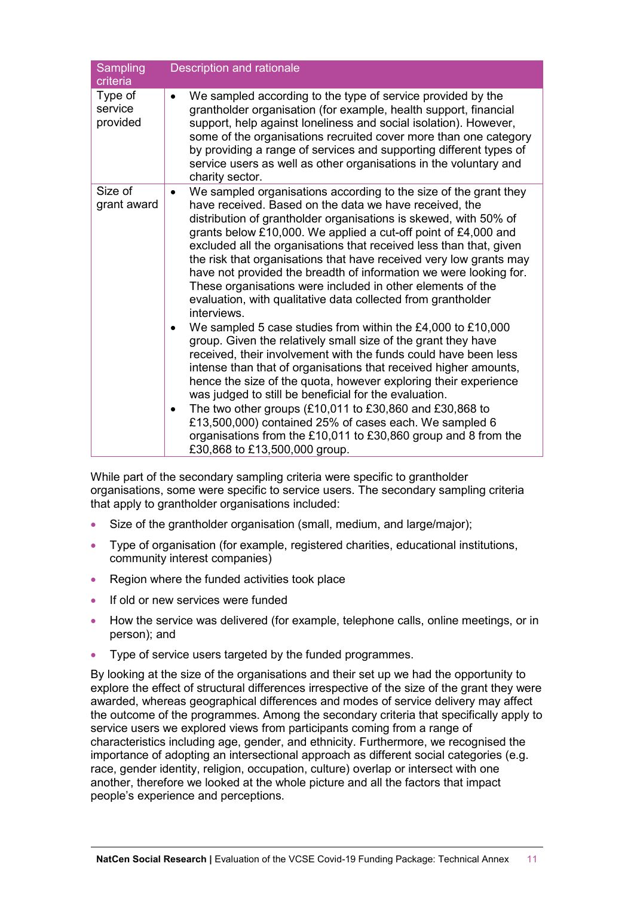| Sampling criteria | Description and rationale |
|---|---|
| Type of service provided | • We sampled according to the type of service provided by the grantholder organisation (for example, health support, financial support, help against loneliness and social isolation). However, some of the organisations recruited cover more than one category by providing a range of services and supporting different types of service users as well as other organisations in the voluntary and charity sector. |
| Size of grant award | • We sampled organisations according to the size of the grant they have received. Based on the data we have received, the distribution of grantholder organisations is skewed, with 50% of grants below £10,000. We applied a cut-off point of £4,000 and excluded all the organisations that received less than that, given the risk that organisations that have received very low grants may have not provided the breadth of information we were looking for. These organisations were included in other elements of the evaluation, with qualitative data collected from grantholder interviews.<br>• We sampled 5 case studies from within the £4,000 to £10,000 group. Given the relatively small size of the grant they have received, their involvement with the funds could have been less intense than that of organisations that received higher amounts, hence the size of the quota, however exploring their experience was judged to still be beneficial for the evaluation.<br>• The two other groups (£10,011 to £30,860 and £30,868 to £13,500,000) contained 25% of cases each. We sampled 6 organisations from the £10,011 to £30,860 group and 8 from the £30,868 to £13,500,000 group. |

While part of the secondary sampling criteria were specific to grantholder organisations, some were specific to service users. The secondary sampling criteria that apply to grantholder organisations included:

- Size of the grantholder organisation (small, medium, and large/major);
- Type of organisation (for example, registered charities, educational institutions, community interest companies)
- Region where the funded activities took place
- If old or new services were funded
- How the service was delivered (for example, telephone calls, online meetings, or in person); and
- Type of service users targeted by the funded programmes.

By looking at the size of the organisations and their set up we had the opportunity to explore the effect of structural differences irrespective of the size of the grant they were awarded, whereas geographical differences and modes of service delivery may affect the outcome of the programmes. Among the secondary criteria that specifically apply to service users we explored views from participants coming from a range of characteristics including age, gender, and ethnicity. Furthermore, we recognised the importance of adopting an intersectional approach as different social categories (e.g. race, gender identity, religion, occupation, culture) overlap or intersect with one another, therefore we looked at the whole picture and all the factors that impact people's experience and perceptions.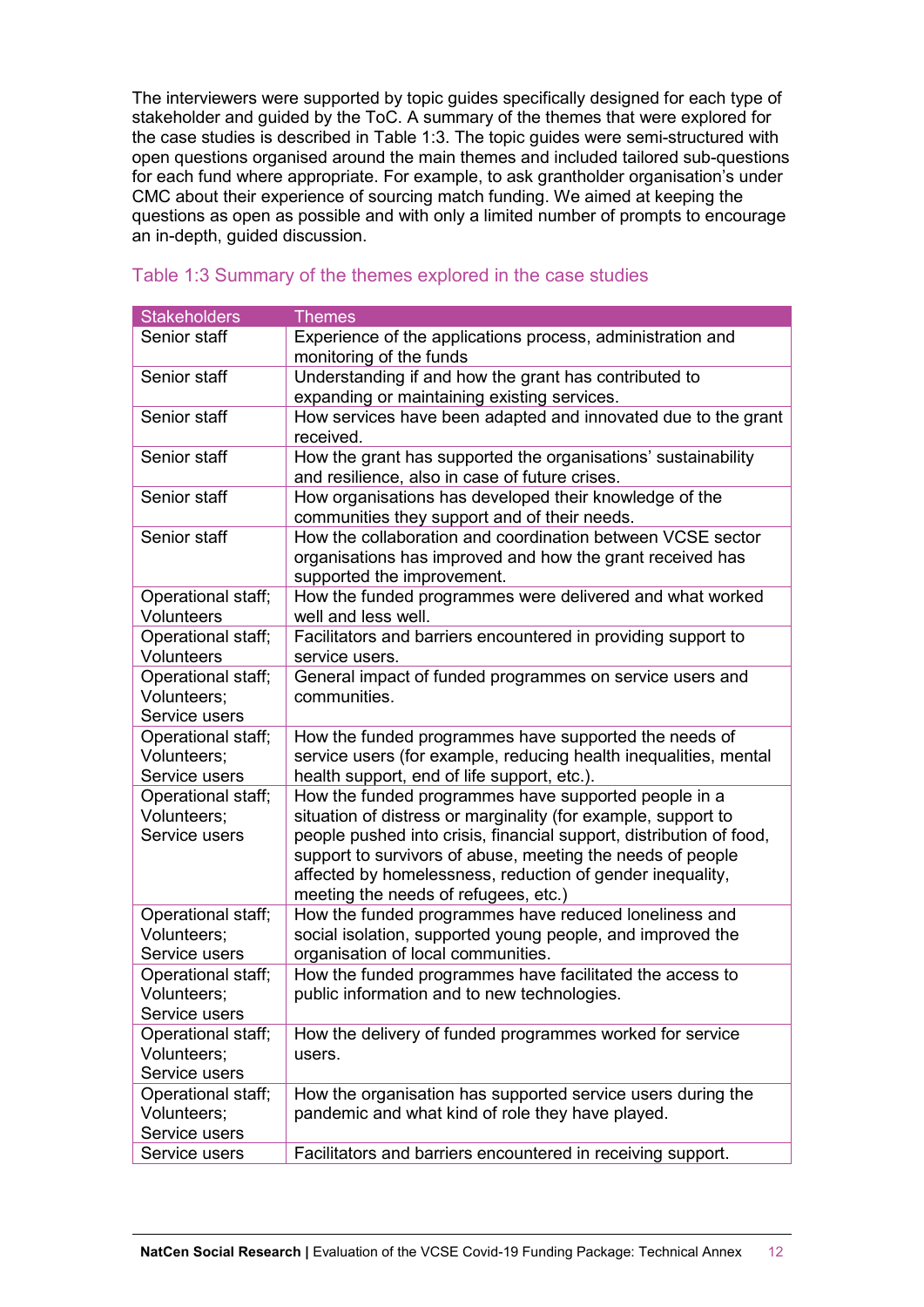The interviewers were supported by topic guides specifically designed for each type of stakeholder and guided by the ToC. A summary of the themes that were explored for the case studies is described in Table 1:3. The topic guides were semi-structured with open questions organised around the main themes and included tailored sub-questions for each fund where appropriate. For example, to ask grantholder organisation's under CMC about their experience of sourcing match funding. We aimed at keeping the questions as open as possible and with only a limited number of prompts to encourage an in-depth, guided discussion.

### Table 1:3 Summary of the themes explored in the case studies

| Stakeholders | Themes |
|---|---|
| Senior staff | Experience of the applications process, administration and monitoring of the funds |
| Senior staff | Understanding if and how the grant has contributed to expanding or maintaining existing services. |
| Senior staff | How services have been adapted and innovated due to the grant received. |
| Senior staff | How the grant has supported the organisations' sustainability and resilience, also in case of future crises. |
| Senior staff | How organisations has developed their knowledge of the communities they support and of their needs. |
| Senior staff | How the collaboration and coordination between VCSE sector organisations has improved and how the grant received has supported the improvement. |
| Operational staff; Volunteers | How the funded programmes were delivered and what worked well and less well. |
| Operational staff; Volunteers | Facilitators and barriers encountered in providing support to service users. |
| Operational staff; Volunteers; Service users | General impact of funded programmes on service users and communities. |
| Operational staff; Volunteers; Service users | How the funded programmes have supported the needs of service users (for example, reducing health inequalities, mental health support, end of life support, etc.). |
| Operational staff; Volunteers; Service users | How the funded programmes have supported people in a situation of distress or marginality (for example, support to people pushed into crisis, financial support, distribution of food, support to survivors of abuse, meeting the needs of people affected by homelessness, reduction of gender inequality, meeting the needs of refugees, etc.) |
| Operational staff; Volunteers; Service users | How the funded programmes have reduced loneliness and social isolation, supported young people, and improved the organisation of local communities. |
| Operational staff; Volunteers; Service users | How the funded programmes have facilitated the access to public information and to new technologies. |
| Operational staff; Volunteers; Service users | How the delivery of funded programmes worked for service users. |
| Operational staff; Volunteers; Service users | How the organisation has supported service users during the pandemic and what kind of role they have played. |
| Service users | Facilitators and barriers encountered in receiving support. |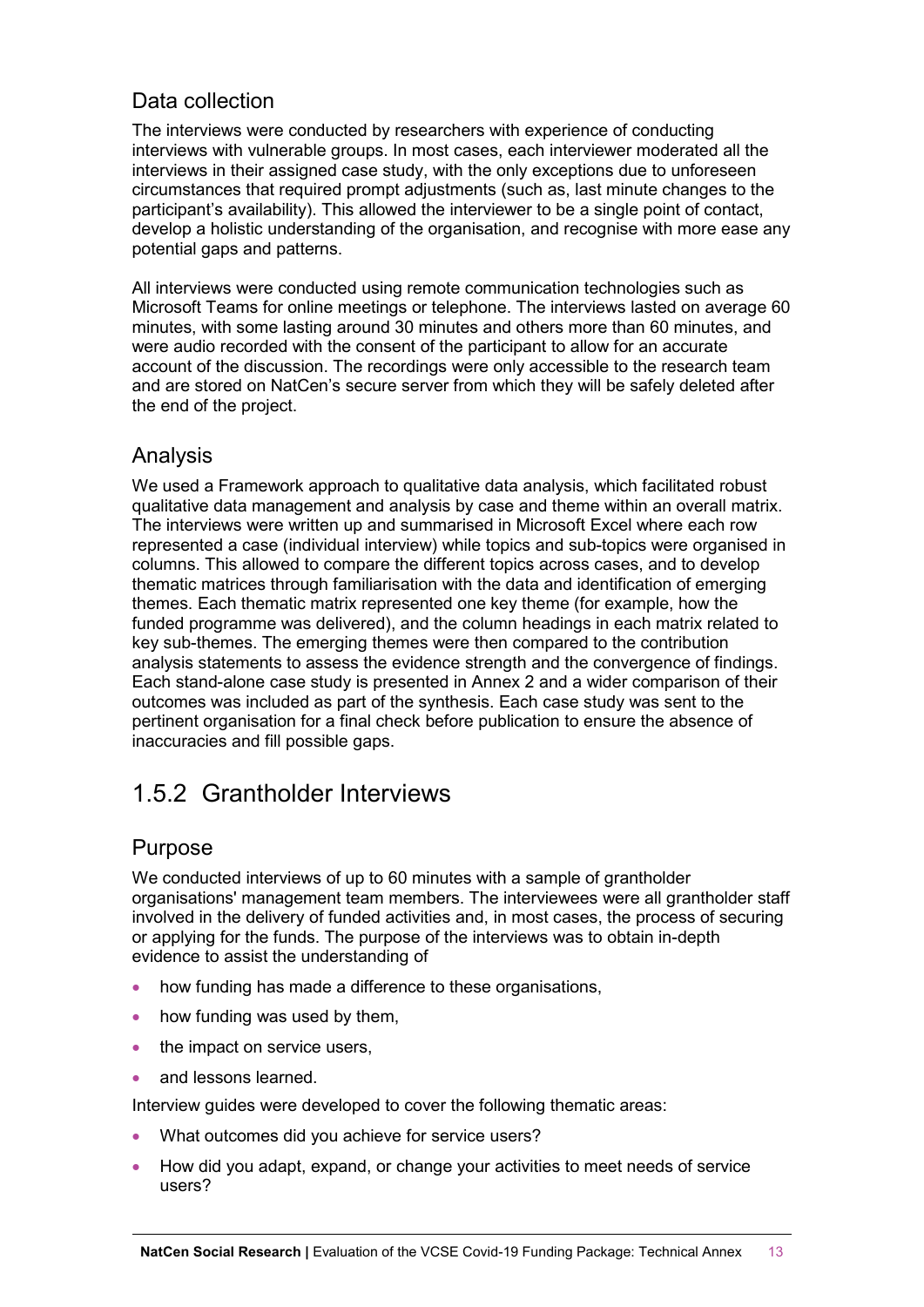### Data collection

The interviews were conducted by researchers with experience of conducting interviews with vulnerable groups. In most cases, each interviewer moderated all the interviews in their assigned case study, with the only exceptions due to unforeseen circumstances that required prompt adjustments (such as, last minute changes to the participant's availability). This allowed the interviewer to be a single point of contact, develop a holistic understanding of the organisation, and recognise with more ease any potential gaps and patterns.

All interviews were conducted using remote communication technologies such as Microsoft Teams for online meetings or telephone. The interviews lasted on average 60 minutes, with some lasting around 30 minutes and others more than 60 minutes, and were audio recorded with the consent of the participant to allow for an accurate account of the discussion. The recordings were only accessible to the research team and are stored on NatCen's secure server from which they will be safely deleted after the end of the project.

### Analysis

We used a Framework approach to qualitative data analysis, which facilitated robust qualitative data management and analysis by case and theme within an overall matrix. The interviews were written up and summarised in Microsoft Excel where each row represented a case (individual interview) while topics and sub-topics were organised in columns. This allowed to compare the different topics across cases, and to develop thematic matrices through familiarisation with the data and identification of emerging themes. Each thematic matrix represented one key theme (for example, how the funded programme was delivered), and the column headings in each matrix related to key sub-themes. The emerging themes were then compared to the contribution analysis statements to assess the evidence strength and the convergence of findings. Each stand-alone case study is presented in Annex 2 and a wider comparison of their outcomes was included as part of the synthesis. Each case study was sent to the pertinent organisation for a final check before publication to ensure the absence of inaccuracies and fill possible gaps.

## 1.5.2 Grantholder Interviews

### Purpose

We conducted interviews of up to 60 minutes with a sample of grantholder organisations' management team members. The interviewees were all grantholder staff involved in the delivery of funded activities and, in most cases, the process of securing or applying for the funds. The purpose of the interviews was to obtain in-depth evidence to assist the understanding of

- how funding has made a difference to these organisations,
- how funding was used by them,
- the impact on service users,
- and lessons learned.

Interview guides were developed to cover the following thematic areas:

- What outcomes did you achieve for service users?
- How did you adapt, expand, or change your activities to meet needs of service users?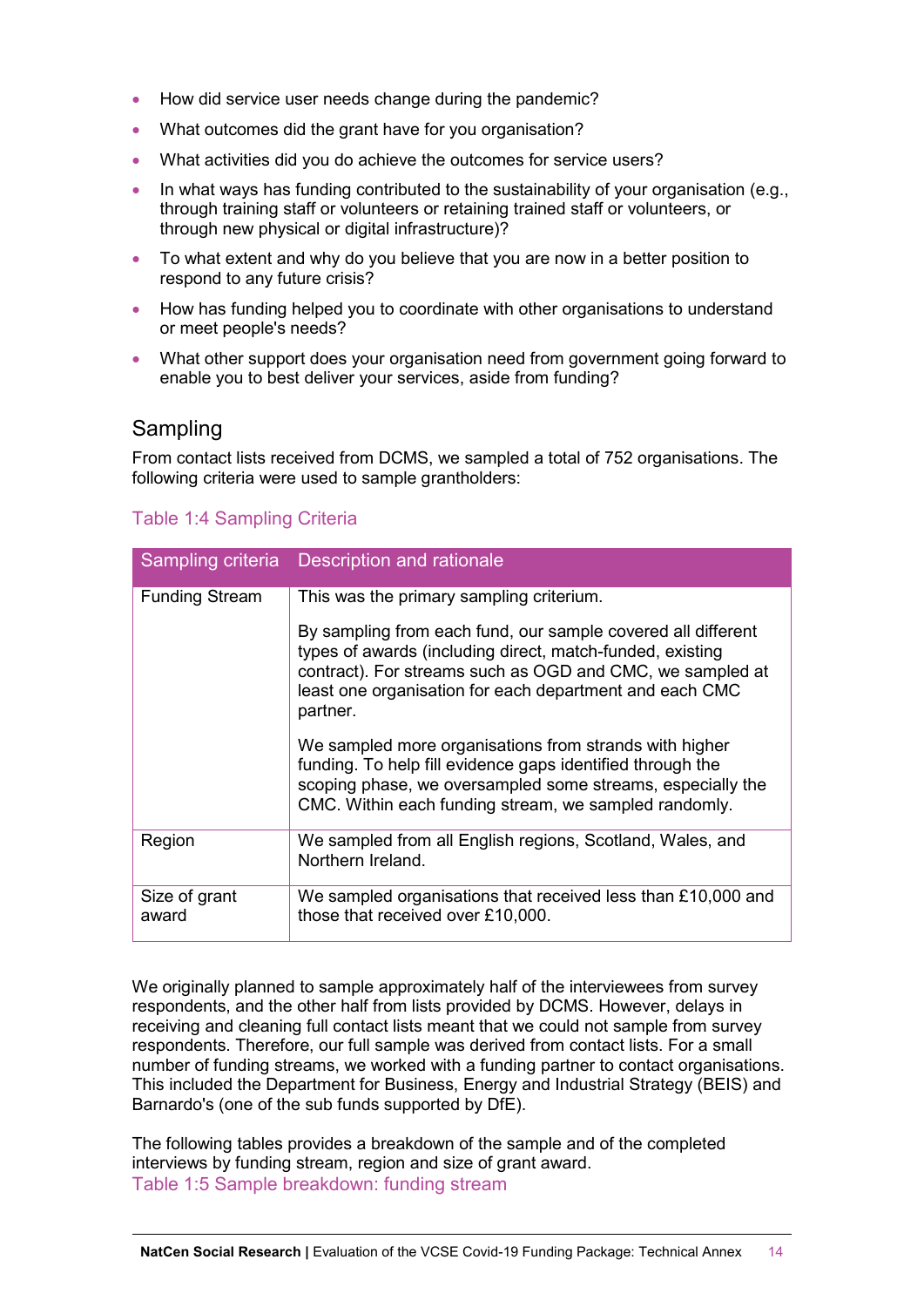- How did service user needs change during the pandemic?
- What outcomes did the grant have for you organisation?
- What activities did you do achieve the outcomes for service users?
- In what ways has funding contributed to the sustainability of your organisation (e.g., through training staff or volunteers or retaining trained staff or volunteers, or through new physical or digital infrastructure)?
- To what extent and why do you believe that you are now in a better position to respond to any future crisis?
- How has funding helped you to coordinate with other organisations to understand or meet people's needs?
- What other support does your organisation need from government going forward to enable you to best deliver your services, aside from funding?

## Sampling

From contact lists received from DCMS, we sampled a total of 752 organisations. The following criteria were used to sample grantholders:

### Table 1:4 Sampling Criteria

| Sampling criteria | Description and rationale |
|---|---|
| Funding Stream | This was the primary sampling criterium.<br><br>By sampling from each fund, our sample covered all different types of awards (including direct, match-funded, existing contract). For streams such as OGD and CMC, we sampled at least one organisation for each department and each CMC partner.<br><br>We sampled more organisations from strands with higher funding. To help fill evidence gaps identified through the scoping phase, we oversampled some streams, especially the CMC. Within each funding stream, we sampled randomly. |
| Region | We sampled from all English regions, Scotland, Wales, and Northern Ireland. |
| Size of grant award | We sampled organisations that received less than £10,000 and those that received over £10,000. |

We originally planned to sample approximately half of the interviewees from survey respondents, and the other half from lists provided by DCMS. However, delays in receiving and cleaning full contact lists meant that we could not sample from survey respondents. Therefore, our full sample was derived from contact lists. For a small number of funding streams, we worked with a funding partner to contact organisations. This included the Department for Business, Energy and Industrial Strategy (BEIS) and Barnardo's (one of the sub funds supported by DfE).

The following tables provides a breakdown of the sample and of the completed interviews by funding stream, region and size of grant award.

### Table 1:5 Sample breakdown: funding stream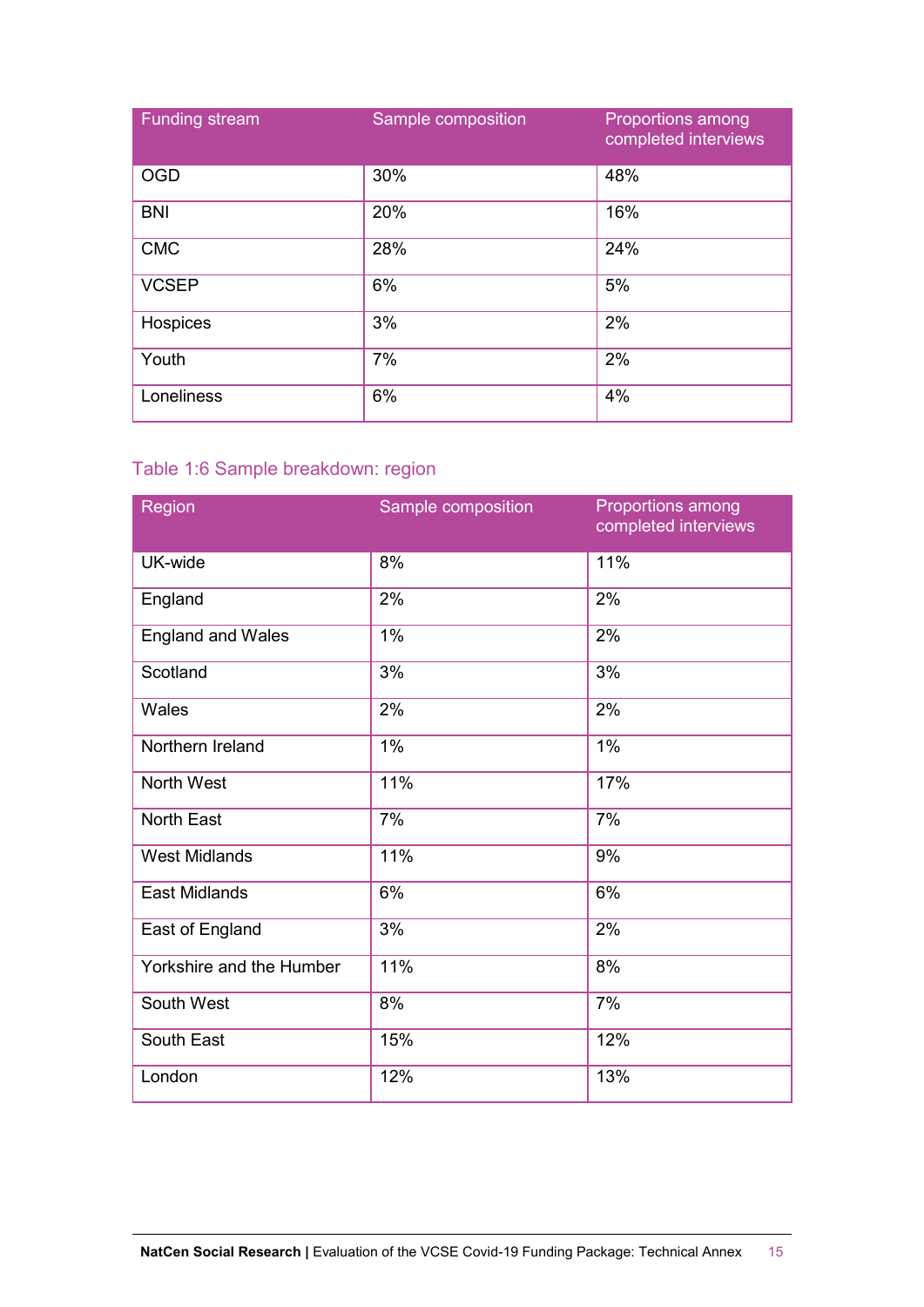| Funding stream | Sample composition | Proportions among completed interviews |
|---|---|---|
| OGD | 30% | 48% |
| BNI | 20% | 16% |
| CMC | 28% | 24% |
| VCSEP | 6% | 5% |
| Hospices | 3% | 2% |
| Youth | 7% | 2% |
| Loneliness | 6% | 4% |

### Table 1:6 Sample breakdown: region

| Region | Sample composition | Proportions among completed interviews |
|---|---|---|
| UK-wide | 8% | 11% |
| England | 2% | 2% |
| England and Wales | 1% | 2% |
| Scotland | 3% | 3% |
| Wales | 2% | 2% |
| Northern Ireland | 1% | 1% |
| North West | 11% | 17% |
| North East | 7% | 7% |
| West Midlands | 11% | 9% |
| East Midlands | 6% | 6% |
| East of England | 3% | 2% |
| Yorkshire and the Humber | 11% | 8% |
| South West | 8% | 7% |
| South East | 15% | 12% |
| London | 12% | 13% |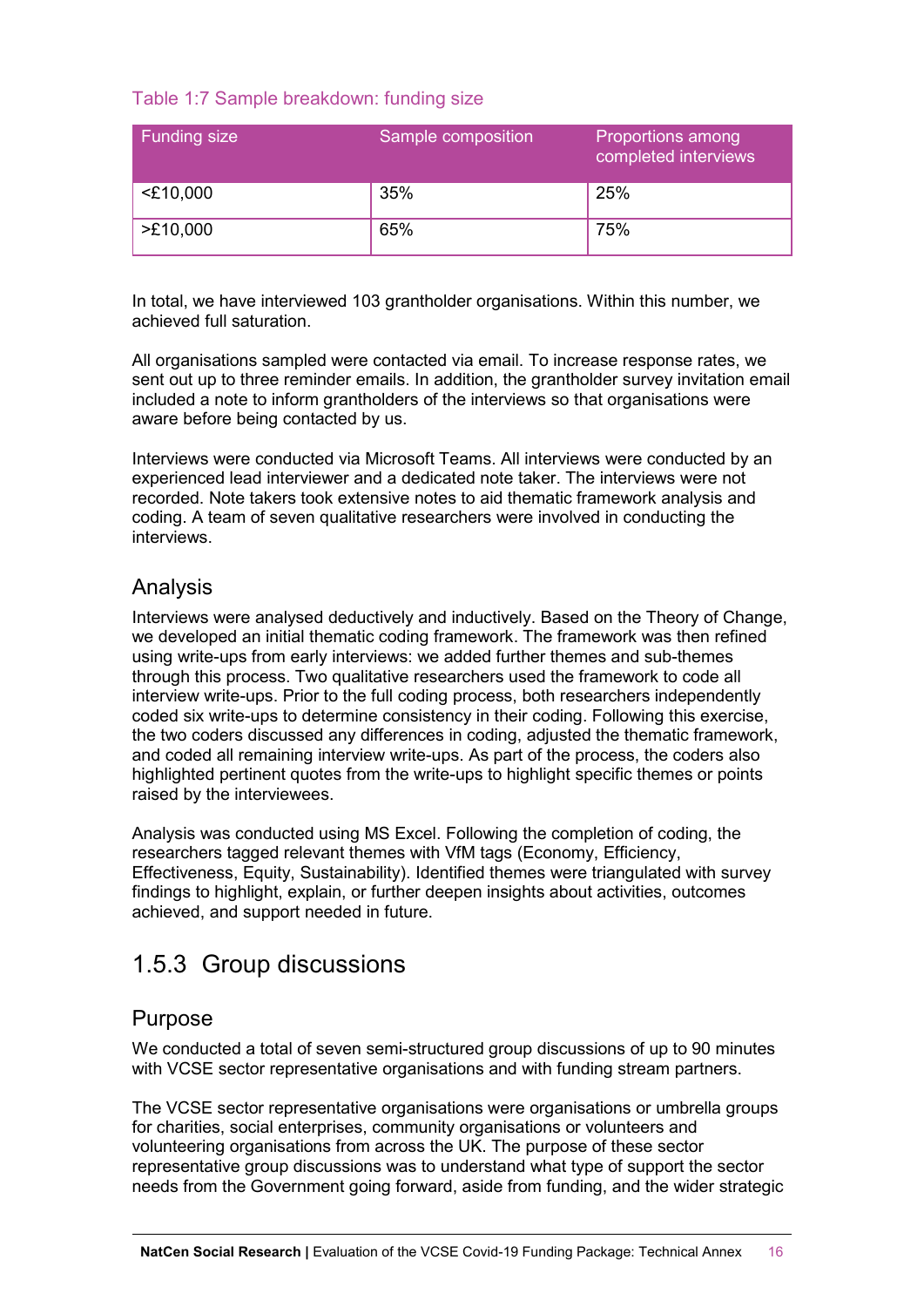Table 1:7 Sample breakdown: funding size

| Funding size | Sample composition | Proportions among completed interviews |
| --- | --- | --- |
| <£10,000 | 35% | 25% |
| >£10,000 | 65% | 75% |

In total, we have interviewed 103 grantholder organisations. Within this number, we achieved full saturation.

All organisations sampled were contacted via email. To increase response rates, we sent out up to three reminder emails. In addition, the grantholder survey invitation email included a note to inform grantholders of the interviews so that organisations were aware before being contacted by us.

Interviews were conducted via Microsoft Teams. All interviews were conducted by an experienced lead interviewer and a dedicated note taker. The interviews were not recorded. Note takers took extensive notes to aid thematic framework analysis and coding. A team of seven qualitative researchers were involved in conducting the interviews.

### Analysis

Interviews were analysed deductively and inductively. Based on the Theory of Change, we developed an initial thematic coding framework. The framework was then refined using write-ups from early interviews: we added further themes and sub-themes through this process. Two qualitative researchers used the framework to code all interview write-ups. Prior to the full coding process, both researchers independently coded six write-ups to determine consistency in their coding. Following this exercise, the two coders discussed any differences in coding, adjusted the thematic framework, and coded all remaining interview write-ups. As part of the process, the coders also highlighted pertinent quotes from the write-ups to highlight specific themes or points raised by the interviewees.

Analysis was conducted using MS Excel. Following the completion of coding, the researchers tagged relevant themes with VfM tags (Economy, Efficiency, Effectiveness, Equity, Sustainability). Identified themes were triangulated with survey findings to highlight, explain, or further deepen insights about activities, outcomes achieved, and support needed in future.

## 1.5.3 Group discussions

### Purpose

We conducted a total of seven semi-structured group discussions of up to 90 minutes with VCSE sector representative organisations and with funding stream partners.

The VCSE sector representative organisations were organisations or umbrella groups for charities, social enterprises, community organisations or volunteers and volunteering organisations from across the UK. The purpose of these sector representative group discussions was to understand what type of support the sector needs from the Government going forward, aside from funding, and the wider strategic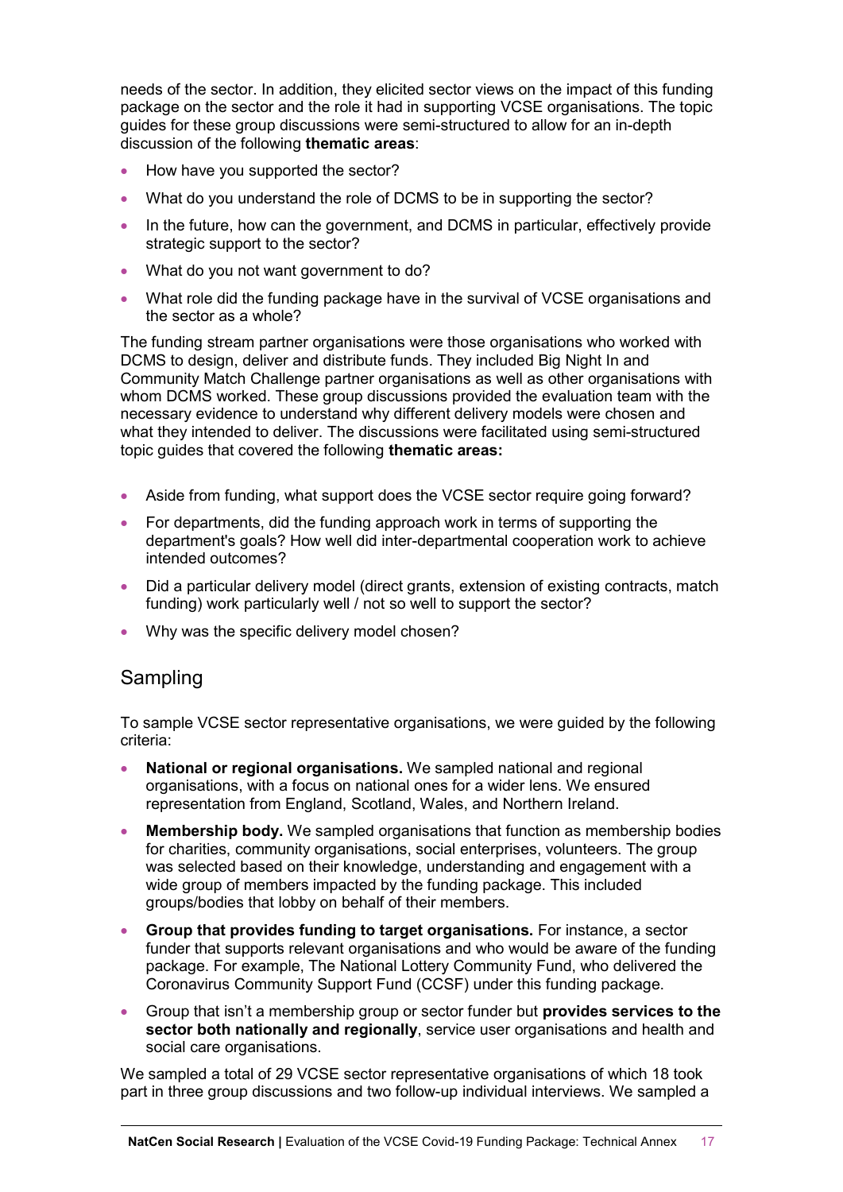needs of the sector. In addition, they elicited sector views on the impact of this funding package on the sector and the role it had in supporting VCSE organisations. The topic guides for these group discussions were semi-structured to allow for an in-depth discussion of the following **thematic areas**:

- How have you supported the sector?
- What do you understand the role of DCMS to be in supporting the sector?
- In the future, how can the government, and DCMS in particular, effectively provide strategic support to the sector?
- What do you not want government to do?
- What role did the funding package have in the survival of VCSE organisations and the sector as a whole?

The funding stream partner organisations were those organisations who worked with DCMS to design, deliver and distribute funds. They included Big Night In and Community Match Challenge partner organisations as well as other organisations with whom DCMS worked. These group discussions provided the evaluation team with the necessary evidence to understand why different delivery models were chosen and what they intended to deliver. The discussions were facilitated using semi-structured topic guides that covered the following **thematic areas:**

- Aside from funding, what support does the VCSE sector require going forward?
- For departments, did the funding approach work in terms of supporting the department's goals? How well did inter-departmental cooperation work to achieve intended outcomes?
- Did a particular delivery model (direct grants, extension of existing contracts, match funding) work particularly well / not so well to support the sector?
- Why was the specific delivery model chosen?

## Sampling

To sample VCSE sector representative organisations, we were guided by the following criteria:

- **National or regional organisations.** We sampled national and regional organisations, with a focus on national ones for a wider lens. We ensured representation from England, Scotland, Wales, and Northern Ireland.
- **Membership body.** We sampled organisations that function as membership bodies for charities, community organisations, social enterprises, volunteers. The group was selected based on their knowledge, understanding and engagement with a wide group of members impacted by the funding package. This included groups/bodies that lobby on behalf of their members.
- **Group that provides funding to target organisations.** For instance, a sector funder that supports relevant organisations and who would be aware of the funding package. For example, The National Lottery Community Fund, who delivered the Coronavirus Community Support Fund (CCSF) under this funding package.
- Group that isn't a membership group or sector funder but **provides services to the sector both nationally and regionally**, service user organisations and health and social care organisations.

We sampled a total of 29 VCSE sector representative organisations of which 18 took part in three group discussions and two follow-up individual interviews. We sampled a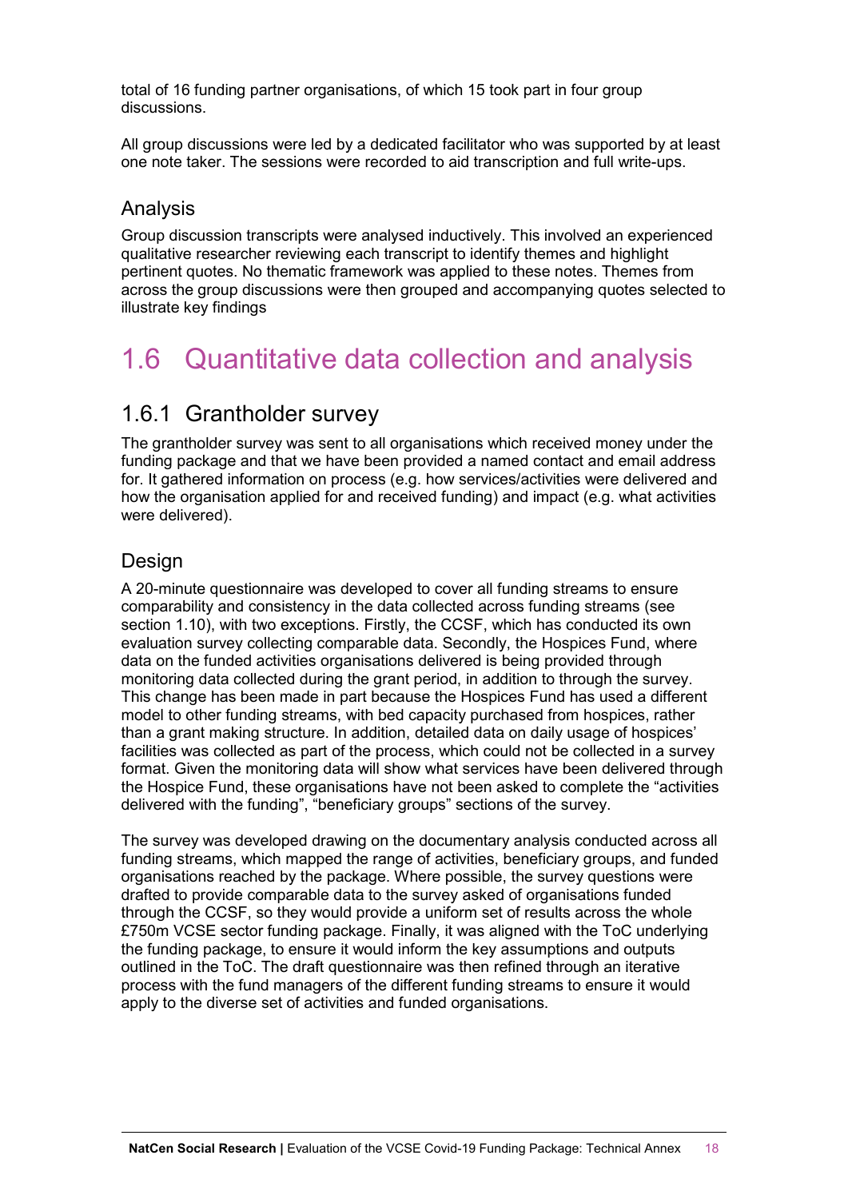total of 16 funding partner organisations, of which 15 took part in four group discussions.

All group discussions were led by a dedicated facilitator who was supported by at least one note taker. The sessions were recorded to aid transcription and full write-ups.

### Analysis

Group discussion transcripts were analysed inductively. This involved an experienced qualitative researcher reviewing each transcript to identify themes and highlight pertinent quotes. No thematic framework was applied to these notes. Themes from across the group discussions were then grouped and accompanying quotes selected to illustrate key findings

# 1.6 Quantitative data collection and analysis

## 1.6.1 Grantholder survey

The grantholder survey was sent to all organisations which received money under the funding package and that we have been provided a named contact and email address for. It gathered information on process (e.g. how services/activities were delivered and how the organisation applied for and received funding) and impact (e.g. what activities were delivered).

### Design

A 20-minute questionnaire was developed to cover all funding streams to ensure comparability and consistency in the data collected across funding streams (see section 1.10), with two exceptions. Firstly, the CCSF, which has conducted its own evaluation survey collecting comparable data. Secondly, the Hospices Fund, where data on the funded activities organisations delivered is being provided through monitoring data collected during the grant period, in addition to through the survey. This change has been made in part because the Hospices Fund has used a different model to other funding streams, with bed capacity purchased from hospices, rather than a grant making structure. In addition, detailed data on daily usage of hospices' facilities was collected as part of the process, which could not be collected in a survey format. Given the monitoring data will show what services have been delivered through the Hospice Fund, these organisations have not been asked to complete the "activities delivered with the funding", "beneficiary groups" sections of the survey.

The survey was developed drawing on the documentary analysis conducted across all funding streams, which mapped the range of activities, beneficiary groups, and funded organisations reached by the package. Where possible, the survey questions were drafted to provide comparable data to the survey asked of organisations funded through the CCSF, so they would provide a uniform set of results across the whole £750m VCSE sector funding package. Finally, it was aligned with the ToC underlying the funding package, to ensure it would inform the key assumptions and outputs outlined in the ToC. The draft questionnaire was then refined through an iterative process with the fund managers of the different funding streams to ensure it would apply to the diverse set of activities and funded organisations.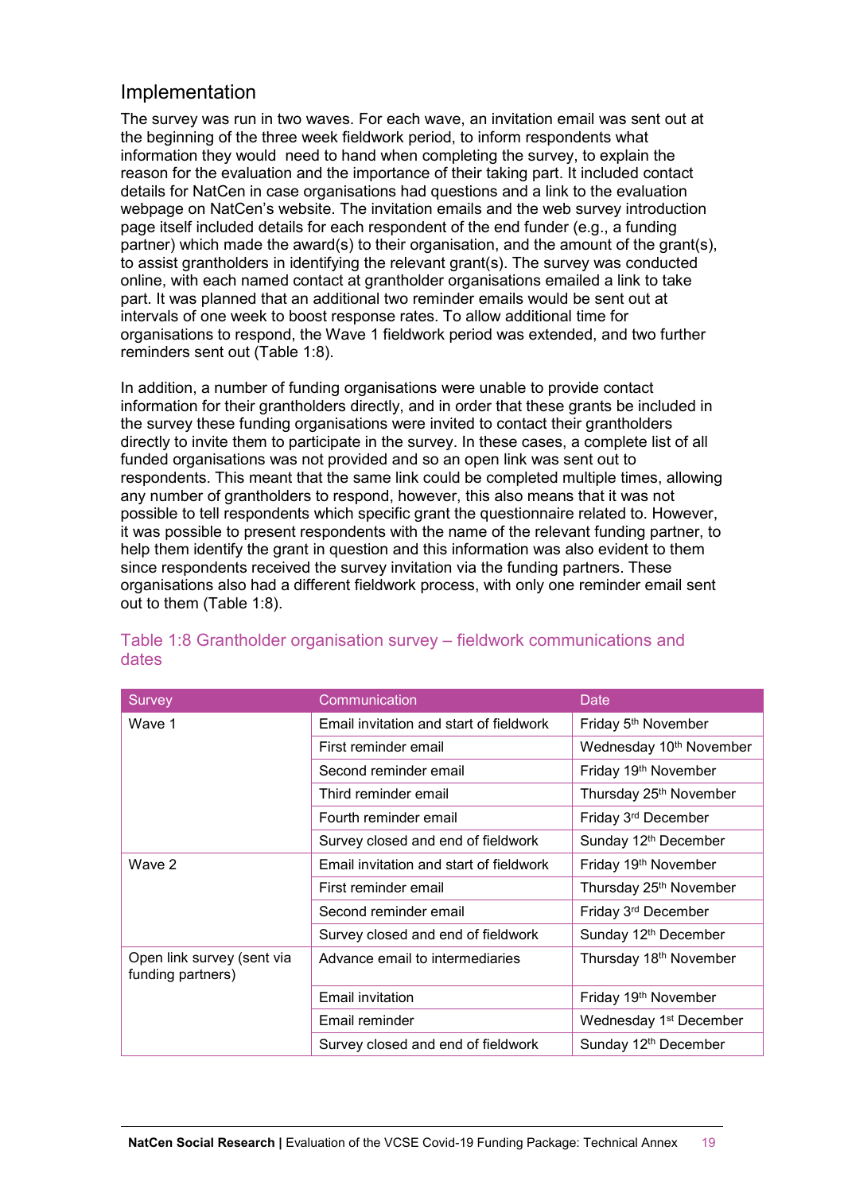## Implementation

The survey was run in two waves. For each wave, an invitation email was sent out at the beginning of the three week fieldwork period, to inform respondents what information they would need to hand when completing the survey, to explain the reason for the evaluation and the importance of their taking part. It included contact details for NatCen in case organisations had questions and a link to the evaluation webpage on NatCen's website. The invitation emails and the web survey introduction page itself included details for each respondent of the end funder (e.g., a funding partner) which made the award(s) to their organisation, and the amount of the grant(s), to assist grantholders in identifying the relevant grant(s). The survey was conducted online, with each named contact at grantholder organisations emailed a link to take part. It was planned that an additional two reminder emails would be sent out at intervals of one week to boost response rates. To allow additional time for organisations to respond, the Wave 1 fieldwork period was extended, and two further reminders sent out (Table 1:8).

In addition, a number of funding organisations were unable to provide contact information for their grantholders directly, and in order that these grants be included in the survey these funding organisations were invited to contact their grantholders directly to invite them to participate in the survey. In these cases, a complete list of all funded organisations was not provided and so an open link was sent out to respondents. This meant that the same link could be completed multiple times, allowing any number of grantholders to respond, however, this also means that it was not possible to tell respondents which specific grant the questionnaire related to. However, it was possible to present respondents with the name of the relevant funding partner, to help them identify the grant in question and this information was also evident to them since respondents received the survey invitation via the funding partners. These organisations also had a different fieldwork process, with only one reminder email sent out to them (Table 1:8).

### Table 1:8 Grantholder organisation survey – fieldwork communications and dates

| Survey | Communication | Date |
|---|---|---|
| Wave 1 | Email invitation and start of fieldwork | Friday 5th November |
| | First reminder email | Wednesday 10th November |
| | Second reminder email | Friday 19th November |
| | Third reminder email | Thursday 25th November |
| | Fourth reminder email | Friday 3rd December |
| | Survey closed and end of fieldwork | Sunday 12th December |
| Wave 2 | Email invitation and start of fieldwork | Friday 19th November |
| | First reminder email | Thursday 25th November |
| | Second reminder email | Friday 3rd December |
| | Survey closed and end of fieldwork | Sunday 12th December |
| Open link survey (sent via funding partners) | Advance email to intermediaries | Thursday 18th November |
| | Email invitation | Friday 19th November |
| | Email reminder | Wednesday 1st December |
| | Survey closed and end of fieldwork | Sunday 12th December |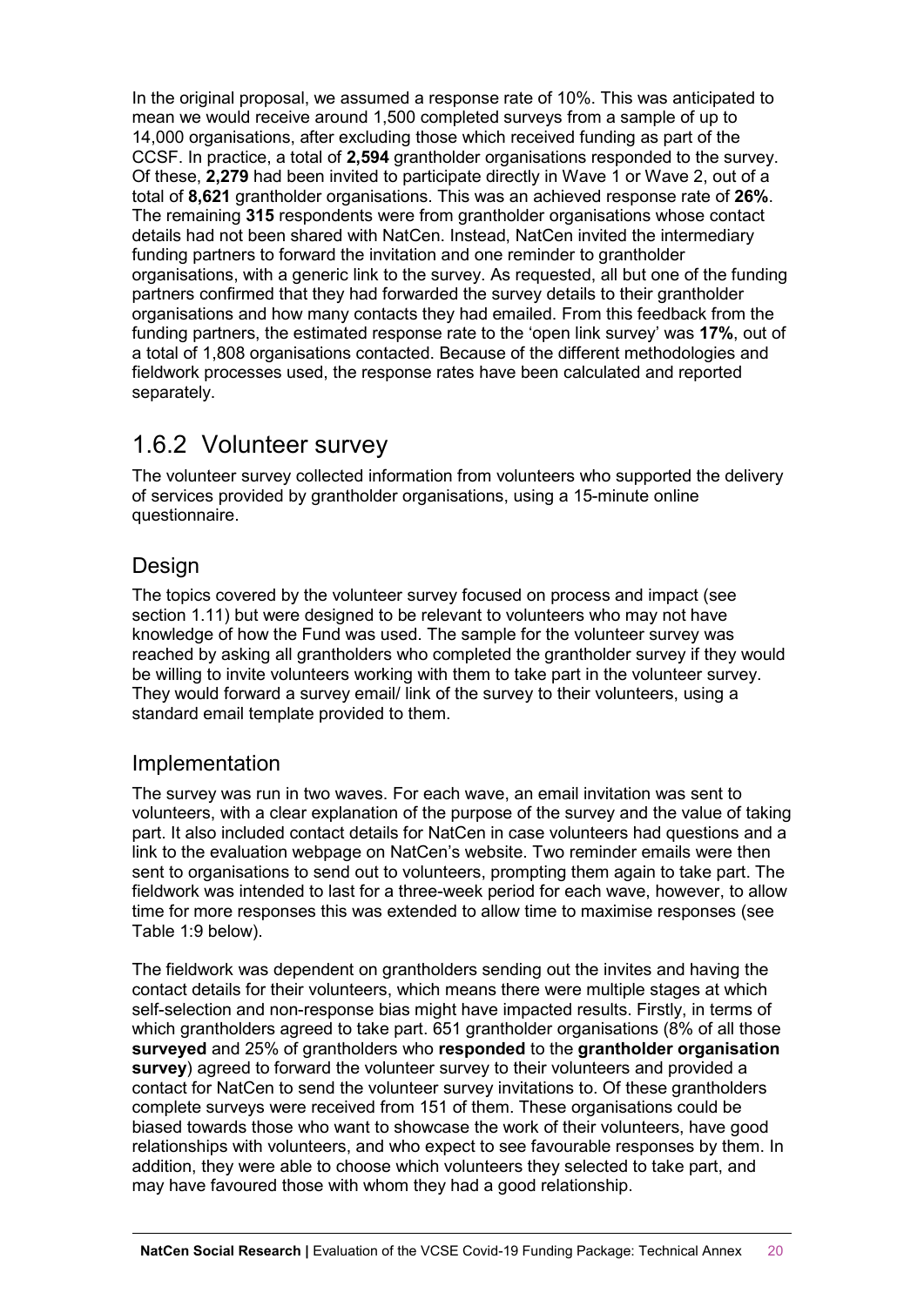In the original proposal, we assumed a response rate of 10%. This was anticipated to mean we would receive around 1,500 completed surveys from a sample of up to 14,000 organisations, after excluding those which received funding as part of the CCSF. In practice, a total of **2,594** grantholder organisations responded to the survey. Of these, **2,279** had been invited to participate directly in Wave 1 or Wave 2, out of a total of **8,621** grantholder organisations. This was an achieved response rate of **26%**. The remaining **315** respondents were from grantholder organisations whose contact details had not been shared with NatCen. Instead, NatCen invited the intermediary funding partners to forward the invitation and one reminder to grantholder organisations, with a generic link to the survey. As requested, all but one of the funding partners confirmed that they had forwarded the survey details to their grantholder organisations and how many contacts they had emailed. From this feedback from the funding partners, the estimated response rate to the 'open link survey' was **17%**, out of a total of 1,808 organisations contacted. Because of the different methodologies and fieldwork processes used, the response rates have been calculated and reported separately.

## 1.6.2 Volunteer survey

The volunteer survey collected information from volunteers who supported the delivery of services provided by grantholder organisations, using a 15-minute online questionnaire.

### Design

The topics covered by the volunteer survey focused on process and impact (see section 1.11) but were designed to be relevant to volunteers who may not have knowledge of how the Fund was used. The sample for the volunteer survey was reached by asking all grantholders who completed the grantholder survey if they would be willing to invite volunteers working with them to take part in the volunteer survey. They would forward a survey email/ link of the survey to their volunteers, using a standard email template provided to them.

### Implementation

The survey was run in two waves. For each wave, an email invitation was sent to volunteers, with a clear explanation of the purpose of the survey and the value of taking part. It also included contact details for NatCen in case volunteers had questions and a link to the evaluation webpage on NatCen's website. Two reminder emails were then sent to organisations to send out to volunteers, prompting them again to take part. The fieldwork was intended to last for a three-week period for each wave, however, to allow time for more responses this was extended to allow time to maximise responses (see Table 1:9 below).

The fieldwork was dependent on grantholders sending out the invites and having the contact details for their volunteers, which means there were multiple stages at which self-selection and non-response bias might have impacted results. Firstly, in terms of which grantholders agreed to take part. 651 grantholder organisations (8% of all those **surveyed** and 25% of grantholders who **responded** to the **grantholder organisation survey**) agreed to forward the volunteer survey to their volunteers and provided a contact for NatCen to send the volunteer survey invitations to. Of these grantholders complete surveys were received from 151 of them. These organisations could be biased towards those who want to showcase the work of their volunteers, have good relationships with volunteers, and who expect to see favourable responses by them. In addition, they were able to choose which volunteers they selected to take part, and may have favoured those with whom they had a good relationship.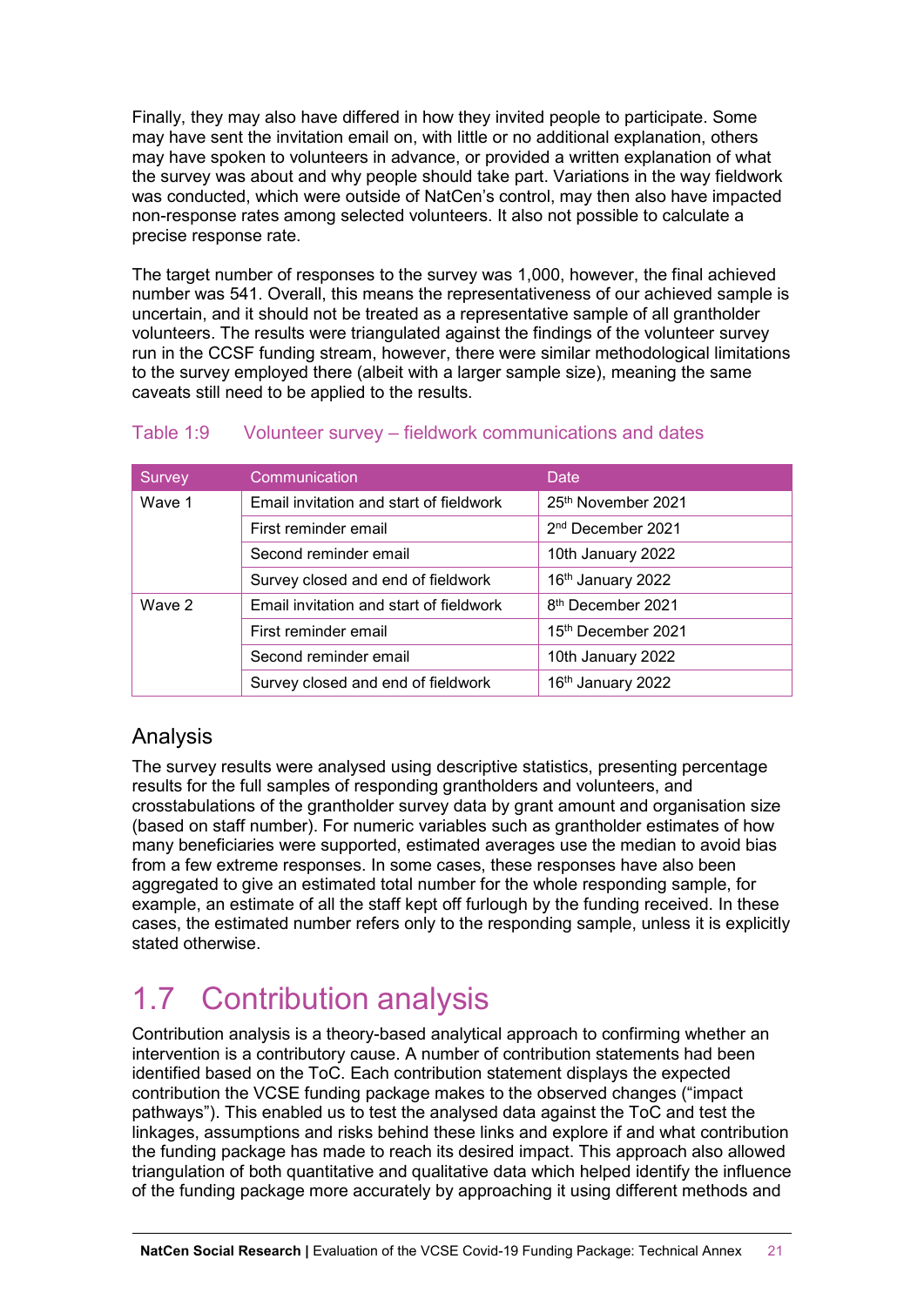Finally, they may also have differed in how they invited people to participate. Some may have sent the invitation email on, with little or no additional explanation, others may have spoken to volunteers in advance, or provided a written explanation of what the survey was about and why people should take part. Variations in the way fieldwork was conducted, which were outside of NatCen's control, may then also have impacted non-response rates among selected volunteers. It also not possible to calculate a precise response rate.

The target number of responses to the survey was 1,000, however, the final achieved number was 541. Overall, this means the representativeness of our achieved sample is uncertain, and it should not be treated as a representative sample of all grantholder volunteers. The results were triangulated against the findings of the volunteer survey run in the CCSF funding stream, however, there were similar methodological limitations to the survey employed there (albeit with a larger sample size), meaning the same caveats still need to be applied to the results.

Table 1:9 Volunteer survey – fieldwork communications and dates

| Survey | Communication | Date |
|---|---|---|
| Wave 1 | Email invitation and start of fieldwork | 25th November 2021 |
| | First reminder email | 2nd December 2021 |
| | Second reminder email | 10th January 2022 |
| | Survey closed and end of fieldwork | 16th January 2022 |
| Wave 2 | Email invitation and start of fieldwork | 8th December 2021 |
| | First reminder email | 15th December 2021 |
| | Second reminder email | 10th January 2022 |
| | Survey closed and end of fieldwork | 16th January 2022 |

### Analysis

The survey results were analysed using descriptive statistics, presenting percentage results for the full samples of responding grantholders and volunteers, and crosstabulations of the grantholder survey data by grant amount and organisation size (based on staff number). For numeric variables such as grantholder estimates of how many beneficiaries were supported, estimated averages use the median to avoid bias from a few extreme responses. In some cases, these responses have also been aggregated to give an estimated total number for the whole responding sample, for example, an estimate of all the staff kept off furlough by the funding received. In these cases, the estimated number refers only to the responding sample, unless it is explicitly stated otherwise.

## 1.7 Contribution analysis

Contribution analysis is a theory-based analytical approach to confirming whether an intervention is a contributory cause. A number of contribution statements had been identified based on the ToC. Each contribution statement displays the expected contribution the VCSE funding package makes to the observed changes ("impact pathways"). This enabled us to test the analysed data against the ToC and test the linkages, assumptions and risks behind these links and explore if and what contribution the funding package has made to reach its desired impact. This approach also allowed triangulation of both quantitative and qualitative data which helped identify the influence of the funding package more accurately by approaching it using different methods and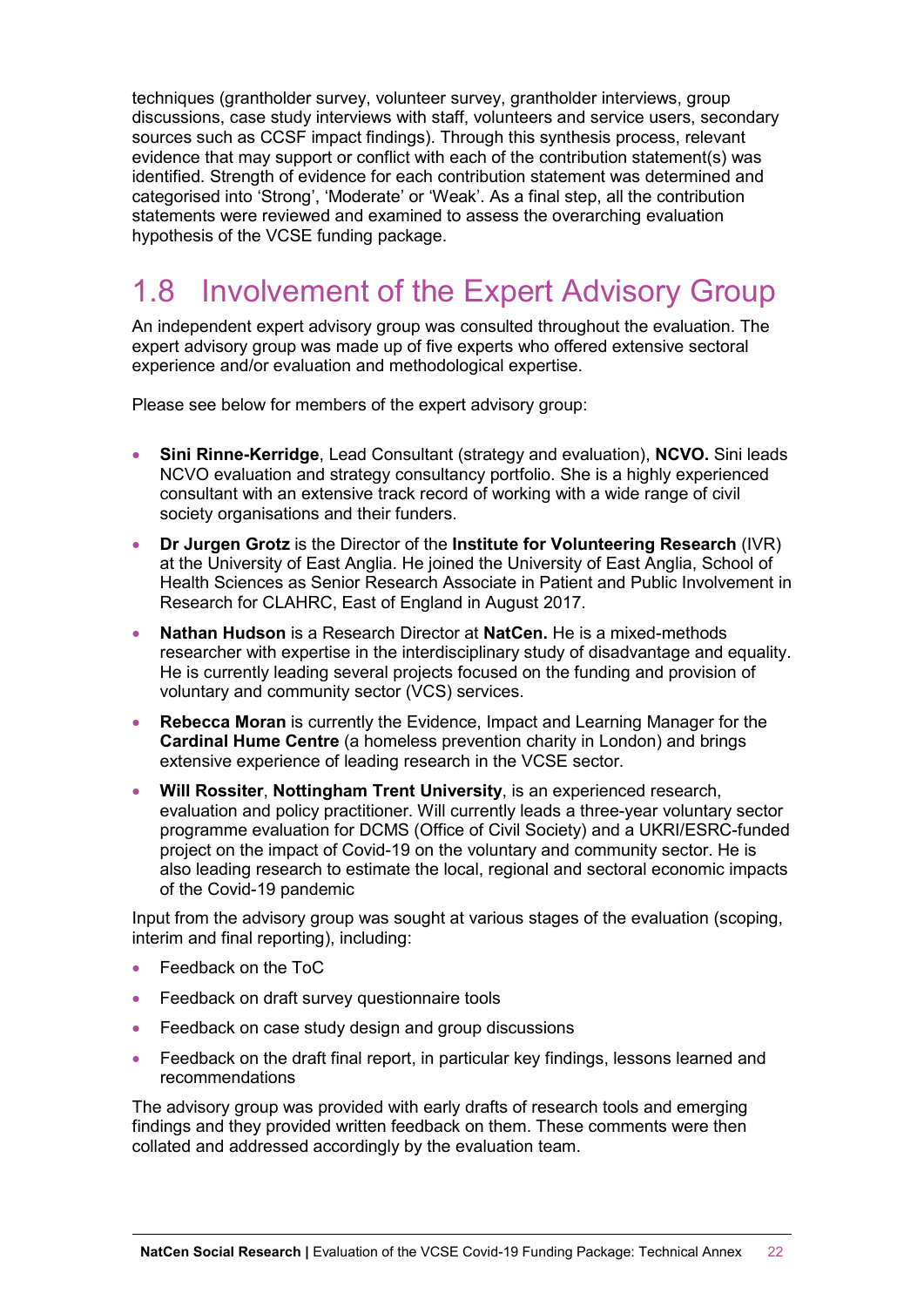techniques (grantholder survey, volunteer survey, grantholder interviews, group discussions, case study interviews with staff, volunteers and service users, secondary sources such as CCSF impact findings). Through this synthesis process, relevant evidence that may support or conflict with each of the contribution statement(s) was identified. Strength of evidence for each contribution statement was determined and categorised into 'Strong', 'Moderate' or 'Weak'. As a final step, all the contribution statements were reviewed and examined to assess the overarching evaluation hypothesis of the VCSE funding package.

## 1.8 Involvement of the Expert Advisory Group

An independent expert advisory group was consulted throughout the evaluation. The expert advisory group was made up of five experts who offered extensive sectoral experience and/or evaluation and methodological expertise.

Please see below for members of the expert advisory group:

- **Sini Rinne-Kerridge**, Lead Consultant (strategy and evaluation), **NCVO.** Sini leads NCVO evaluation and strategy consultancy portfolio. She is a highly experienced consultant with an extensive track record of working with a wide range of civil society organisations and their funders.
- **Dr Jurgen Grotz** is the Director of the **Institute for Volunteering Research** (IVR) at the University of East Anglia. He joined the University of East Anglia, School of Health Sciences as Senior Research Associate in Patient and Public Involvement in Research for CLAHRC, East of England in August 2017.
- **Nathan Hudson** is a Research Director at **NatCen.** He is a mixed-methods researcher with expertise in the interdisciplinary study of disadvantage and equality. He is currently leading several projects focused on the funding and provision of voluntary and community sector (VCS) services.
- **Rebecca Moran** is currently the Evidence, Impact and Learning Manager for the **Cardinal Hume Centre** (a homeless prevention charity in London) and brings extensive experience of leading research in the VCSE sector.
- **Will Rossiter**, **Nottingham Trent University**, is an experienced research, evaluation and policy practitioner. Will currently leads a three-year voluntary sector programme evaluation for DCMS (Office of Civil Society) and a UKRI/ESRC-funded project on the impact of Covid-19 on the voluntary and community sector. He is also leading research to estimate the local, regional and sectoral economic impacts of the Covid-19 pandemic

Input from the advisory group was sought at various stages of the evaluation (scoping, interim and final reporting), including:

- Feedback on the ToC
- Feedback on draft survey questionnaire tools
- Feedback on case study design and group discussions
- Feedback on the draft final report, in particular key findings, lessons learned and recommendations

The advisory group was provided with early drafts of research tools and emerging findings and they provided written feedback on them. These comments were then collated and addressed accordingly by the evaluation team.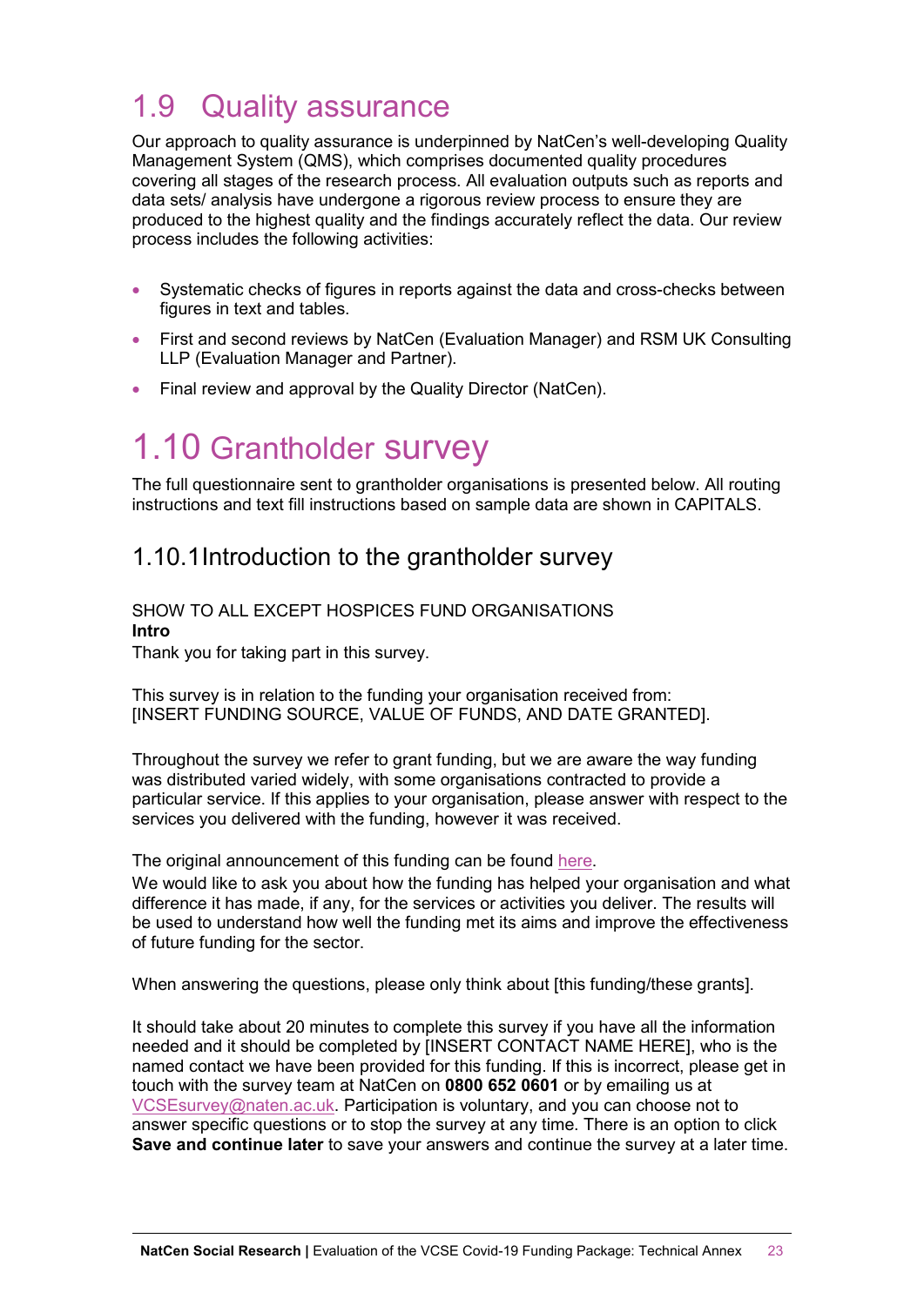## 1.9 Quality assurance

Our approach to quality assurance is underpinned by NatCen's well-developing Quality Management System (QMS), which comprises documented quality procedures covering all stages of the research process. All evaluation outputs such as reports and data sets/ analysis have undergone a rigorous review process to ensure they are produced to the highest quality and the findings accurately reflect the data. Our review process includes the following activities:

- Systematic checks of figures in reports against the data and cross-checks between figures in text and tables.
- First and second reviews by NatCen (Evaluation Manager) and RSM UK Consulting LLP (Evaluation Manager and Partner).
- Final review and approval by the Quality Director (NatCen).

## 1.10 Grantholder survey

The full questionnaire sent to grantholder organisations is presented below. All routing instructions and text fill instructions based on sample data are shown in CAPITALS.

### 1.10.1 Introduction to the grantholder survey

SHOW TO ALL EXCEPT HOSPICES FUND ORGANISATIONS

**Intro**

Thank you for taking part in this survey.

This survey is in relation to the funding your organisation received from: [INSERT FUNDING SOURCE, VALUE OF FUNDS, AND DATE GRANTED].

Throughout the survey we refer to grant funding, but we are aware the way funding was distributed varied widely, with some organisations contracted to provide a particular service. If this applies to your organisation, please answer with respect to the services you delivered with the funding, however it was received.

The original announcement of this funding can be found here.

We would like to ask you about how the funding has helped your organisation and what difference it has made, if any, for the services or activities you deliver. The results will be used to understand how well the funding met its aims and improve the effectiveness of future funding for the sector.

When answering the questions, please only think about [this funding/these grants].

It should take about 20 minutes to complete this survey if you have all the information needed and it should be completed by [INSERT CONTACT NAME HERE], who is the named contact we have been provided for this funding. If this is incorrect, please get in touch with the survey team at NatCen on **0800 652 0601** or by emailing us at VCSEsurvey@naten.ac.uk. Participation is voluntary, and you can choose not to answer specific questions or to stop the survey at any time. There is an option to click **Save and continue later** to save your answers and continue the survey at a later time.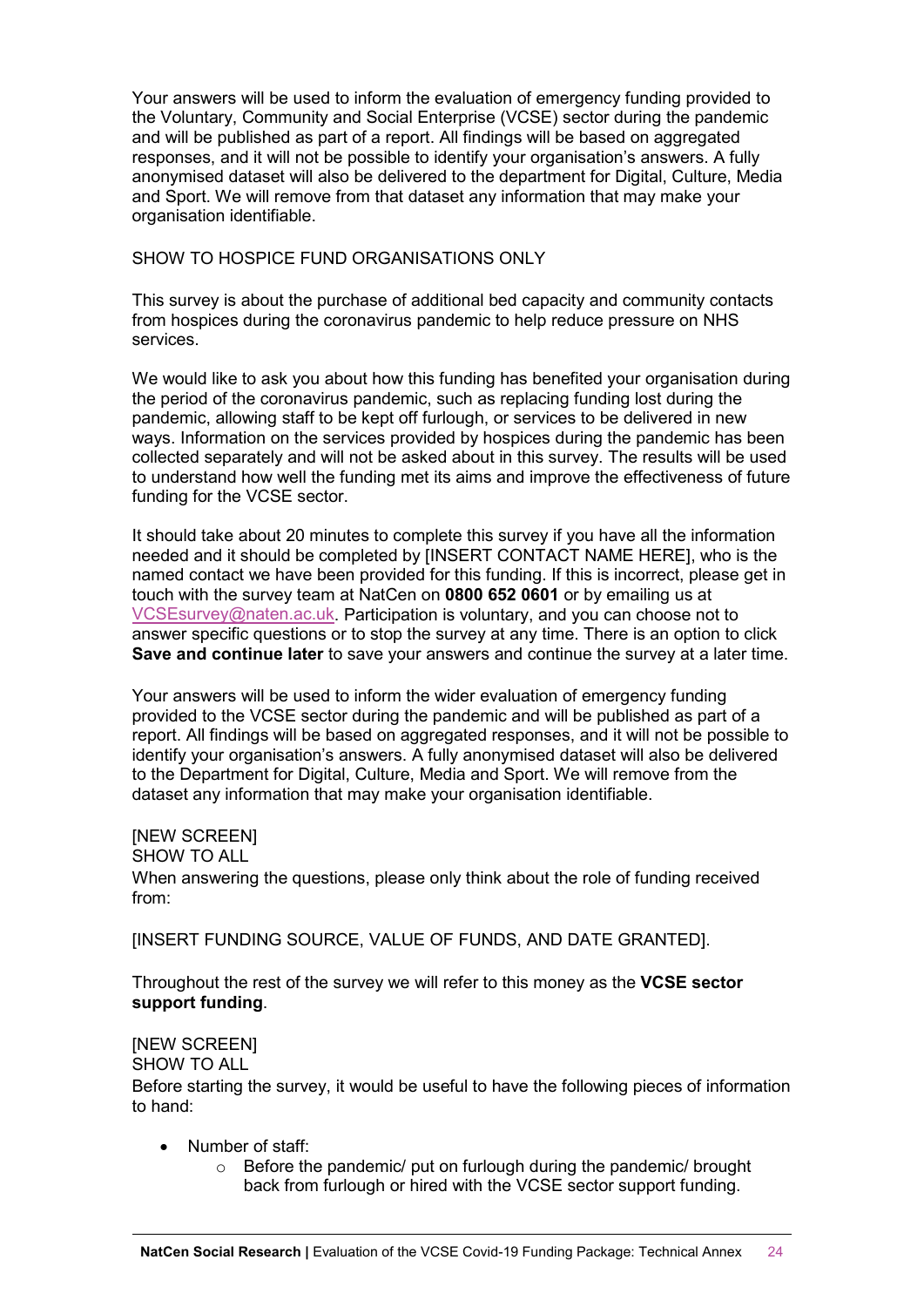Your answers will be used to inform the evaluation of emergency funding provided to the Voluntary, Community and Social Enterprise (VCSE) sector during the pandemic and will be published as part of a report. All findings will be based on aggregated responses, and it will not be possible to identify your organisation's answers. A fully anonymised dataset will also be delivered to the department for Digital, Culture, Media and Sport. We will remove from that dataset any information that may make your organisation identifiable.

SHOW TO HOSPICE FUND ORGANISATIONS ONLY

This survey is about the purchase of additional bed capacity and community contacts from hospices during the coronavirus pandemic to help reduce pressure on NHS services.

We would like to ask you about how this funding has benefited your organisation during the period of the coronavirus pandemic, such as replacing funding lost during the pandemic, allowing staff to be kept off furlough, or services to be delivered in new ways. Information on the services provided by hospices during the pandemic has been collected separately and will not be asked about in this survey. The results will be used to understand how well the funding met its aims and improve the effectiveness of future funding for the VCSE sector.

It should take about 20 minutes to complete this survey if you have all the information needed and it should be completed by [INSERT CONTACT NAME HERE], who is the named contact we have been provided for this funding. If this is incorrect, please get in touch with the survey team at NatCen on **0800 652 0601** or by emailing us at VCSEsurvey@naten.ac.uk. Participation is voluntary, and you can choose not to answer specific questions or to stop the survey at any time. There is an option to click **Save and continue later** to save your answers and continue the survey at a later time.

Your answers will be used to inform the wider evaluation of emergency funding provided to the VCSE sector during the pandemic and will be published as part of a report. All findings will be based on aggregated responses, and it will not be possible to identify your organisation's answers. A fully anonymised dataset will also be delivered to the Department for Digital, Culture, Media and Sport. We will remove from the dataset any information that may make your organisation identifiable.

[NEW SCREEN]
SHOW TO ALL
When answering the questions, please only think about the role of funding received from:

[INSERT FUNDING SOURCE, VALUE OF FUNDS, AND DATE GRANTED].

Throughout the rest of the survey we will refer to this money as the **VCSE sector support funding**.

[NEW SCREEN]
SHOW TO ALL
Before starting the survey, it would be useful to have the following pieces of information to hand:

- Number of staff:
  - Before the pandemic/ put on furlough during the pandemic/ brought back from furlough or hired with the VCSE sector support funding.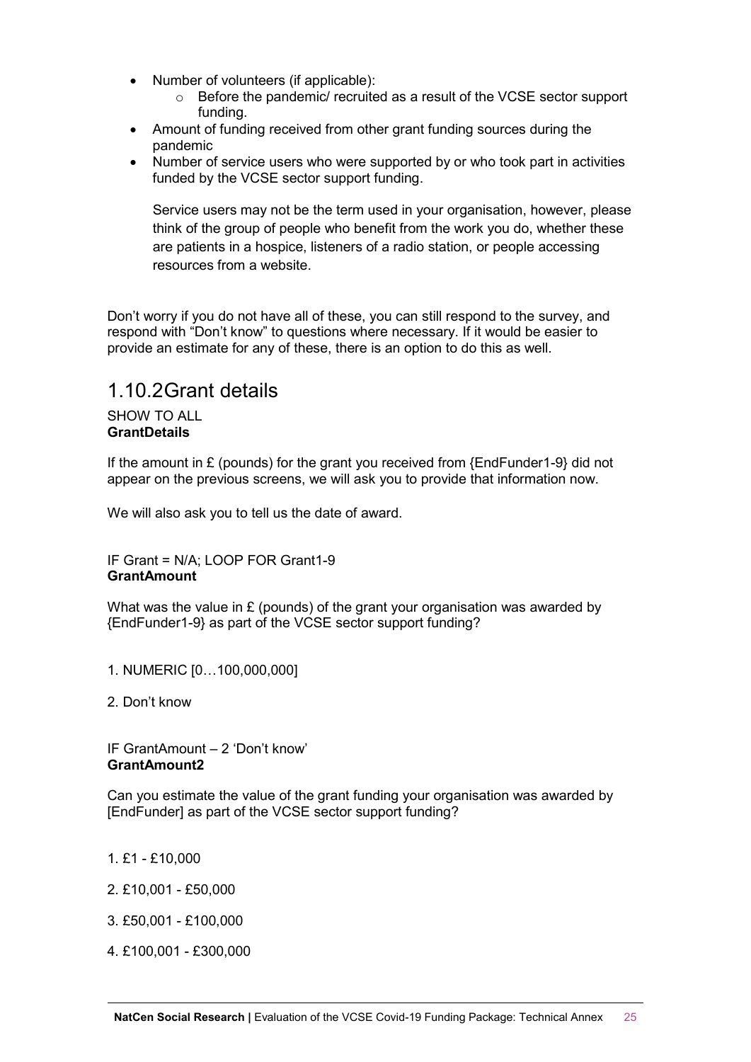- Number of volunteers (if applicable):
  - Before the pandemic/ recruited as a result of the VCSE sector support funding.
- Amount of funding received from other grant funding sources during the pandemic
- Number of service users who were supported by or who took part in activities funded by the VCSE sector support funding.

  Service users may not be the term used in your organisation, however, please think of the group of people who benefit from the work you do, whether these are patients in a hospice, listeners of a radio station, or people accessing resources from a website.

Don't worry if you do not have all of these, you can still respond to the survey, and respond with "Don't know" to questions where necessary. If it would be easier to provide an estimate for any of these, there is an option to do this as well.

## 1.10.2 Grant details

SHOW TO ALL
**GrantDetails**

If the amount in £ (pounds) for the grant you received from {EndFunder1-9} did not appear on the previous screens, we will ask you to provide that information now.

We will also ask you to tell us the date of award.

IF Grant = N/A; LOOP FOR Grant1-9
**GrantAmount**

What was the value in £ (pounds) of the grant your organisation was awarded by {EndFunder1-9} as part of the VCSE sector support funding?

1. NUMERIC [0…100,000,000]

2. Don't know

IF GrantAmount – 2 'Don't know'
**GrantAmount2**

Can you estimate the value of the grant funding your organisation was awarded by [EndFunder] as part of the VCSE sector support funding?

1. £1 - £10,000

2. £10,001 - £50,000

3. £50,001 - £100,000

4. £100,001 - £300,000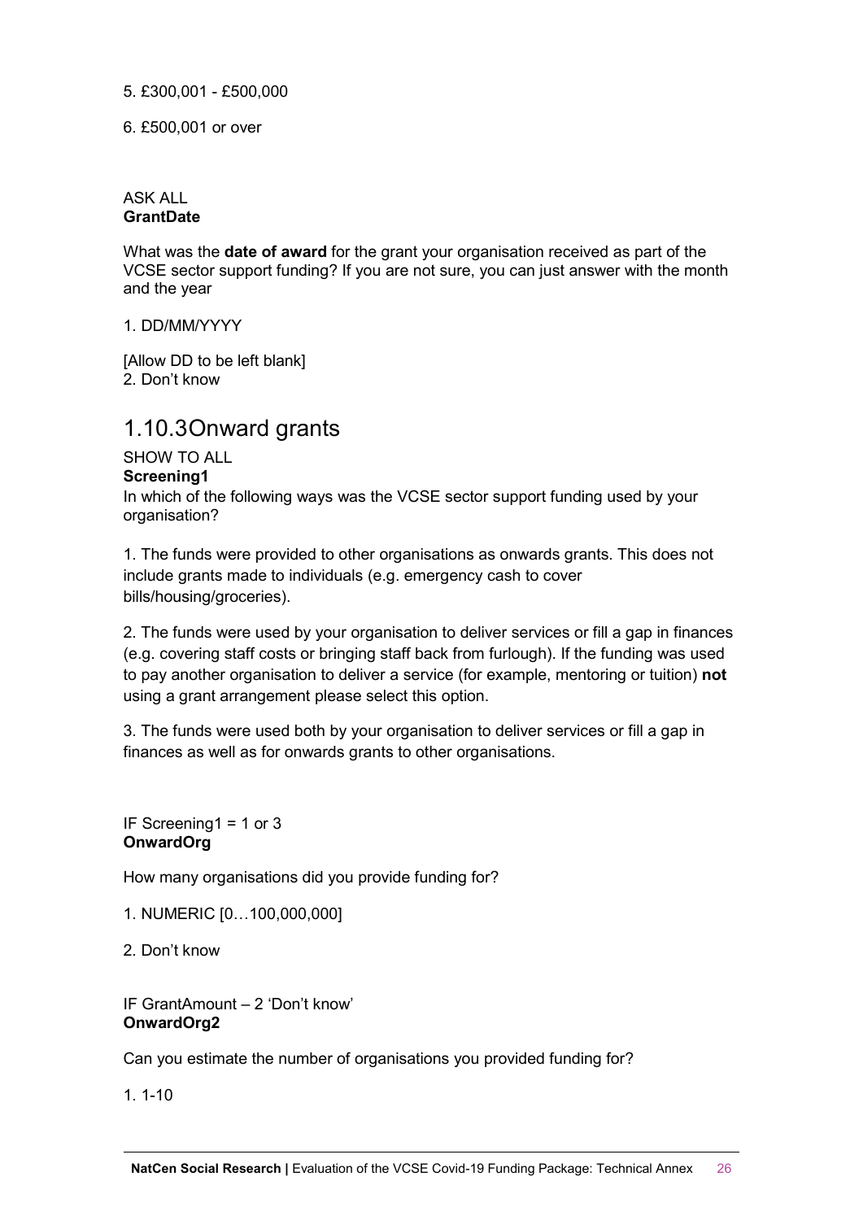5. £300,001 - £500,000

6. £500,001 or over

ASK ALL
**GrantDate**

What was the **date of award** for the grant your organisation received as part of the VCSE sector support funding? If you are not sure, you can just answer with the month and the year

1. DD/MM/YYYY

[Allow DD to be left blank]
2. Don't know

### 1.10.3 Onward grants

SHOW TO ALL
**Screening1**
In which of the following ways was the VCSE sector support funding used by your organisation?

1. The funds were provided to other organisations as onwards grants. This does not include grants made to individuals (e.g. emergency cash to cover bills/housing/groceries).

2. The funds were used by your organisation to deliver services or fill a gap in finances (e.g. covering staff costs or bringing staff back from furlough). If the funding was used to pay another organisation to deliver a service (for example, mentoring or tuition) **not** using a grant arrangement please select this option.

3. The funds were used both by your organisation to deliver services or fill a gap in finances as well as for onwards grants to other organisations.

IF Screening1 = 1 or 3
**OnwardOrg**

How many organisations did you provide funding for?

1. NUMERIC [0…100,000,000]

2. Don't know

IF GrantAmount – 2 'Don't know'
**OnwardOrg2**

Can you estimate the number of organisations you provided funding for?

1. 1-10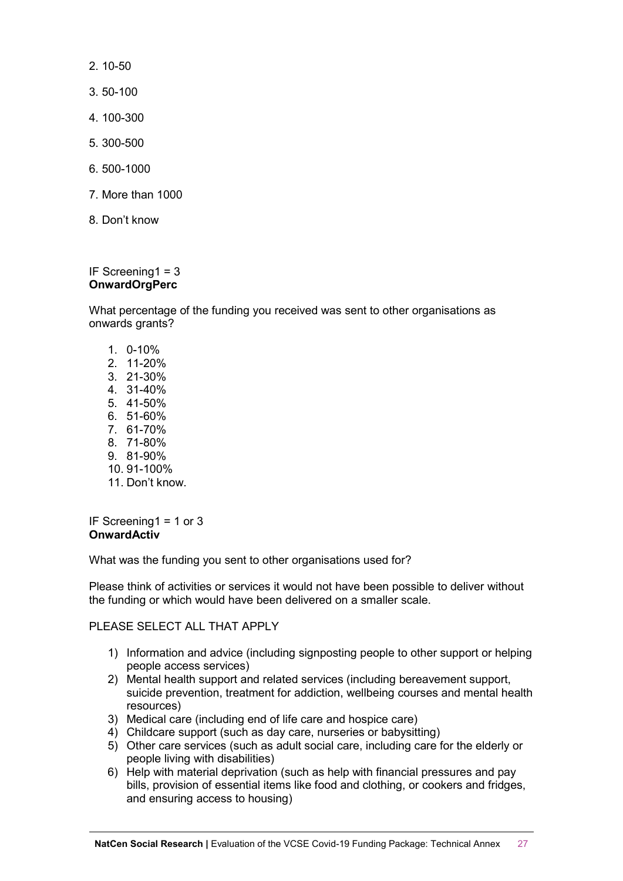2. 10-50

3. 50-100

4. 100-300

5. 300-500

6. 500-1000

7. More than 1000

8. Don't know

IF Screening1 = 3
**OnwardOrgPerc**

What percentage of the funding you received was sent to other organisations as onwards grants?

1. 0-10%
2. 11-20%
3. 21-30%
4. 31-40%
5. 41-50%
6. 51-60%
7. 61-70%
8. 71-80%
9. 81-90%
10. 91-100%
11. Don't know.

IF Screening1 = 1 or 3
**OnwardActiv**

What was the funding you sent to other organisations used for?

Please think of activities or services it would not have been possible to deliver without the funding or which would have been delivered on a smaller scale.

PLEASE SELECT ALL THAT APPLY

1) Information and advice (including signposting people to other support or helping people access services)
2) Mental health support and related services (including bereavement support, suicide prevention, treatment for addiction, wellbeing courses and mental health resources)
3) Medical care (including end of life care and hospice care)
4) Childcare support (such as day care, nurseries or babysitting)
5) Other care services (such as adult social care, including care for the elderly or people living with disabilities)
6) Help with material deprivation (such as help with financial pressures and pay bills, provision of essential items like food and clothing, or cookers and fridges, and ensuring access to housing)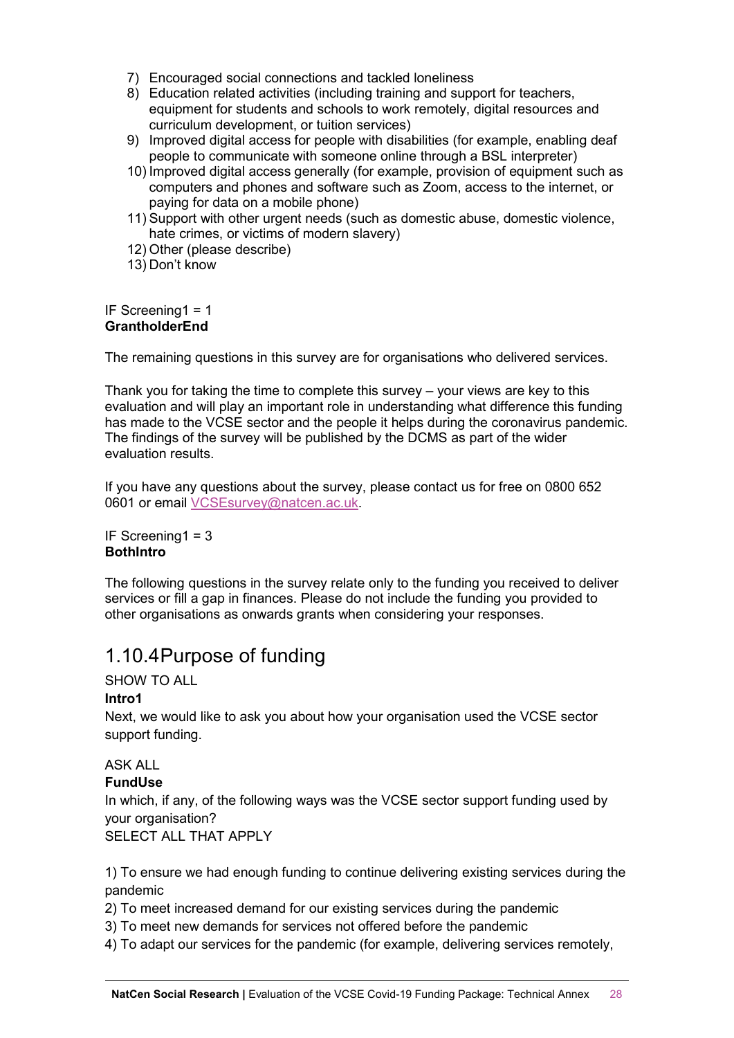7) Encouraged social connections and tackled loneliness
8) Education related activities (including training and support for teachers, equipment for students and schools to work remotely, digital resources and curriculum development, or tuition services)
9) Improved digital access for people with disabilities (for example, enabling deaf people to communicate with someone online through a BSL interpreter)
10) Improved digital access generally (for example, provision of equipment such as computers and phones and software such as Zoom, access to the internet, or paying for data on a mobile phone)
11) Support with other urgent needs (such as domestic abuse, domestic violence, hate crimes, or victims of modern slavery)
12) Other (please describe)
13) Don't know

IF Screening1 = 1
**GrantholderEnd**

The remaining questions in this survey are for organisations who delivered services.

Thank you for taking the time to complete this survey – your views are key to this evaluation and will play an important role in understanding what difference this funding has made to the VCSE sector and the people it helps during the coronavirus pandemic. The findings of the survey will be published by the DCMS as part of the wider evaluation results.

If you have any questions about the survey, please contact us for free on 0800 652 0601 or email VCSEsurvey@natcen.ac.uk.

IF Screening1 = 3
**BothIntro**

The following questions in the survey relate only to the funding you received to deliver services or fill a gap in finances. Please do not include the funding you provided to other organisations as onwards grants when considering your responses.

### 1.10.4 Purpose of funding

SHOW TO ALL
**Intro1**
Next, we would like to ask you about how your organisation used the VCSE sector support funding.

ASK ALL
**FundUse**
In which, if any, of the following ways was the VCSE sector support funding used by your organisation?
SELECT ALL THAT APPLY

1) To ensure we had enough funding to continue delivering existing services during the pandemic
2) To meet increased demand for our existing services during the pandemic
3) To meet new demands for services not offered before the pandemic
4) To adapt our services for the pandemic (for example, delivering services remotely,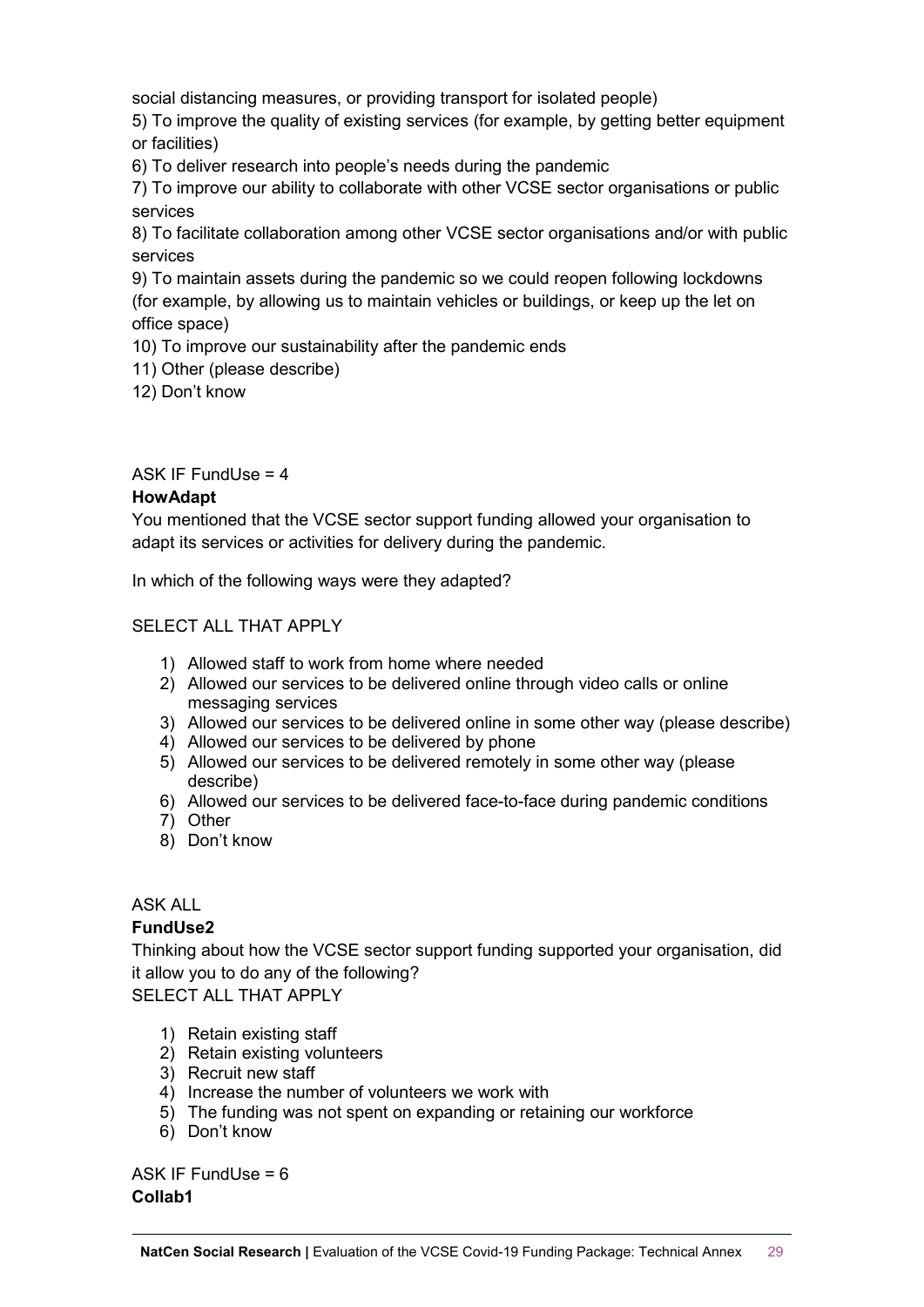social distancing measures, or providing transport for isolated people)
5) To improve the quality of existing services (for example, by getting better equipment or facilities)
6) To deliver research into people's needs during the pandemic
7) To improve our ability to collaborate with other VCSE sector organisations or public services
8) To facilitate collaboration among other VCSE sector organisations and/or with public services
9) To maintain assets during the pandemic so we could reopen following lockdowns (for example, by allowing us to maintain vehicles or buildings, or keep up the let on office space)
10) To improve our sustainability after the pandemic ends
11) Other (please describe)
12) Don't know

ASK IF FundUse = 4

**HowAdapt**

You mentioned that the VCSE sector support funding allowed your organisation to adapt its services or activities for delivery during the pandemic.

In which of the following ways were they adapted?

SELECT ALL THAT APPLY

1) Allowed staff to work from home where needed
2) Allowed our services to be delivered online through video calls or online messaging services
3) Allowed our services to be delivered online in some other way (please describe)
4) Allowed our services to be delivered by phone
5) Allowed our services to be delivered remotely in some other way (please describe)
6) Allowed our services to be delivered face-to-face during pandemic conditions
7) Other
8) Don't know

ASK ALL

**FundUse2**

Thinking about how the VCSE sector support funding supported your organisation, did it allow you to do any of the following?
SELECT ALL THAT APPLY

1) Retain existing staff
2) Retain existing volunteers
3) Recruit new staff
4) Increase the number of volunteers we work with
5) The funding was not spent on expanding or retaining our workforce
6) Don't know

ASK IF FundUse = 6

**Collab1**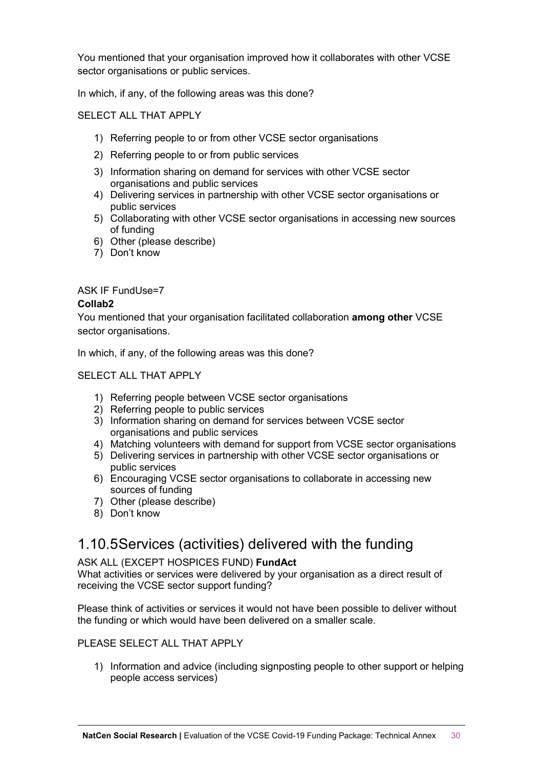You mentioned that your organisation improved how it collaborates with other VCSE sector organisations or public services.

In which, if any, of the following areas was this done?

SELECT ALL THAT APPLY

1) Referring people to or from other VCSE sector organisations
2) Referring people to or from public services
3) Information sharing on demand for services with other VCSE sector organisations and public services
4) Delivering services in partnership with other VCSE sector organisations or public services
5) Collaborating with other VCSE sector organisations in accessing new sources of funding
6) Other (please describe)
7) Don't know

ASK IF FundUse=7

**Collab2**

You mentioned that your organisation facilitated collaboration **among other** VCSE sector organisations.

In which, if any, of the following areas was this done?

SELECT ALL THAT APPLY

1) Referring people between VCSE sector organisations
2) Referring people to public services
3) Information sharing on demand for services between VCSE sector organisations and public services
4) Matching volunteers with demand for support from VCSE sector organisations
5) Delivering services in partnership with other VCSE sector organisations or public services
6) Encouraging VCSE sector organisations to collaborate in accessing new sources of funding
7) Other (please describe)
8) Don't know

## 1.10.5 Services (activities) delivered with the funding

ASK ALL (EXCEPT HOSPICES FUND) **FundAct**

What activities or services were delivered by your organisation as a direct result of receiving the VCSE sector support funding?

Please think of activities or services it would not have been possible to deliver without the funding or which would have been delivered on a smaller scale.

PLEASE SELECT ALL THAT APPLY

1) Information and advice (including signposting people to other support or helping people access services)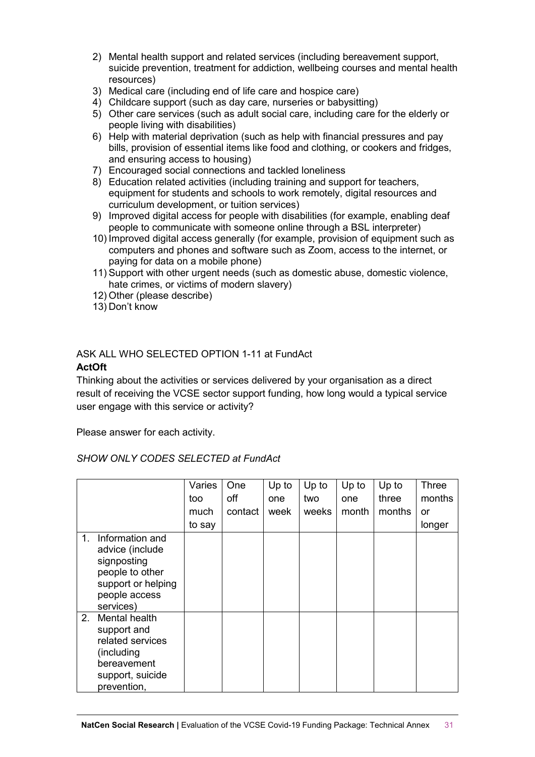2) Mental health support and related services (including bereavement support, suicide prevention, treatment for addiction, wellbeing courses and mental health resources)
3) Medical care (including end of life care and hospice care)
4) Childcare support (such as day care, nurseries or babysitting)
5) Other care services (such as adult social care, including care for the elderly or people living with disabilities)
6) Help with material deprivation (such as help with financial pressures and pay bills, provision of essential items like food and clothing, or cookers and fridges, and ensuring access to housing)
7) Encouraged social connections and tackled loneliness
8) Education related activities (including training and support for teachers, equipment for students and schools to work remotely, digital resources and curriculum development, or tuition services)
9) Improved digital access for people with disabilities (for example, enabling deaf people to communicate with someone online through a BSL interpreter)
10) Improved digital access generally (for example, provision of equipment such as computers and phones and software such as Zoom, access to the internet, or paying for data on a mobile phone)
11) Support with other urgent needs (such as domestic abuse, domestic violence, hate crimes, or victims of modern slavery)
12) Other (please describe)
13) Don't know

ASK ALL WHO SELECTED OPTION 1-11 at FundAct

**ActOft**

Thinking about the activities or services delivered by your organisation as a direct result of receiving the VCSE sector support funding, how long would a typical service user engage with this service or activity?

Please answer for each activity.

*SHOW ONLY CODES SELECTED at FundAct*

| | Varies too much to say | One off contact | Up to one week | Up to two weeks | Up to one month | Up to three months | Three months or longer |
|---|---|---|---|---|---|---|---|
| 1. Information and advice (include signposting people to other support or helping people access services) | | | | | | | |
| 2. Mental health support and related services (including bereavement support, suicide prevention, | | | | | | | |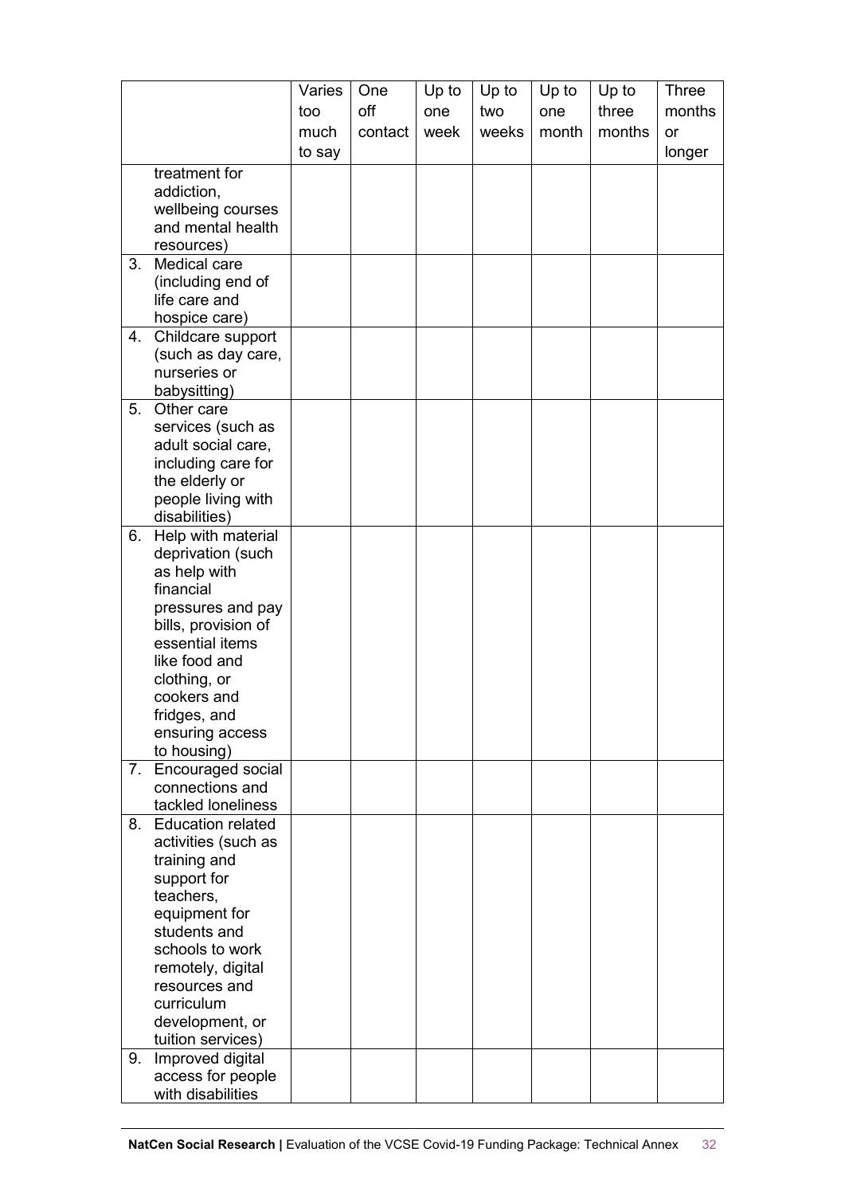|  | Varies too much to say | One off contact | Up to one week | Up to two weeks | Up to one month | Up to three months | Three months or longer |
|---|---|---|---|---|---|---|---|
| treatment for addiction, wellbeing courses and mental health resources) |  |  |  |  |  |  |  |
| 3. Medical care (including end of life care and hospice care) |  |  |  |  |  |  |  |
| 4. Childcare support (such as day care, nurseries or babysitting) |  |  |  |  |  |  |  |
| 5. Other care services (such as adult social care, including care for the elderly or people living with disabilities) |  |  |  |  |  |  |  |
| 6. Help with material deprivation (such as help with financial pressures and pay bills, provision of essential items like food and clothing, or cookers and fridges, and ensuring access to housing) |  |  |  |  |  |  |  |
| 7. Encouraged social connections and tackled loneliness |  |  |  |  |  |  |  |
| 8. Education related activities (such as training and support for teachers, equipment for students and schools to work remotely, digital resources and curriculum development, or tuition services) |  |  |  |  |  |  |  |
| 9. Improved digital access for people with disabilities |  |  |  |  |  |  |  |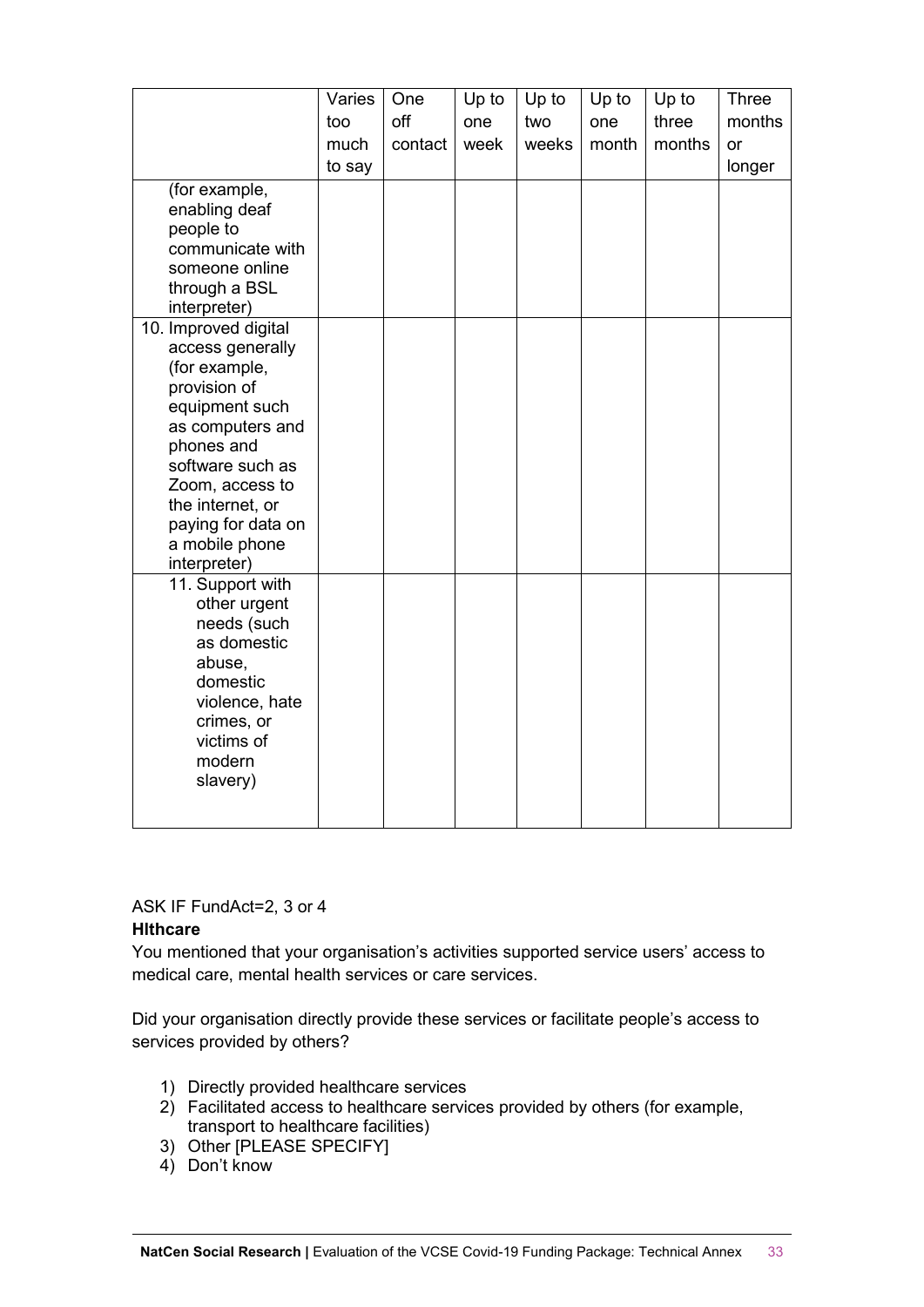| | Varies too much to say | One off contact | Up to one week | Up to two weeks | Up to one month | Up to three months | Three months or longer |
|---|---|---|---|---|---|---|---|
| (for example, enabling deaf people to communicate with someone online through a BSL interpreter) | | | | | | | |
| 10. Improved digital access generally (for example, provision of equipment such as computers and phones and software such as Zoom, access to the internet, or paying for data on a mobile phone interpreter) | | | | | | | |
| 11. Support with other urgent needs (such as domestic abuse, domestic violence, hate crimes, or victims of modern slavery) | | | | | | | |

ASK IF FundAct=2, 3 or 4

**Hlthcare**

You mentioned that your organisation's activities supported service users' access to medical care, mental health services or care services.

Did your organisation directly provide these services or facilitate people's access to services provided by others?

1) Directly provided healthcare services
2) Facilitated access to healthcare services provided by others (for example, transport to healthcare facilities)
3) Other [PLEASE SPECIFY]
4) Don't know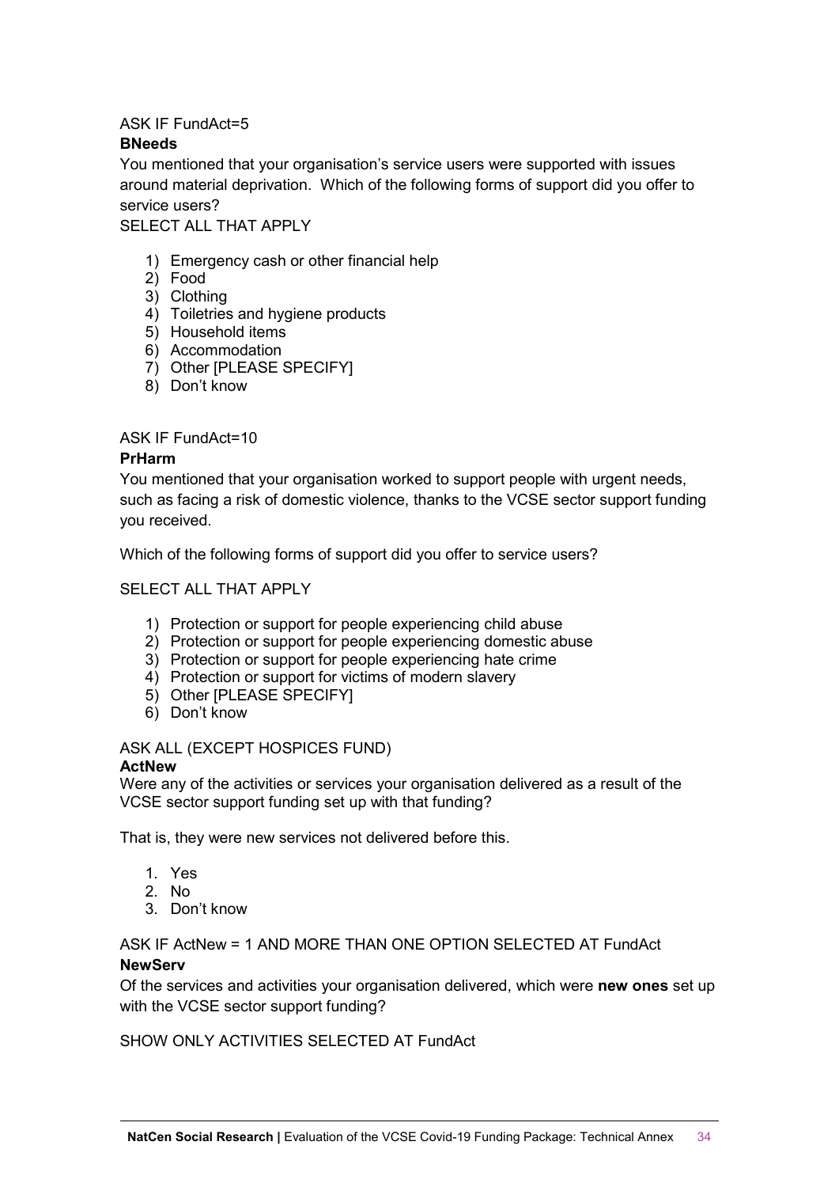ASK IF FundAct=5

**BNeeds**

You mentioned that your organisation's service users were supported with issues around material deprivation. Which of the following forms of support did you offer to service users?

SELECT ALL THAT APPLY

1) Emergency cash or other financial help
2) Food
3) Clothing
4) Toiletries and hygiene products
5) Household items
6) Accommodation
7) Other [PLEASE SPECIFY]
8) Don't know

ASK IF FundAct=10

**PrHarm**

You mentioned that your organisation worked to support people with urgent needs, such as facing a risk of domestic violence, thanks to the VCSE sector support funding you received.

Which of the following forms of support did you offer to service users?

SELECT ALL THAT APPLY

1) Protection or support for people experiencing child abuse
2) Protection or support for people experiencing domestic abuse
3) Protection or support for people experiencing hate crime
4) Protection or support for victims of modern slavery
5) Other [PLEASE SPECIFY]
6) Don't know

ASK ALL (EXCEPT HOSPICES FUND)

**ActNew**

Were any of the activities or services your organisation delivered as a result of the VCSE sector support funding set up with that funding?

That is, they were new services not delivered before this.

1. Yes
2. No
3. Don't know

ASK IF ActNew = 1 AND MORE THAN ONE OPTION SELECTED AT FundAct

**NewServ**

Of the services and activities your organisation delivered, which were **new ones** set up with the VCSE sector support funding?

SHOW ONLY ACTIVITIES SELECTED AT FundAct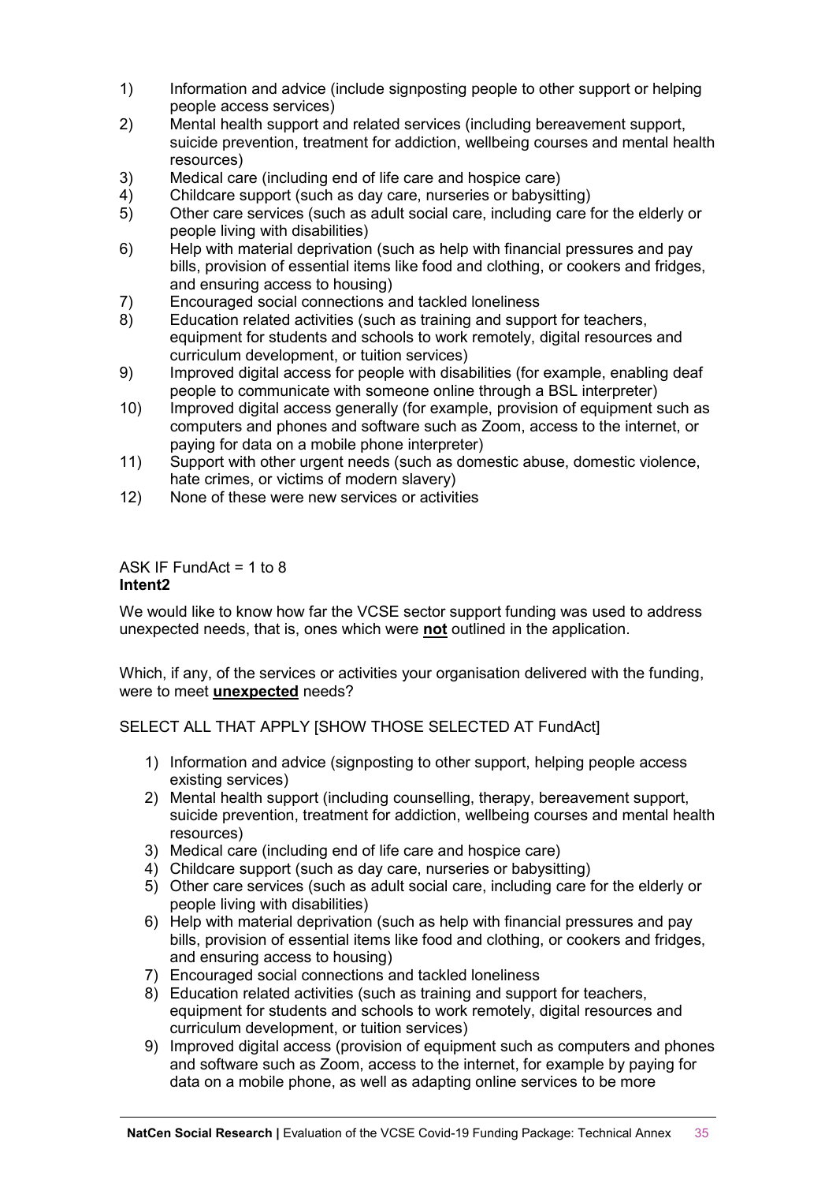1) Information and advice (include signposting people to other support or helping people access services)
2) Mental health support and related services (including bereavement support, suicide prevention, treatment for addiction, wellbeing courses and mental health resources)
3) Medical care (including end of life care and hospice care)
4) Childcare support (such as day care, nurseries or babysitting)
5) Other care services (such as adult social care, including care for the elderly or people living with disabilities)
6) Help with material deprivation (such as help with financial pressures and pay bills, provision of essential items like food and clothing, or cookers and fridges, and ensuring access to housing)
7) Encouraged social connections and tackled loneliness
8) Education related activities (such as training and support for teachers, equipment for students and schools to work remotely, digital resources and curriculum development, or tuition services)
9) Improved digital access for people with disabilities (for example, enabling deaf people to communicate with someone online through a BSL interpreter)
10) Improved digital access generally (for example, provision of equipment such as computers and phones and software such as Zoom, access to the internet, or paying for data on a mobile phone interpreter)
11) Support with other urgent needs (such as domestic abuse, domestic violence, hate crimes, or victims of modern slavery)
12) None of these were new services or activities

ASK IF FundAct = 1 to 8
**Intent2**

We would like to know how far the VCSE sector support funding was used to address unexpected needs, that is, ones which were **not** outlined in the application.

Which, if any, of the services or activities your organisation delivered with the funding, were to meet **unexpected** needs?

SELECT ALL THAT APPLY [SHOW THOSE SELECTED AT FundAct]

1) Information and advice (signposting to other support, helping people access existing services)
2) Mental health support (including counselling, therapy, bereavement support, suicide prevention, treatment for addiction, wellbeing courses and mental health resources)
3) Medical care (including end of life care and hospice care)
4) Childcare support (such as day care, nurseries or babysitting)
5) Other care services (such as adult social care, including care for the elderly or people living with disabilities)
6) Help with material deprivation (such as help with financial pressures and pay bills, provision of essential items like food and clothing, or cookers and fridges, and ensuring access to housing)
7) Encouraged social connections and tackled loneliness
8) Education related activities (such as training and support for teachers, equipment for students and schools to work remotely, digital resources and curriculum development, or tuition services)
9) Improved digital access (provision of equipment such as computers and phones and software such as Zoom, access to the internet, for example by paying for data on a mobile phone, as well as adapting online services to be more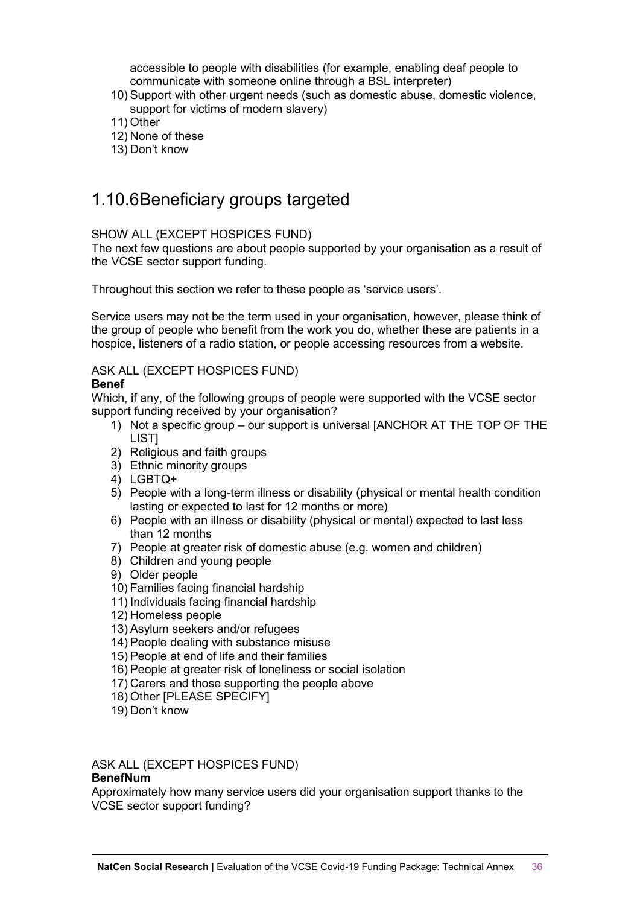accessible to people with disabilities (for example, enabling deaf people to communicate with someone online through a BSL interpreter)

10) Support with other urgent needs (such as domestic abuse, domestic violence, support for victims of modern slavery)
11) Other
12) None of these
13) Don't know

### 1.10.6 Beneficiary groups targeted

SHOW ALL (EXCEPT HOSPICES FUND)
The next few questions are about people supported by your organisation as a result of the VCSE sector support funding.

Throughout this section we refer to these people as 'service users'.

Service users may not be the term used in your organisation, however, please think of the group of people who benefit from the work you do, whether these are patients in a hospice, listeners of a radio station, or people accessing resources from a website.

ASK ALL (EXCEPT HOSPICES FUND)
**Benef**
Which, if any, of the following groups of people were supported with the VCSE sector support funding received by your organisation?

1) Not a specific group – our support is universal [ANCHOR AT THE TOP OF THE LIST]
2) Religious and faith groups
3) Ethnic minority groups
4) LGBTQ+
5) People with a long-term illness or disability (physical or mental health condition lasting or expected to last for 12 months or more)
6) People with an illness or disability (physical or mental) expected to last less than 12 months
7) People at greater risk of domestic abuse (e.g. women and children)
8) Children and young people
9) Older people
10) Families facing financial hardship
11) Individuals facing financial hardship
12) Homeless people
13) Asylum seekers and/or refugees
14) People dealing with substance misuse
15) People at end of life and their families
16) People at greater risk of loneliness or social isolation
17) Carers and those supporting the people above
18) Other [PLEASE SPECIFY]
19) Don't know

ASK ALL (EXCEPT HOSPICES FUND)
**BenefNum**
Approximately how many service users did your organisation support thanks to the VCSE sector support funding?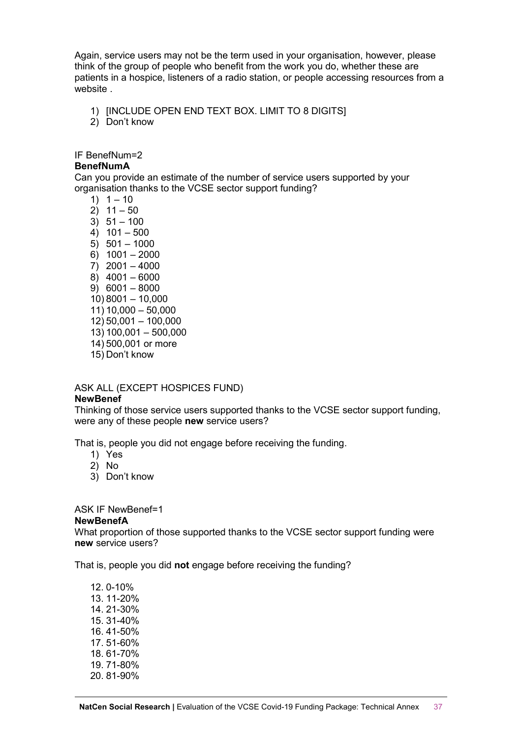Again, service users may not be the term used in your organisation, however, please think of the group of people who benefit from the work you do, whether these are patients in a hospice, listeners of a radio station, or people accessing resources from a website .

1) [INCLUDE OPEN END TEXT BOX. LIMIT TO 8 DIGITS]
2) Don't know

IF BenefNum=2

**BenefNumA**

Can you provide an estimate of the number of service users supported by your organisation thanks to the VCSE sector support funding?

1) 1 – 10
2) 11 – 50
3) 51 – 100
4) 101 – 500
5) 501 – 1000
6) 1001 – 2000
7) 2001 – 4000
8) 4001 – 6000
9) 6001 – 8000
10) 8001 – 10,000
11) 10,000 – 50,000
12) 50,001 – 100,000
13) 100,001 – 500,000
14) 500,001 or more
15) Don't know

ASK ALL (EXCEPT HOSPICES FUND)

**NewBenef**

Thinking of those service users supported thanks to the VCSE sector support funding, were any of these people **new** service users?

That is, people you did not engage before receiving the funding.

1) Yes
2) No
3) Don't know

ASK IF NewBenef=1

**NewBenefA**

What proportion of those supported thanks to the VCSE sector support funding were **new** service users?

That is, people you did **not** engage before receiving the funding?

12. 0-10%
13. 11-20%
14. 21-30%
15. 31-40%
16. 41-50%
17. 51-60%
18. 61-70%
19. 71-80%
20. 81-90%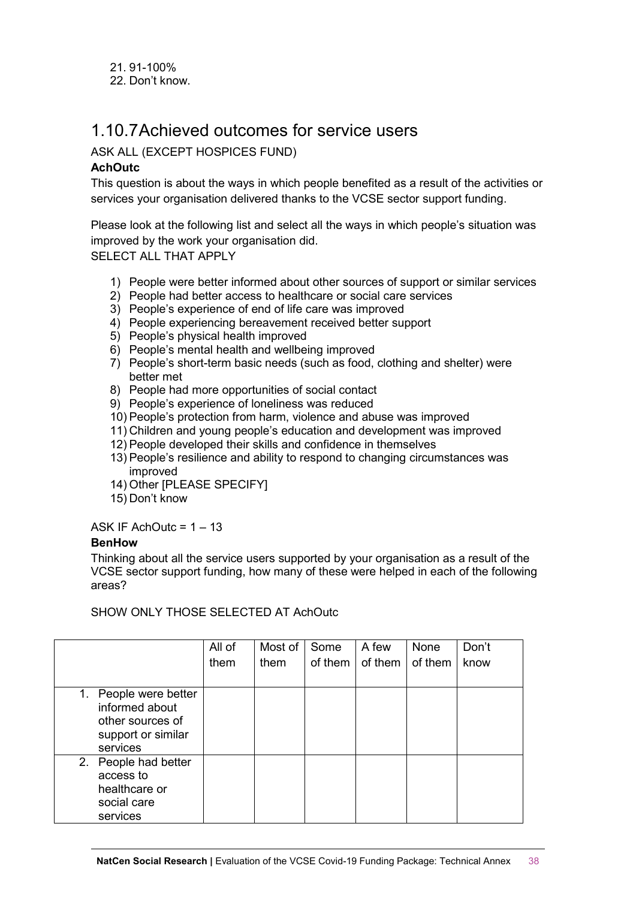21. 91-100%
22. Don't know.

## 1.10.7 Achieved outcomes for service users

ASK ALL (EXCEPT HOSPICES FUND)

**AchOutc**

This question is about the ways in which people benefited as a result of the activities or services your organisation delivered thanks to the VCSE sector support funding.

Please look at the following list and select all the ways in which people's situation was improved by the work your organisation did.
SELECT ALL THAT APPLY

1) People were better informed about other sources of support or similar services
2) People had better access to healthcare or social care services
3) People's experience of end of life care was improved
4) People experiencing bereavement received better support
5) People's physical health improved
6) People's mental health and wellbeing improved
7) People's short-term basic needs (such as food, clothing and shelter) were better met
8) People had more opportunities of social contact
9) People's experience of loneliness was reduced
10) People's protection from harm, violence and abuse was improved
11) Children and young people's education and development was improved
12) People developed their skills and confidence in themselves
13) People's resilience and ability to respond to changing circumstances was improved
14) Other [PLEASE SPECIFY]
15) Don't know

ASK IF AchOutc = 1 – 13

**BenHow**

Thinking about all the service users supported by your organisation as a result of the VCSE sector support funding, how many of these were helped in each of the following areas?

SHOW ONLY THOSE SELECTED AT AchOutc

| | All of them | Most of them | Some of them | A few of them | None of them | Don't know |
|---|---|---|---|---|---|---|
| 1. People were better informed about other sources of support or similar services | | | | | | |
| 2. People had better access to healthcare or social care services | | | | | | |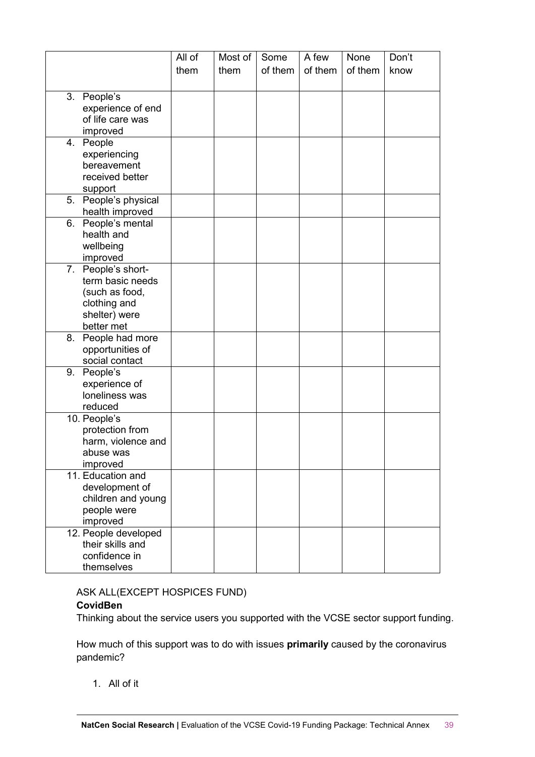| | All of them | Most of them | Some of them | A few of them | None of them | Don't know |
|---|---|---|---|---|---|---|
| 3. People's experience of end of life care was improved | | | | | | |
| 4. People experiencing bereavement received better support | | | | | | |
| 5. People's physical health improved | | | | | | |
| 6. People's mental health and wellbeing improved | | | | | | |
| 7. People's short-term basic needs (such as food, clothing and shelter) were better met | | | | | | |
| 8. People had more opportunities of social contact | | | | | | |
| 9. People's experience of loneliness was reduced | | | | | | |
| 10. People's protection from harm, violence and abuse was improved | | | | | | |
| 11. Education and development of children and young people were improved | | | | | | |
| 12. People developed their skills and confidence in themselves | | | | | | |

ASK ALL(EXCEPT HOSPICES FUND)

**CovidBen**

Thinking about the service users you supported with the VCSE sector support funding.

How much of this support was to do with issues **primarily** caused by the coronavirus pandemic?

1. All of it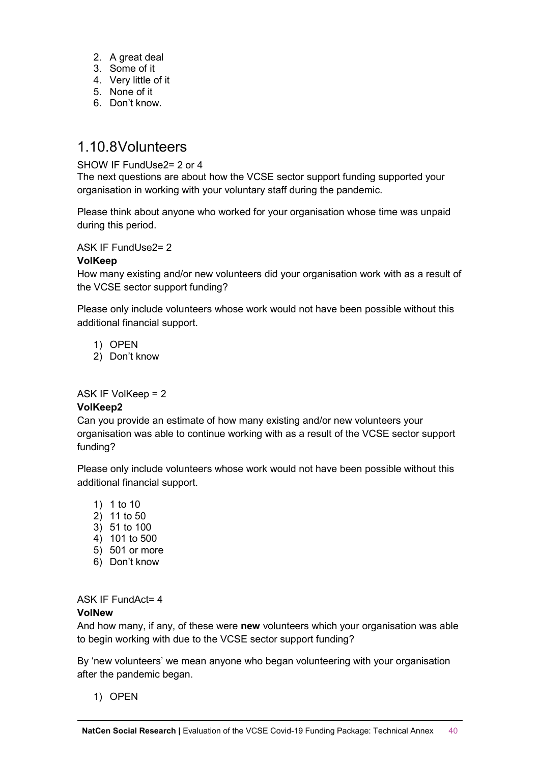2. A great deal
3. Some of it
4. Very little of it
5. None of it
6. Don't know.

## 1.10.8 Volunteers

SHOW IF FundUse2= 2 or 4

The next questions are about how the VCSE sector support funding supported your organisation in working with your voluntary staff during the pandemic.

Please think about anyone who worked for your organisation whose time was unpaid during this period.

ASK IF FundUse2= 2

**VolKeep**

How many existing and/or new volunteers did your organisation work with as a result of the VCSE sector support funding?

Please only include volunteers whose work would not have been possible without this additional financial support.

1) OPEN
2) Don't know

ASK IF VolKeep = 2

**VolKeep2**

Can you provide an estimate of how many existing and/or new volunteers your organisation was able to continue working with as a result of the VCSE sector support funding?

Please only include volunteers whose work would not have been possible without this additional financial support.

1) 1 to 10
2) 11 to 50
3) 51 to 100
4) 101 to 500
5) 501 or more
6) Don't know

ASK IF FundAct= 4

**VolNew**

And how many, if any, of these were **new** volunteers which your organisation was able to begin working with due to the VCSE sector support funding?

By 'new volunteers' we mean anyone who began volunteering with your organisation after the pandemic began.

1) OPEN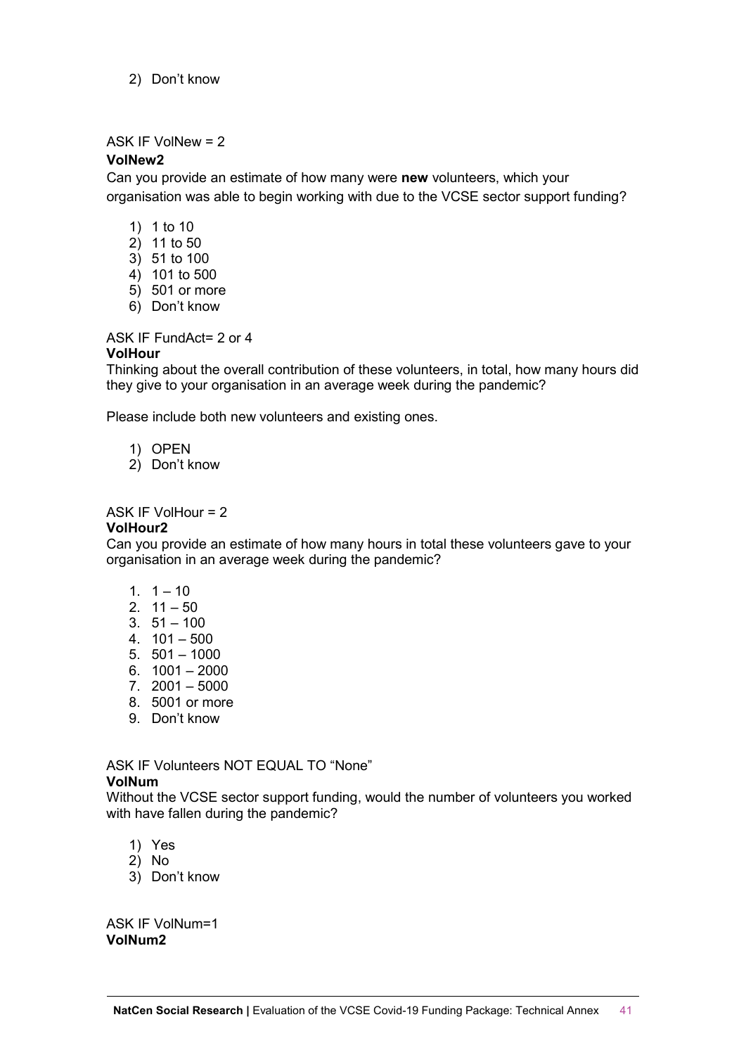2) Don't know

ASK IF VolNew = 2

**VolNew2**

Can you provide an estimate of how many were **new** volunteers, which your organisation was able to begin working with due to the VCSE sector support funding?

1) 1 to 10
2) 11 to 50
3) 51 to 100
4) 101 to 500
5) 501 or more
6) Don't know

ASK IF FundAct= 2 or 4

**VolHour**

Thinking about the overall contribution of these volunteers, in total, how many hours did they give to your organisation in an average week during the pandemic?

Please include both new volunteers and existing ones.

1) OPEN
2) Don't know

ASK IF VolHour = 2

**VolHour2**

Can you provide an estimate of how many hours in total these volunteers gave to your organisation in an average week during the pandemic?

1. 1 – 10
2. 11 – 50
3. 51 – 100
4. 101 – 500
5. 501 – 1000
6. 1001 – 2000
7. 2001 – 5000
8. 5001 or more
9. Don't know

ASK IF Volunteers NOT EQUAL TO "None"

**VolNum**

Without the VCSE sector support funding, would the number of volunteers you worked with have fallen during the pandemic?

1) Yes
2) No
3) Don't know

ASK IF VolNum=1

**VolNum2**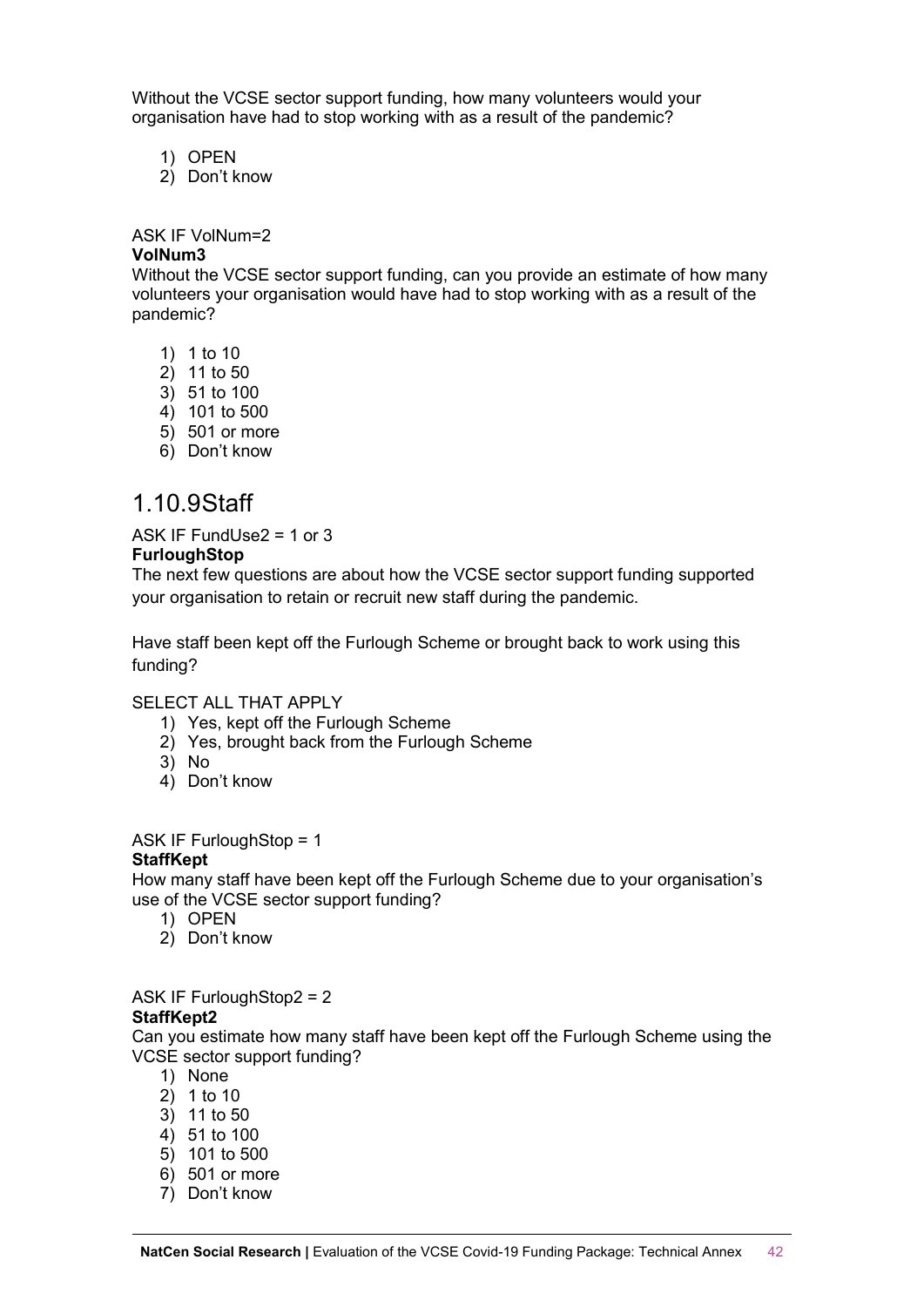Without the VCSE sector support funding, how many volunteers would your organisation have had to stop working with as a result of the pandemic?

1) OPEN
2) Don't know

ASK IF VolNum=2

**VolNum3**

Without the VCSE sector support funding, can you provide an estimate of how many volunteers your organisation would have had to stop working with as a result of the pandemic?

1) 1 to 10
2) 11 to 50
3) 51 to 100
4) 101 to 500
5) 501 or more
6) Don't know

## 1.10.9Staff

ASK IF FundUse2 = 1 or 3

**FurloughStop**

The next few questions are about how the VCSE sector support funding supported your organisation to retain or recruit new staff during the pandemic.

Have staff been kept off the Furlough Scheme or brought back to work using this funding?

SELECT ALL THAT APPLY

1) Yes, kept off the Furlough Scheme
2) Yes, brought back from the Furlough Scheme
3) No
4) Don't know

ASK IF FurloughStop = 1

**StaffKept**

How many staff have been kept off the Furlough Scheme due to your organisation's use of the VCSE sector support funding?

1) OPEN
2) Don't know

ASK IF FurloughStop2 = 2

**StaffKept2**

Can you estimate how many staff have been kept off the Furlough Scheme using the VCSE sector support funding?

1) None
2) 1 to 10
3) 11 to 50
4) 51 to 100
5) 101 to 500
6) 501 or more
7) Don't know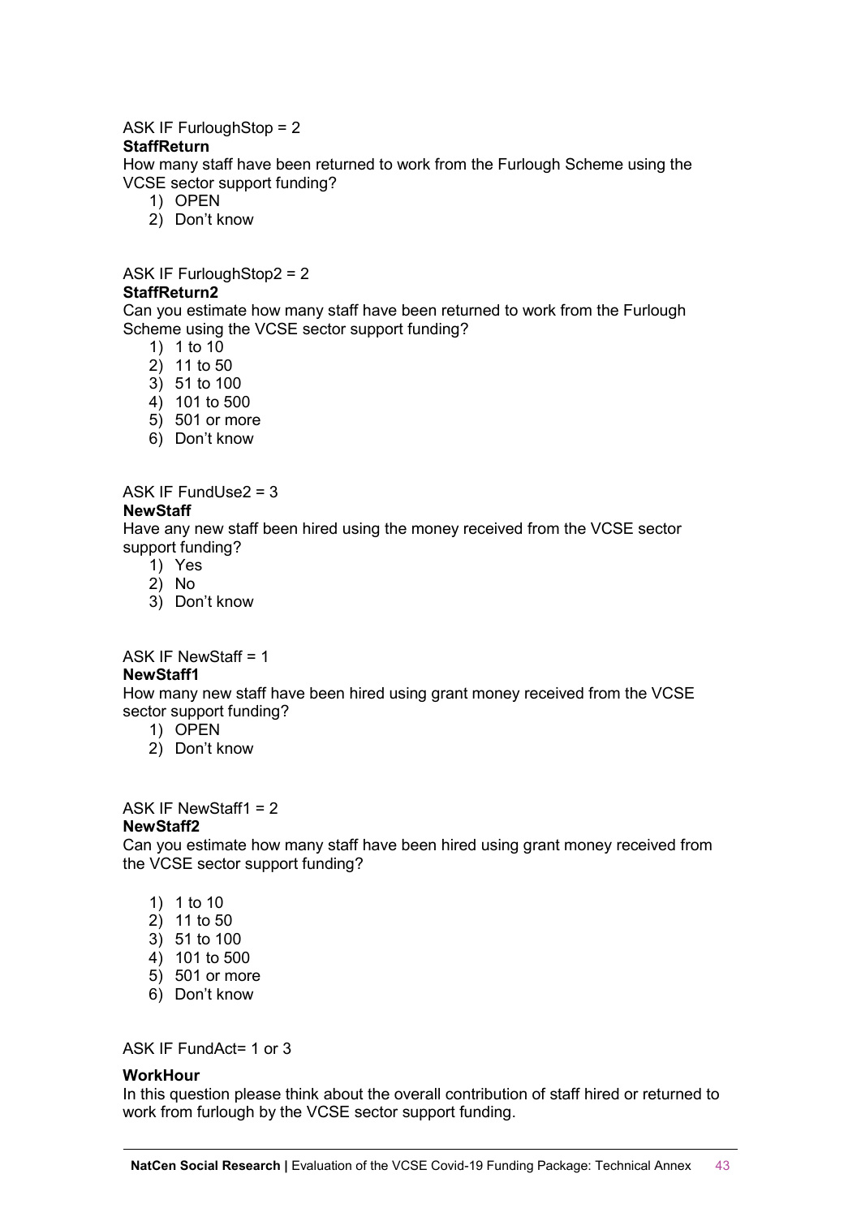ASK IF FurloughStop = 2

**StaffReturn**

How many staff have been returned to work from the Furlough Scheme using the VCSE sector support funding?

1) OPEN
2) Don't know

ASK IF FurloughStop2 = 2

**StaffReturn2**

Can you estimate how many staff have been returned to work from the Furlough Scheme using the VCSE sector support funding?

1) 1 to 10
2) 11 to 50
3) 51 to 100
4) 101 to 500
5) 501 or more
6) Don't know

ASK IF FundUse2 = 3

**NewStaff**

Have any new staff been hired using the money received from the VCSE sector support funding?

1) Yes
2) No
3) Don't know

ASK IF NewStaff = 1

**NewStaff1**

How many new staff have been hired using grant money received from the VCSE sector support funding?

1) OPEN
2) Don't know

ASK IF NewStaff1 = 2

**NewStaff2**

Can you estimate how many staff have been hired using grant money received from the VCSE sector support funding?

1) 1 to 10
2) 11 to 50
3) 51 to 100
4) 101 to 500
5) 501 or more
6) Don't know

ASK IF FundAct= 1 or 3

**WorkHour**

In this question please think about the overall contribution of staff hired or returned to work from furlough by the VCSE sector support funding.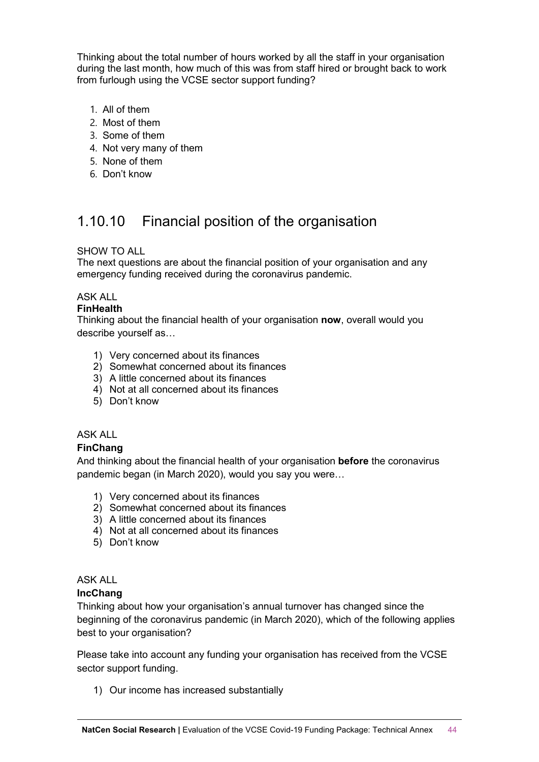Thinking about the total number of hours worked by all the staff in your organisation during the last month, how much of this was from staff hired or brought back to work from furlough using the VCSE sector support funding?

1. All of them
2. Most of them
3. Some of them
4. Not very many of them
5. None of them
6. Don't know

## 1.10.10 Financial position of the organisation

SHOW TO ALL
The next questions are about the financial position of your organisation and any emergency funding received during the coronavirus pandemic.

ASK ALL
**FinHealth**
Thinking about the financial health of your organisation **now**, overall would you describe yourself as…

1) Very concerned about its finances
2) Somewhat concerned about its finances
3) A little concerned about its finances
4) Not at all concerned about its finances
5) Don't know

ASK ALL
**FinChang**
And thinking about the financial health of your organisation **before** the coronavirus pandemic began (in March 2020), would you say you were…

1) Very concerned about its finances
2) Somewhat concerned about its finances
3) A little concerned about its finances
4) Not at all concerned about its finances
5) Don't know

ASK ALL
**IncChang**
Thinking about how your organisation's annual turnover has changed since the beginning of the coronavirus pandemic (in March 2020), which of the following applies best to your organisation?

Please take into account any funding your organisation has received from the VCSE sector support funding.

1) Our income has increased substantially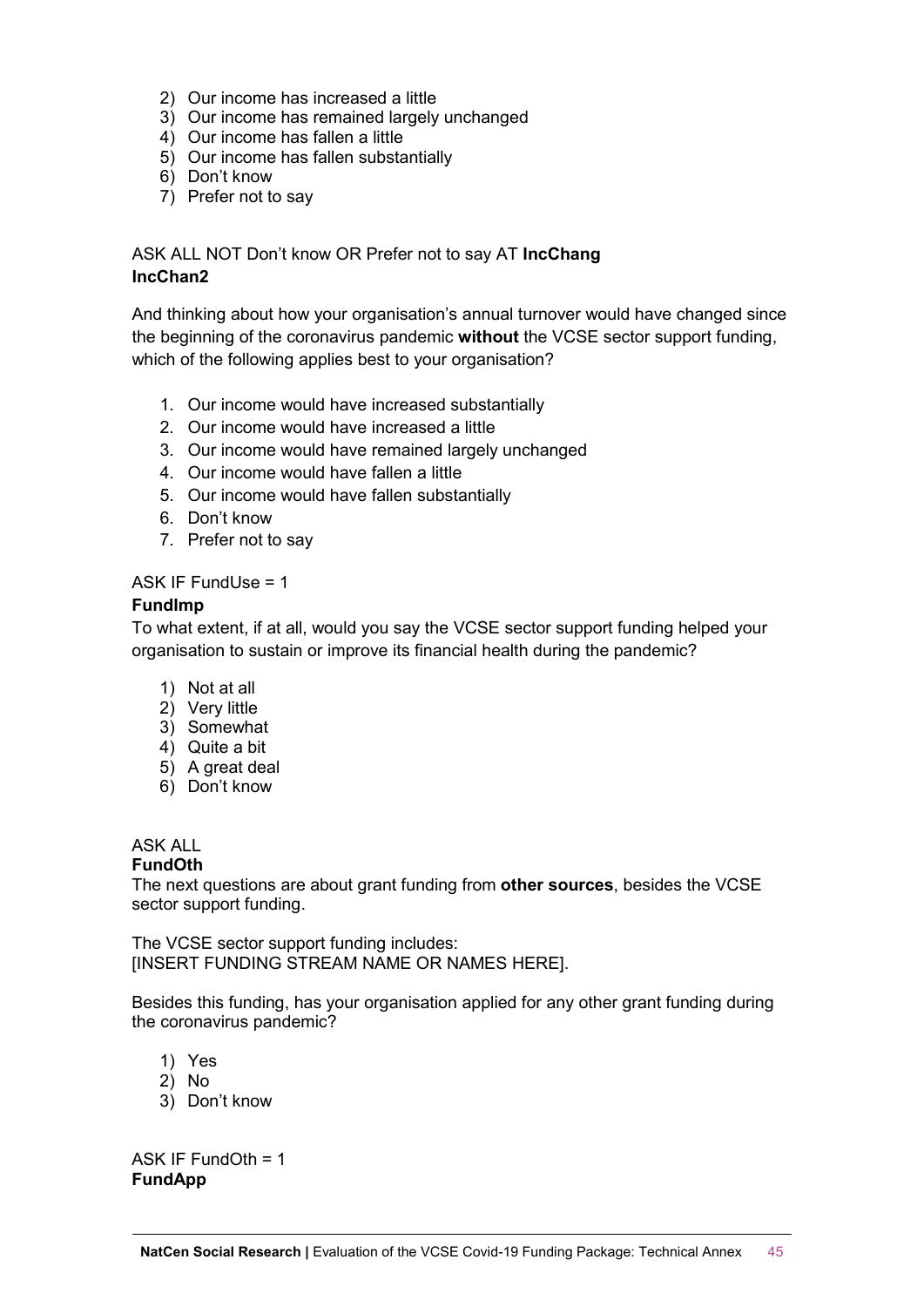2) Our income has increased a little
3) Our income has remained largely unchanged
4) Our income has fallen a little
5) Our income has fallen substantially
6) Don't know
7) Prefer not to say

ASK ALL NOT Don't know OR Prefer not to say AT **IncChang**
**IncChan2**

And thinking about how your organisation's annual turnover would have changed since the beginning of the coronavirus pandemic **without** the VCSE sector support funding, which of the following applies best to your organisation?

1. Our income would have increased substantially
2. Our income would have increased a little
3. Our income would have remained largely unchanged
4. Our income would have fallen a little
5. Our income would have fallen substantially
6. Don't know
7. Prefer not to say

ASK IF FundUse = 1
**FundImp**
To what extent, if at all, would you say the VCSE sector support funding helped your organisation to sustain or improve its financial health during the pandemic?

1) Not at all
2) Very little
3) Somewhat
4) Quite a bit
5) A great deal
6) Don't know

ASK ALL
**FundOth**
The next questions are about grant funding from **other sources**, besides the VCSE sector support funding.

The VCSE sector support funding includes:
[INSERT FUNDING STREAM NAME OR NAMES HERE].

Besides this funding, has your organisation applied for any other grant funding during the coronavirus pandemic?

1) Yes
2) No
3) Don't know

ASK IF FundOth = 1
**FundApp**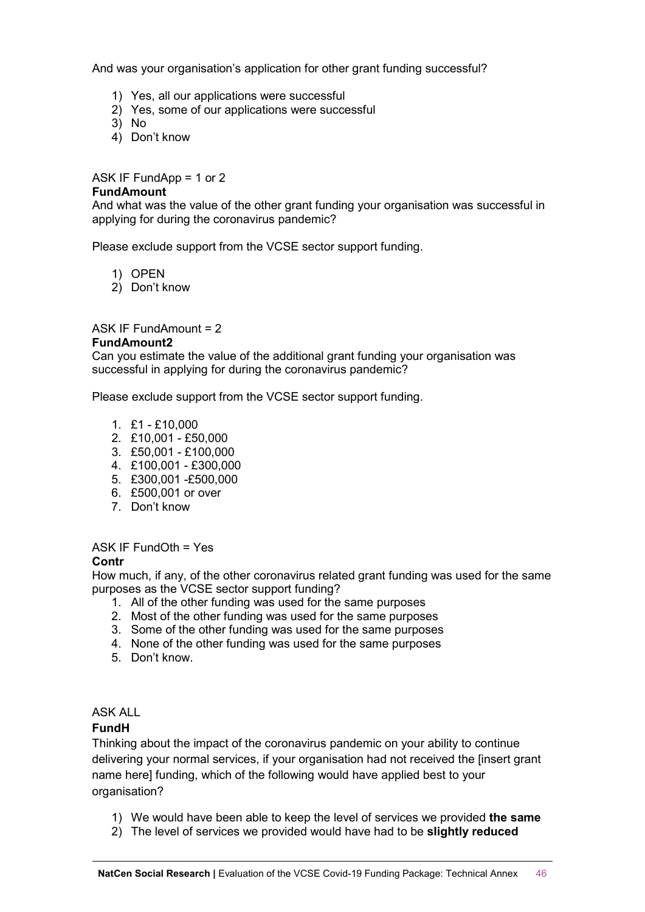And was your organisation's application for other grant funding successful?

1) Yes, all our applications were successful
2) Yes, some of our applications were successful
3) No
4) Don't know

ASK IF FundApp = 1 or 2

**FundAmount**

And what was the value of the other grant funding your organisation was successful in applying for during the coronavirus pandemic?

Please exclude support from the VCSE sector support funding.

1) OPEN
2) Don't know

ASK IF FundAmount = 2

**FundAmount2**

Can you estimate the value of the additional grant funding your organisation was successful in applying for during the coronavirus pandemic?

Please exclude support from the VCSE sector support funding.

1. £1 - £10,000
2. £10,001 - £50,000
3. £50,001 - £100,000
4. £100,001 - £300,000
5. £300,001 -£500,000
6. £500,001 or over
7. Don't know

ASK IF FundOth = Yes

**Contr**

How much, if any, of the other coronavirus related grant funding was used for the same purposes as the VCSE sector support funding?

1. All of the other funding was used for the same purposes
2. Most of the other funding was used for the same purposes
3. Some of the other funding was used for the same purposes
4. None of the other funding was used for the same purposes
5. Don't know.

ASK ALL

**FundH**

Thinking about the impact of the coronavirus pandemic on your ability to continue delivering your normal services, if your organisation had not received the [insert grant name here] funding, which of the following would have applied best to your organisation?

1) We would have been able to keep the level of services we provided **the same**
2) The level of services we provided would have had to be **slightly reduced**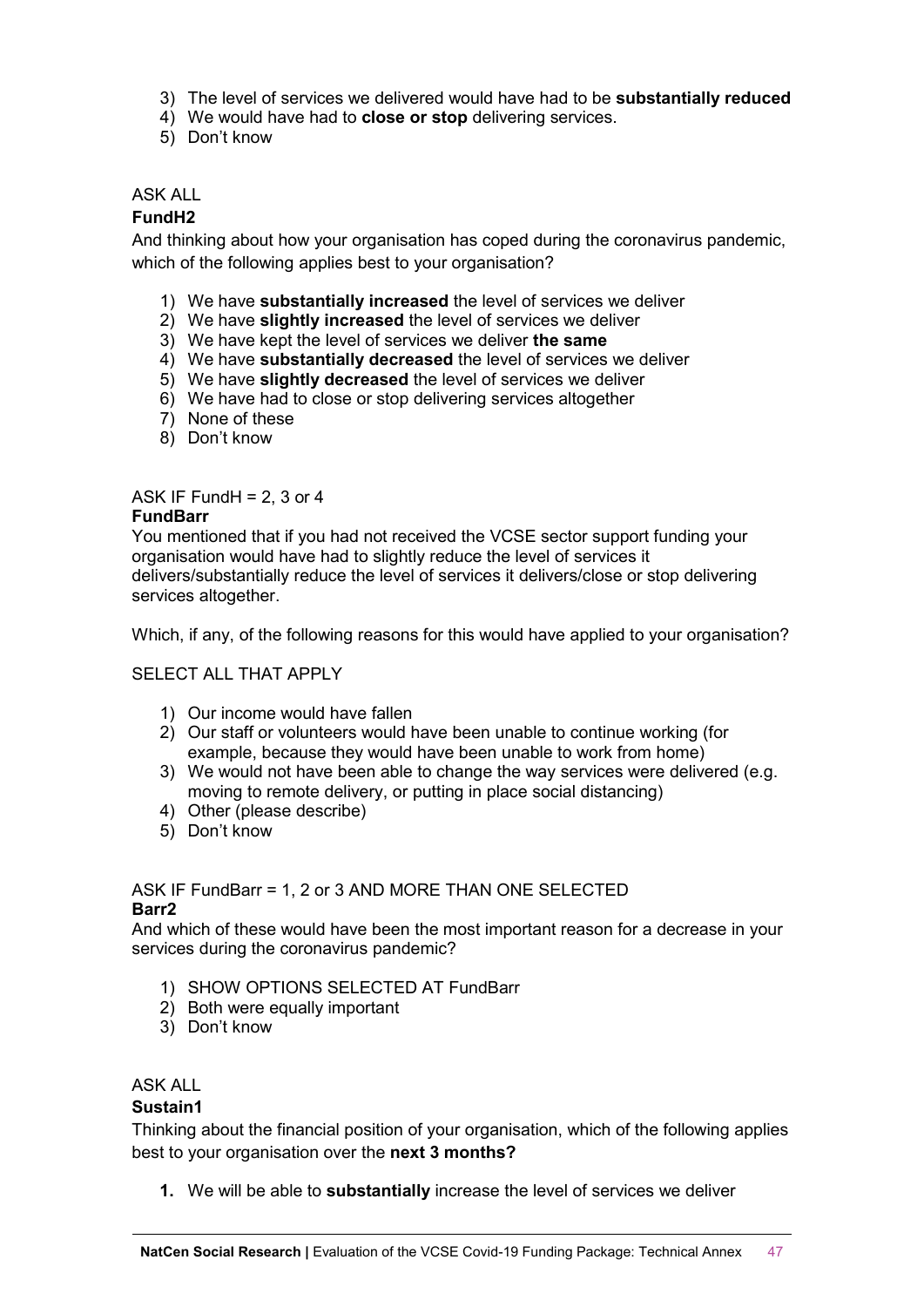3) The level of services we delivered would have had to be **substantially reduced**
4) We would have had to **close or stop** delivering services.
5) Don't know

ASK ALL

**FundH2**

And thinking about how your organisation has coped during the coronavirus pandemic, which of the following applies best to your organisation?

1) We have **substantially increased** the level of services we deliver
2) We have **slightly increased** the level of services we deliver
3) We have kept the level of services we deliver **the same**
4) We have **substantially decreased** the level of services we deliver
5) We have **slightly decreased** the level of services we deliver
6) We have had to close or stop delivering services altogether
7) None of these
8) Don't know

ASK IF FundH = 2, 3 or 4

**FundBarr**

You mentioned that if you had not received the VCSE sector support funding your organisation would have had to slightly reduce the level of services it delivers/substantially reduce the level of services it delivers/close or stop delivering services altogether.

Which, if any, of the following reasons for this would have applied to your organisation?

SELECT ALL THAT APPLY

1) Our income would have fallen
2) Our staff or volunteers would have been unable to continue working (for example, because they would have been unable to work from home)
3) We would not have been able to change the way services were delivered (e.g. moving to remote delivery, or putting in place social distancing)
4) Other (please describe)
5) Don't know

ASK IF FundBarr = 1, 2 or 3 AND MORE THAN ONE SELECTED

**Barr2**

And which of these would have been the most important reason for a decrease in your services during the coronavirus pandemic?

1) SHOW OPTIONS SELECTED AT FundBarr
2) Both were equally important
3) Don't know

ASK ALL

**Sustain1**

Thinking about the financial position of your organisation, which of the following applies best to your organisation over the **next 3 months?**

1. We will be able to **substantially** increase the level of services we deliver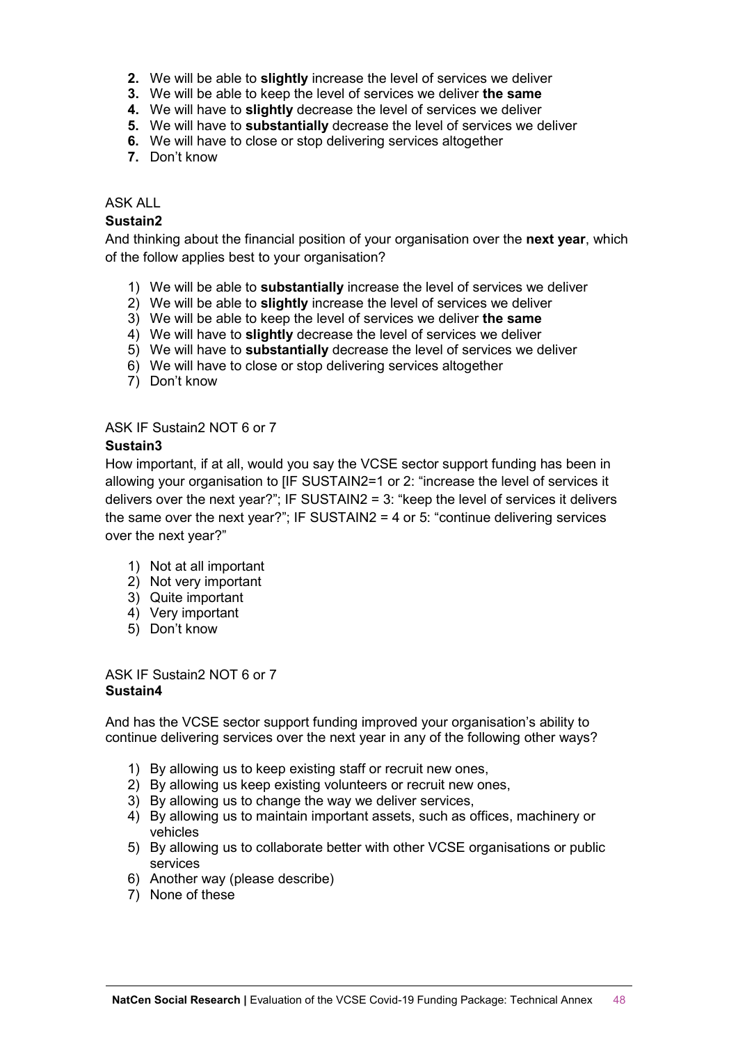2. We will be able to **slightly** increase the level of services we deliver
3. We will be able to keep the level of services we deliver **the same**
4. We will have to **slightly** decrease the level of services we deliver
5. We will have to **substantially** decrease the level of services we deliver
6. We will have to close or stop delivering services altogether
7. Don't know

ASK ALL

**Sustain2**

And thinking about the financial position of your organisation over the **next year**, which of the follow applies best to your organisation?

1) We will be able to **substantially** increase the level of services we deliver
2) We will be able to **slightly** increase the level of services we deliver
3) We will be able to keep the level of services we deliver **the same**
4) We will have to **slightly** decrease the level of services we deliver
5) We will have to **substantially** decrease the level of services we deliver
6) We will have to close or stop delivering services altogether
7) Don't know

ASK IF Sustain2 NOT 6 or 7

**Sustain3**

How important, if at all, would you say the VCSE sector support funding has been in allowing your organisation to [IF SUSTAIN2=1 or 2: "increase the level of services it delivers over the next year?"; IF SUSTAIN2 = 3: "keep the level of services it delivers the same over the next year?"; IF SUSTAIN2 = 4 or 5: "continue delivering services over the next year?"

1) Not at all important
2) Not very important
3) Quite important
4) Very important
5) Don't know

ASK IF Sustain2 NOT 6 or 7

**Sustain4**

And has the VCSE sector support funding improved your organisation's ability to continue delivering services over the next year in any of the following other ways?

1) By allowing us to keep existing staff or recruit new ones,
2) By allowing us keep existing volunteers or recruit new ones,
3) By allowing us to change the way we deliver services,
4) By allowing us to maintain important assets, such as offices, machinery or vehicles
5) By allowing us to collaborate better with other VCSE organisations or public services
6) Another way (please describe)
7) None of these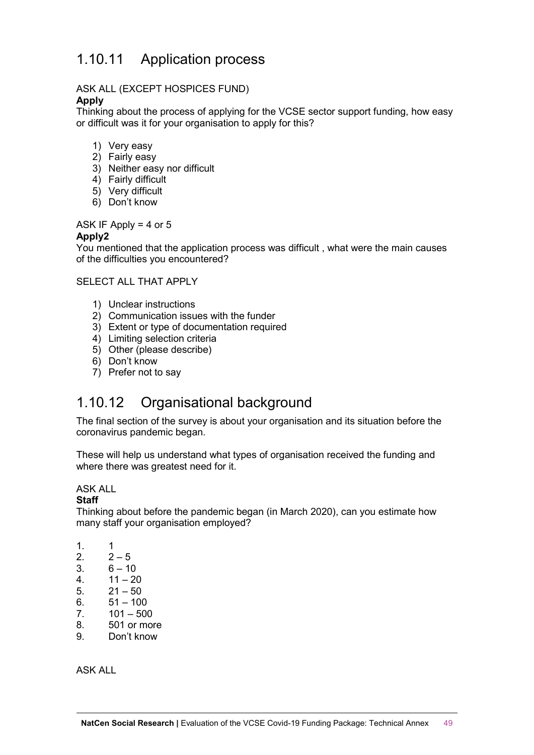## 1.10.11 Application process

ASK ALL (EXCEPT HOSPICES FUND)

**Apply**

Thinking about the process of applying for the VCSE sector support funding, how easy or difficult was it for your organisation to apply for this?

1) Very easy
2) Fairly easy
3) Neither easy nor difficult
4) Fairly difficult
5) Very difficult
6) Don't know

ASK IF Apply = 4 or 5

**Apply2**

You mentioned that the application process was difficult , what were the main causes of the difficulties you encountered?

SELECT ALL THAT APPLY

1) Unclear instructions
2) Communication issues with the funder
3) Extent or type of documentation required
4) Limiting selection criteria
5) Other (please describe)
6) Don't know
7) Prefer not to say

## 1.10.12 Organisational background

The final section of the survey is about your organisation and its situation before the coronavirus pandemic began.

These will help us understand what types of organisation received the funding and where there was greatest need for it.

ASK ALL

**Staff**

Thinking about before the pandemic began (in March 2020), can you estimate how many staff your organisation employed?

1. 1
2. 2 – 5
3. 6 – 10
4. 11 – 20
5. 21 – 50
6. 51 – 100
7. 101 – 500
8. 501 or more
9. Don't know

ASK ALL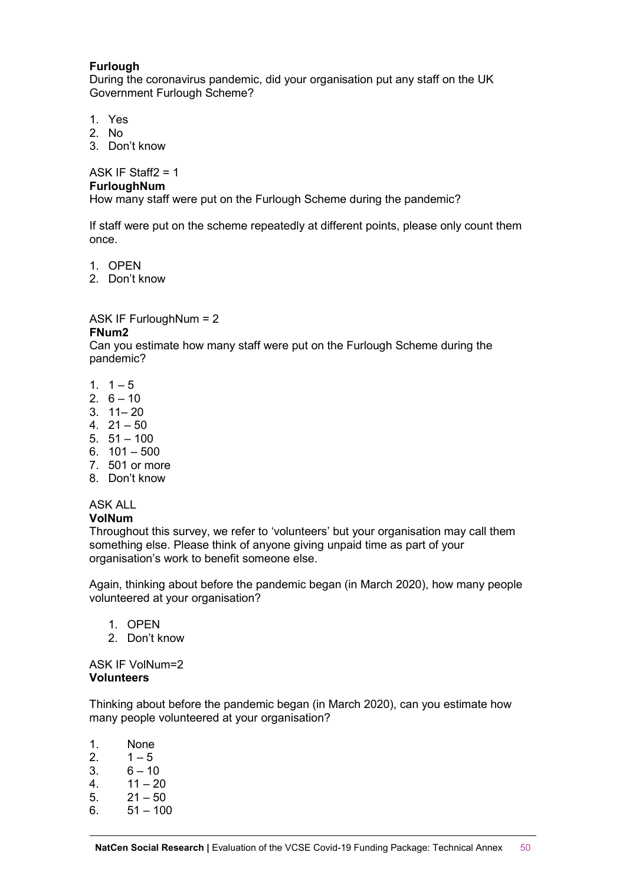**Furlough**
During the coronavirus pandemic, did your organisation put any staff on the UK Government Furlough Scheme?

1. Yes
2. No
3. Don't know

ASK IF Staff2 = 1
**FurloughNum**
How many staff were put on the Furlough Scheme during the pandemic?

If staff were put on the scheme repeatedly at different points, please only count them once.

1. OPEN
2. Don't know

ASK IF FurloughNum = 2
**FNum2**
Can you estimate how many staff were put on the Furlough Scheme during the pandemic?

1. 1 – 5
2. 6 – 10
3. 11– 20
4. 21 – 50
5. 51 – 100
6. 101 – 500
7. 501 or more
8. Don't know

ASK ALL
**VolNum**
Throughout this survey, we refer to 'volunteers' but your organisation may call them something else. Please think of anyone giving unpaid time as part of your organisation's work to benefit someone else.

Again, thinking about before the pandemic began (in March 2020), how many people volunteered at your organisation?

1. OPEN
2. Don't know

ASK IF VolNum=2
**Volunteers**

Thinking about before the pandemic began (in March 2020), can you estimate how many people volunteered at your organisation?

1. None
2. 1 – 5
3. 6 – 10
4. 11 – 20
5. 21 – 50
6. 51 – 100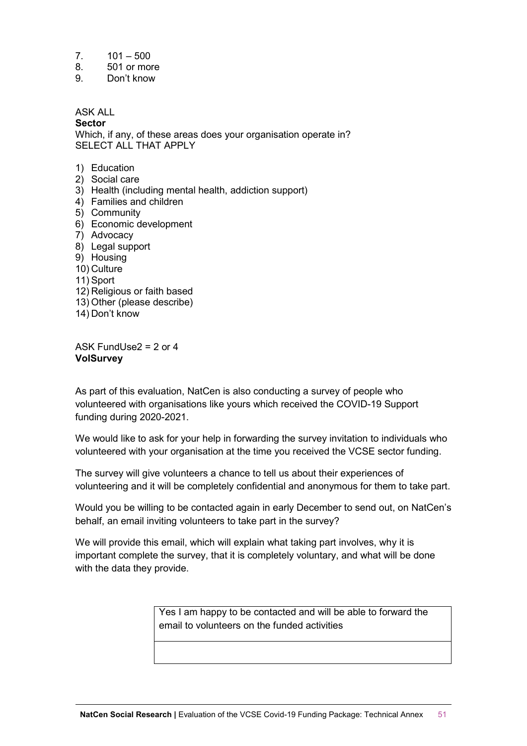7. 101 – 500
8. 501 or more
9. Don't know

ASK ALL

**Sector**

Which, if any, of these areas does your organisation operate in?
SELECT ALL THAT APPLY

1) Education
2) Social care
3) Health (including mental health, addiction support)
4) Families and children
5) Community
6) Economic development
7) Advocacy
8) Legal support
9) Housing
10) Culture
11) Sport
12) Religious or faith based
13) Other (please describe)
14) Don't know

ASK FundUse2 = 2 or 4

**VolSurvey**

As part of this evaluation, NatCen is also conducting a survey of people who volunteered with organisations like yours which received the COVID-19 Support funding during 2020-2021.

We would like to ask for your help in forwarding the survey invitation to individuals who volunteered with your organisation at the time you received the VCSE sector funding.

The survey will give volunteers a chance to tell us about their experiences of volunteering and it will be completely confidential and anonymous for them to take part.

Would you be willing to be contacted again in early December to send out, on NatCen's behalf, an email inviting volunteers to take part in the survey?

We will provide this email, which will explain what taking part involves, why it is important complete the survey, that it is completely voluntary, and what will be done with the data they provide.

| Yes I am happy to be contacted and will be able to forward the email to volunteers on the funded activities |
|---|
| |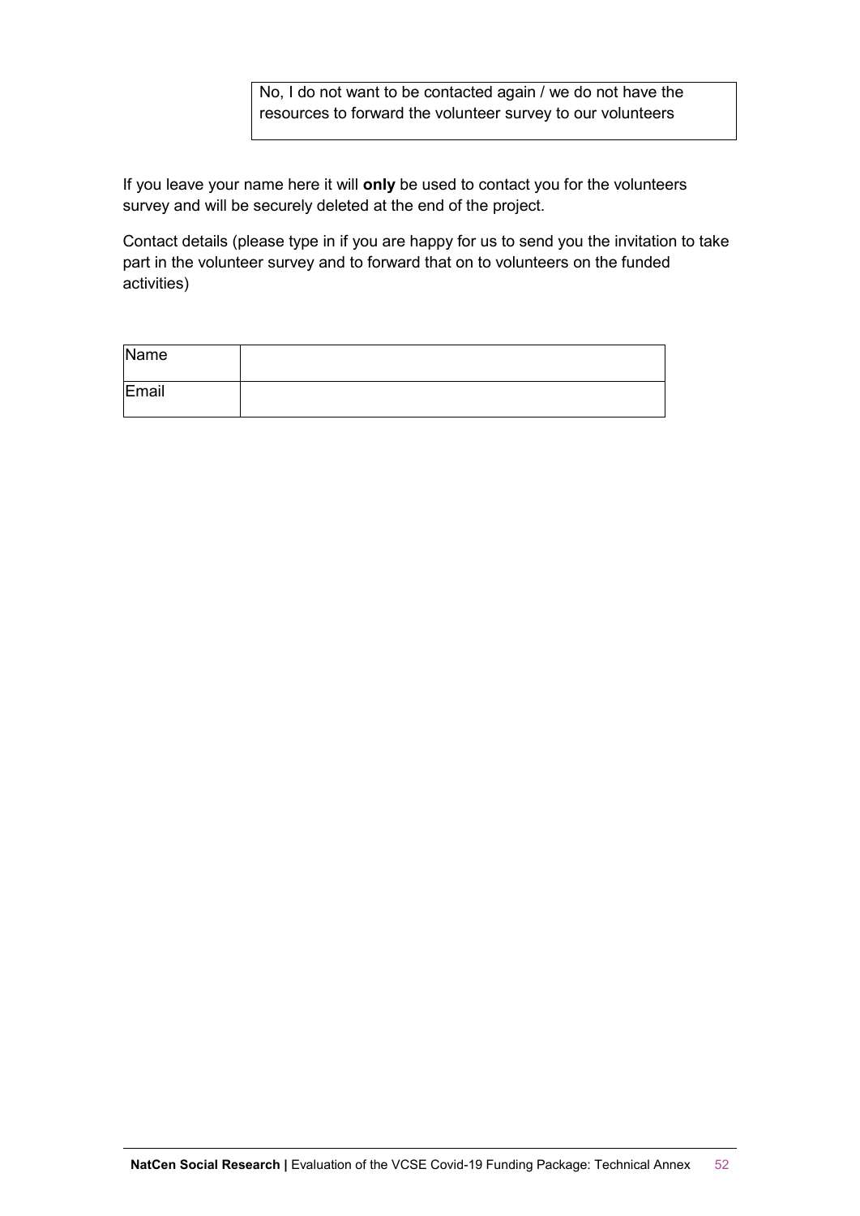| No, I do not want to be contacted again / we do not have the resources to forward the volunteer survey to our volunteers |
|---|

If you leave your name here it will **only** be used to contact you for the volunteers survey and will be securely deleted at the end of the project.

Contact details (please type in if you are happy for us to send you the invitation to take part in the volunteer survey and to forward that on to volunteers on the funded activities)

| Name | |
|---|---|
| Email | |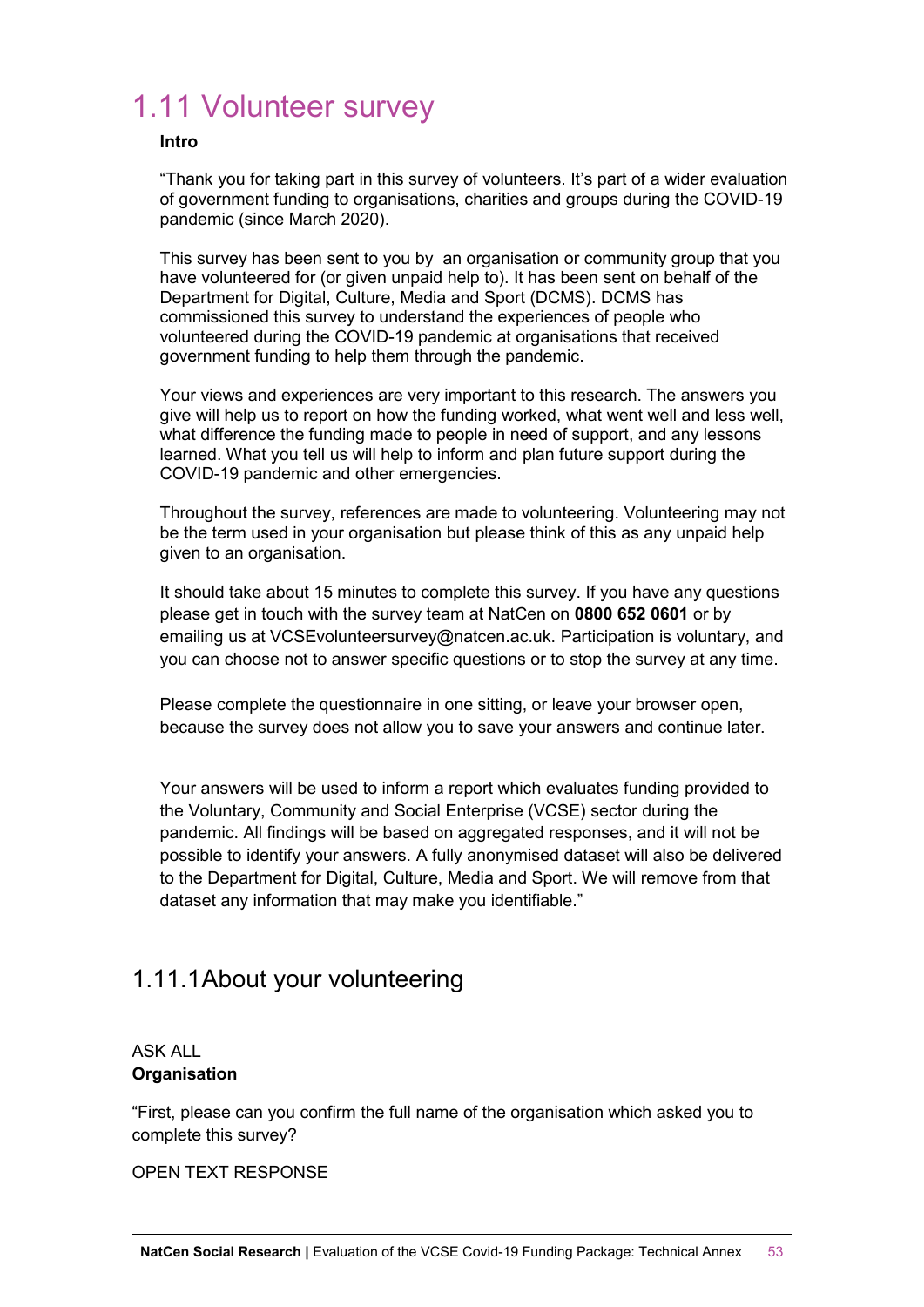# 1.11 Volunteer survey

**Intro**

"Thank you for taking part in this survey of volunteers. It's part of a wider evaluation of government funding to organisations, charities and groups during the COVID-19 pandemic (since March 2020).

This survey has been sent to you by an organisation or community group that you have volunteered for (or given unpaid help to). It has been sent on behalf of the Department for Digital, Culture, Media and Sport (DCMS). DCMS has commissioned this survey to understand the experiences of people who volunteered during the COVID-19 pandemic at organisations that received government funding to help them through the pandemic.

Your views and experiences are very important to this research. The answers you give will help us to report on how the funding worked, what went well and less well, what difference the funding made to people in need of support, and any lessons learned. What you tell us will help to inform and plan future support during the COVID-19 pandemic and other emergencies.

Throughout the survey, references are made to volunteering. Volunteering may not be the term used in your organisation but please think of this as any unpaid help given to an organisation.

It should take about 15 minutes to complete this survey. If you have any questions please get in touch with the survey team at NatCen on **0800 652 0601** or by emailing us at VCSEvolunteersurvey@natcen.ac.uk. Participation is voluntary, and you can choose not to answer specific questions or to stop the survey at any time.

Please complete the questionnaire in one sitting, or leave your browser open, because the survey does not allow you to save your answers and continue later.

Your answers will be used to inform a report which evaluates funding provided to the Voluntary, Community and Social Enterprise (VCSE) sector during the pandemic. All findings will be based on aggregated responses, and it will not be possible to identify your answers. A fully anonymised dataset will also be delivered to the Department for Digital, Culture, Media and Sport. We will remove from that dataset any information that may make you identifiable."

## 1.11.1 About your volunteering

ASK ALL
**Organisation**

"First, please can you confirm the full name of the organisation which asked you to complete this survey?

OPEN TEXT RESPONSE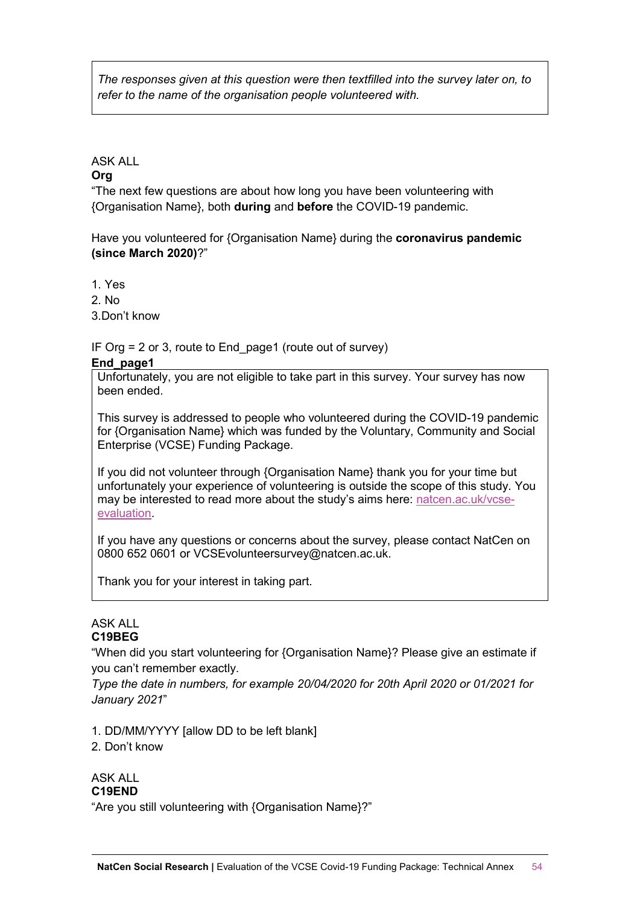*The responses given at this question were then textfilled into the survey later on, to refer to the name of the organisation people volunteered with.*

ASK ALL

**Org**

"The next few questions are about how long you have been volunteering with {Organisation Name}, both **during** and **before** the COVID-19 pandemic.

Have you volunteered for {Organisation Name} during the **coronavirus pandemic (since March 2020)**?"

1. Yes
2. No
3.Don't know

IF Org = 2 or 3, route to End_page1 (route out of survey)

**End_page1**

Unfortunately, you are not eligible to take part in this survey. Your survey has now been ended.

This survey is addressed to people who volunteered during the COVID-19 pandemic for {Organisation Name} which was funded by the Voluntary, Community and Social Enterprise (VCSE) Funding Package.

If you did not volunteer through {Organisation Name} thank you for your time but unfortunately your experience of volunteering is outside the scope of this study. You may be interested to read more about the study's aims here: natcen.ac.uk/vcse-evaluation.

If you have any questions or concerns about the survey, please contact NatCen on 0800 652 0601 or VCSEvolunteersurvey@natcen.ac.uk.

Thank you for your interest in taking part.

ASK ALL

**C19BEG**

"When did you start volunteering for {Organisation Name}? Please give an estimate if you can't remember exactly.

*Type the date in numbers, for example 20/04/2020 for 20th April 2020 or 01/2021 for January 2021*"

1. DD/MM/YYYY [allow DD to be left blank]
2. Don't know

ASK ALL

**C19END**

"Are you still volunteering with {Organisation Name}?"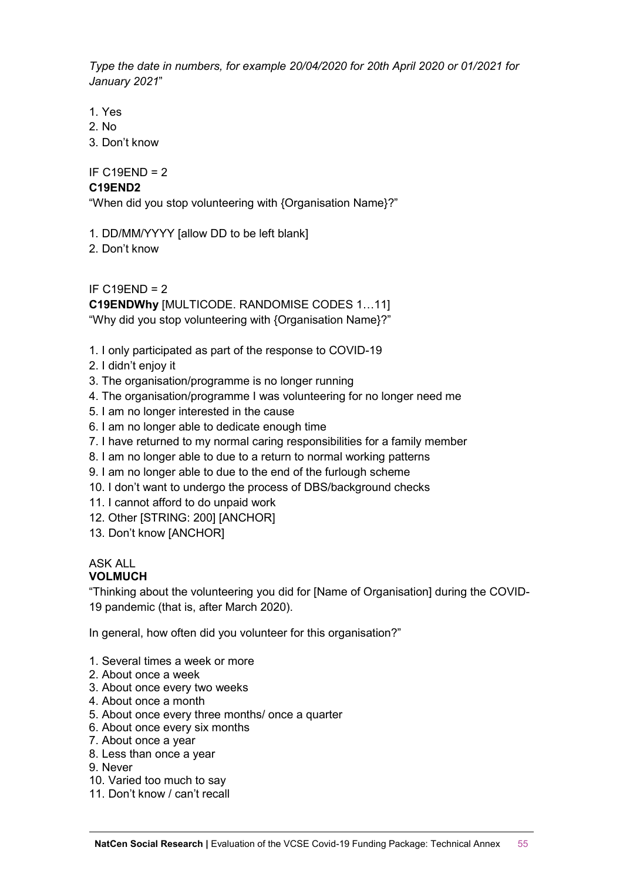*Type the date in numbers, for example 20/04/2020 for 20th April 2020 or 01/2021 for January 2021*"

1. Yes
2. No
3. Don't know

IF C19END = 2

**C19END2**

"When did you stop volunteering with {Organisation Name}?"

1. DD/MM/YYYY [allow DD to be left blank]
2. Don't know

IF C19END = 2

**C19ENDWhy** [MULTICODE. RANDOMISE CODES 1…11]

"Why did you stop volunteering with {Organisation Name}?"

1. I only participated as part of the response to COVID-19
2. I didn't enjoy it
3. The organisation/programme is no longer running
4. The organisation/programme I was volunteering for no longer need me
5. I am no longer interested in the cause
6. I am no longer able to dedicate enough time
7. I have returned to my normal caring responsibilities for a family member
8. I am no longer able to due to a return to normal working patterns
9. I am no longer able to due to the end of the furlough scheme
10. I don't want to undergo the process of DBS/background checks
11. I cannot afford to do unpaid work
12. Other [STRING: 200] [ANCHOR]
13. Don't know [ANCHOR]

ASK ALL

**VOLMUCH**

"Thinking about the volunteering you did for [Name of Organisation] during the COVID-19 pandemic (that is, after March 2020).

In general, how often did you volunteer for this organisation?"

1. Several times a week or more
2. About once a week
3. About once every two weeks
4. About once a month
5. About once every three months/ once a quarter
6. About once every six months
7. About once a year
8. Less than once a year
9. Never
10. Varied too much to say
11. Don't know / can't recall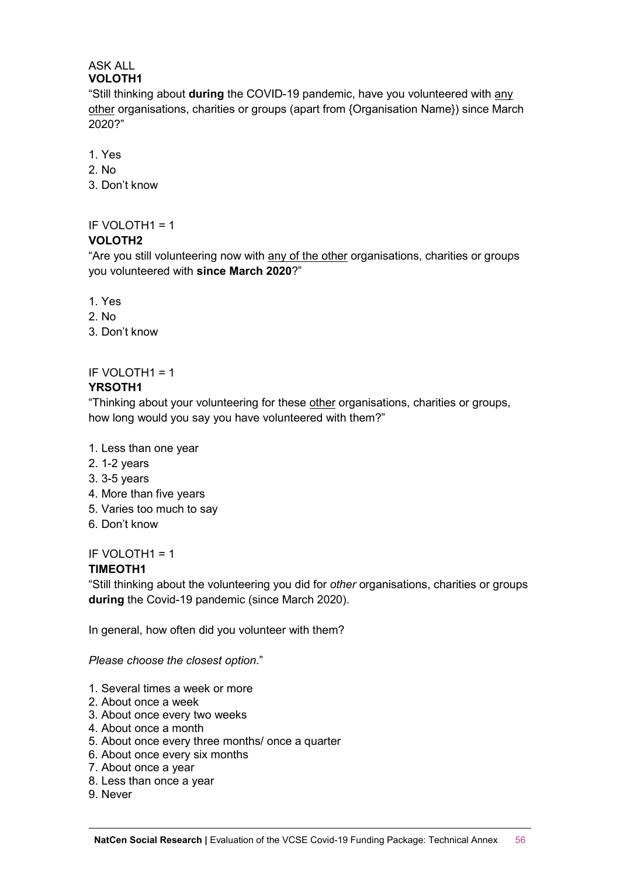ASK ALL
**VOLOTH1**

"Still thinking about **during** the COVID-19 pandemic, have you volunteered with <u>any other</u> organisations, charities or groups (apart from {Organisation Name}) since March 2020?"

1. Yes
2. No
3. Don't know

IF VOLOTH1 = 1
**VOLOTH2**

"Are you still volunteering now with <u>any of the other</u> organisations, charities or groups you volunteered with **since March 2020**?"

1. Yes
2. No
3. Don't know

IF VOLOTH1 = 1
**YRSOTH1**

"Thinking about your volunteering for these <u>other</u> organisations, charities or groups, how long would you say you have volunteered with them?"

1. Less than one year
2. 1-2 years
3. 3-5 years
4. More than five years
5. Varies too much to say
6. Don't know

IF VOLOTH1 = 1
**TIMEOTH1**

"Still thinking about the volunteering you did for *other* organisations, charities or groups **during** the Covid-19 pandemic (since March 2020).

In general, how often did you volunteer with them?

*Please choose the closest option*."

1. Several times a week or more
2. About once a week
3. About once every two weeks
4. About once a month
5. About once every three months/ once a quarter
6. About once every six months
7. About once a year
8. Less than once a year
9. Never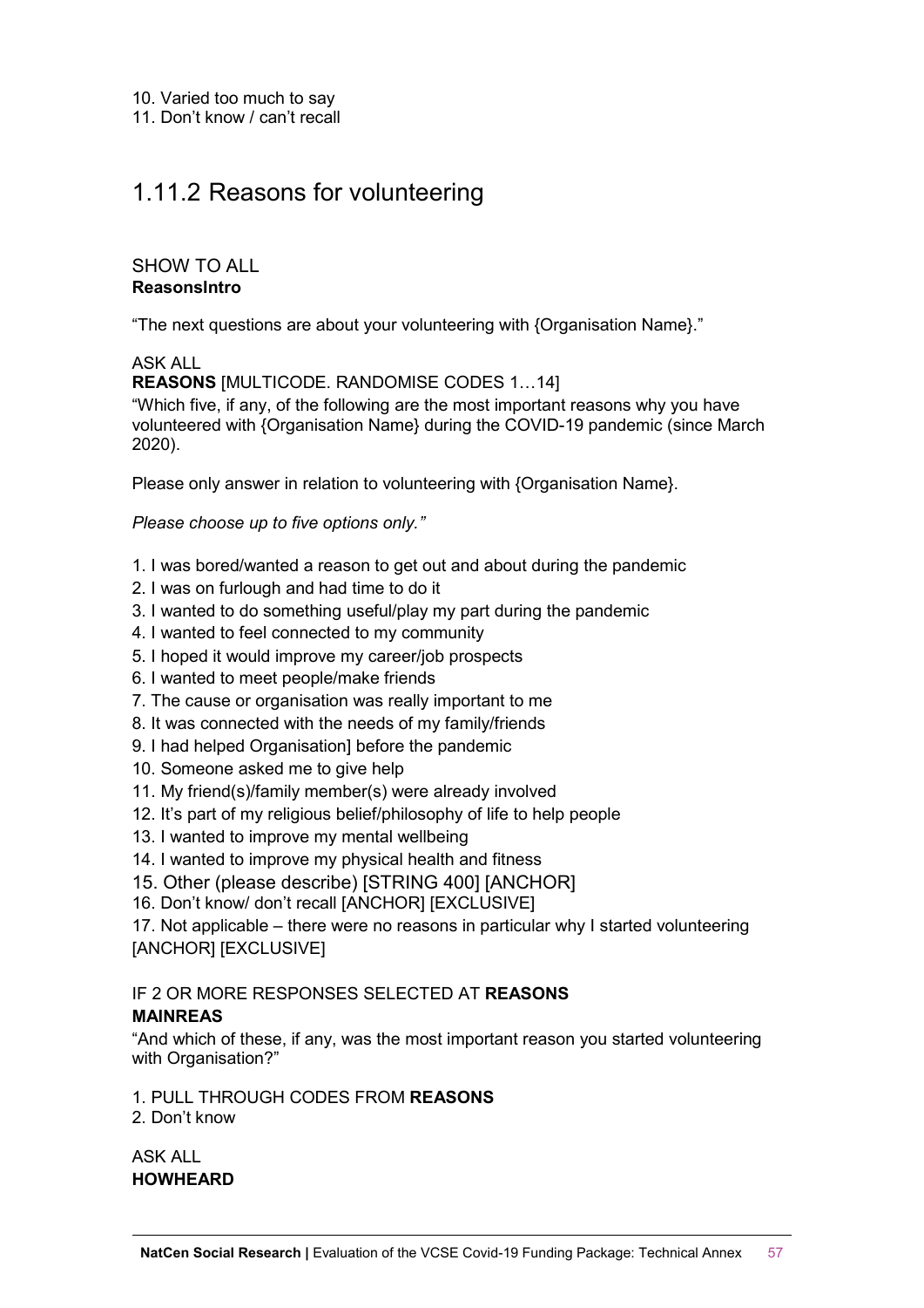10. Varied too much to say
11. Don't know / can't recall

## 1.11.2 Reasons for volunteering

SHOW TO ALL
**ReasonsIntro**

"The next questions are about your volunteering with {Organisation Name}."

ASK ALL
**REASONS** [MULTICODE. RANDOMISE CODES 1…14]
"Which five, if any, of the following are the most important reasons why you have volunteered with {Organisation Name} during the COVID-19 pandemic (since March 2020).

Please only answer in relation to volunteering with {Organisation Name}.

*Please choose up to five options only."*

1. I was bored/wanted a reason to get out and about during the pandemic
2. I was on furlough and had time to do it
3. I wanted to do something useful/play my part during the pandemic
4. I wanted to feel connected to my community
5. I hoped it would improve my career/job prospects
6. I wanted to meet people/make friends
7. The cause or organisation was really important to me
8. It was connected with the needs of my family/friends
9. I had helped Organisation] before the pandemic
10. Someone asked me to give help
11. My friend(s)/family member(s) were already involved
12. It's part of my religious belief/philosophy of life to help people
13. I wanted to improve my mental wellbeing
14. I wanted to improve my physical health and fitness
15. Other (please describe) [STRING 400] [ANCHOR]
16. Don't know/ don't recall [ANCHOR] [EXCLUSIVE]
17. Not applicable – there were no reasons in particular why I started volunteering [ANCHOR] [EXCLUSIVE]

IF 2 OR MORE RESPONSES SELECTED AT **REASONS**
**MAINREAS**
"And which of these, if any, was the most important reason you started volunteering with Organisation?"

1. PULL THROUGH CODES FROM **REASONS**
2. Don't know

ASK ALL
**HOWHEARD**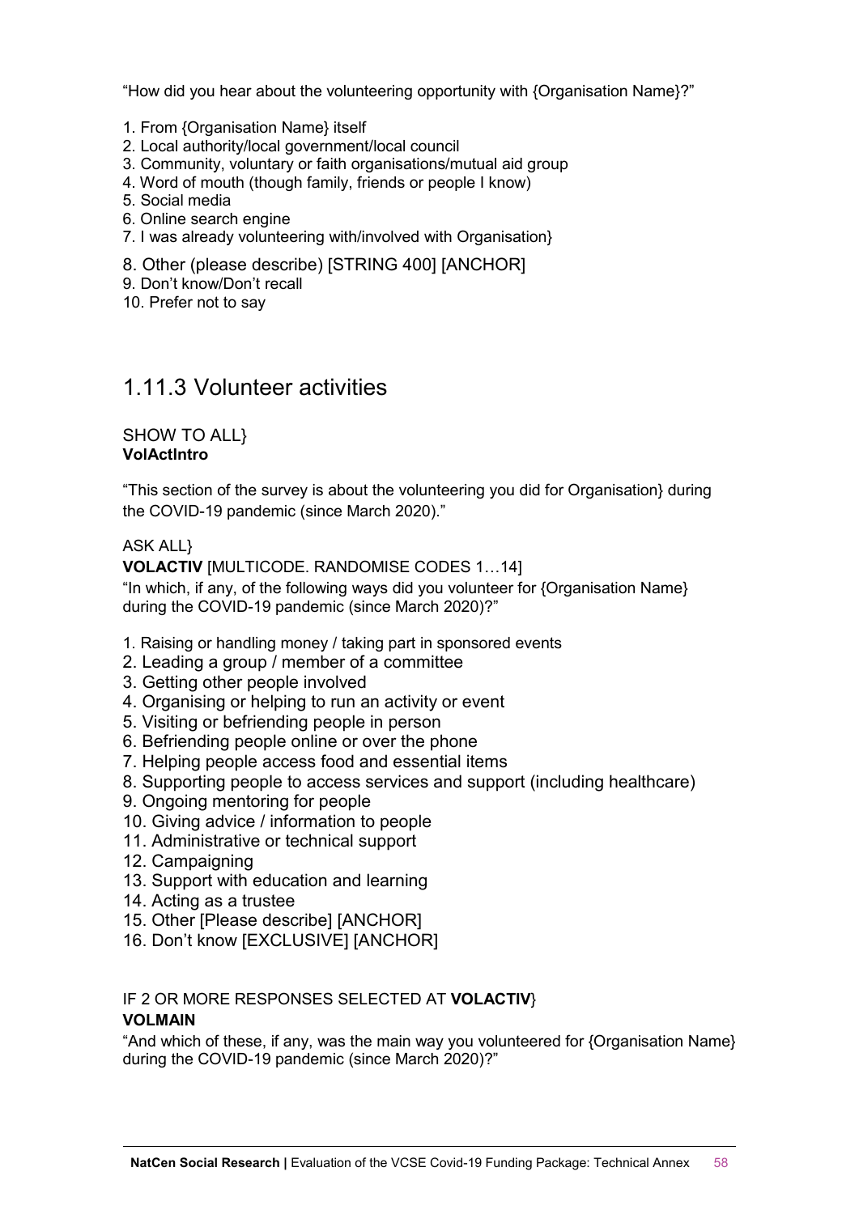"How did you hear about the volunteering opportunity with {Organisation Name}?"

1. From {Organisation Name} itself
2. Local authority/local government/local council
3. Community, voluntary or faith organisations/mutual aid group
4. Word of mouth (though family, friends or people I know)
5. Social media
6. Online search engine
7. I was already volunteering with/involved with Organisation}
8. Other (please describe) [STRING 400] [ANCHOR]
9. Don't know/Don't recall
10. Prefer not to say

## 1.11.3 Volunteer activities

SHOW TO ALL}
**VolActIntro**

"This section of the survey is about the volunteering you did for Organisation} during the COVID-19 pandemic (since March 2020)."

ASK ALL}
**VOLACTIV** [MULTICODE. RANDOMISE CODES 1…14]
"In which, if any, of the following ways did you volunteer for {Organisation Name} during the COVID-19 pandemic (since March 2020)?"

1. Raising or handling money / taking part in sponsored events
2. Leading a group / member of a committee
3. Getting other people involved
4. Organising or helping to run an activity or event
5. Visiting or befriending people in person
6. Befriending people online or over the phone
7. Helping people access food and essential items
8. Supporting people to access services and support (including healthcare)
9. Ongoing mentoring for people
10. Giving advice / information to people
11. Administrative or technical support
12. Campaigning
13. Support with education and learning
14. Acting as a trustee
15. Other [Please describe] [ANCHOR]
16. Don't know [EXCLUSIVE] [ANCHOR]

IF 2 OR MORE RESPONSES SELECTED AT **VOLACTIV**}
**VOLMAIN**
"And which of these, if any, was the main way you volunteered for {Organisation Name} during the COVID-19 pandemic (since March 2020)?"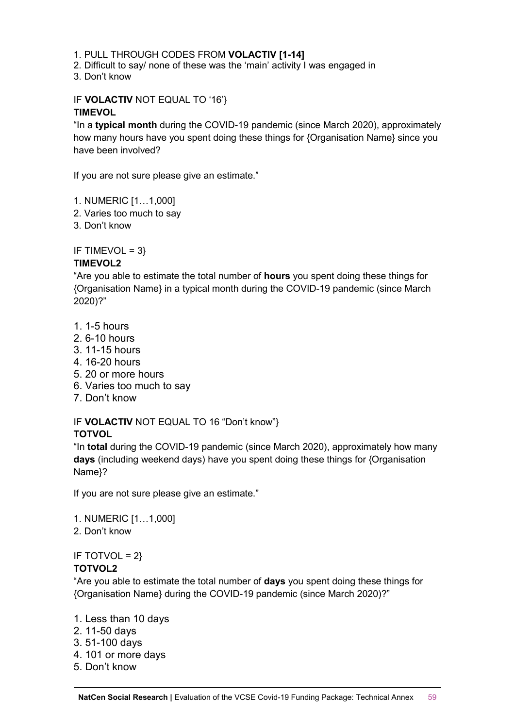1. PULL THROUGH CODES FROM **VOLACTIV [1-14]**
2. Difficult to say/ none of these was the 'main' activity I was engaged in
3. Don't know

IF **VOLACTIV** NOT EQUAL TO '16'}

**TIMEVOL**

"In a **typical month** during the COVID-19 pandemic (since March 2020), approximately how many hours have you spent doing these things for {Organisation Name} since you have been involved?

If you are not sure please give an estimate."

1. NUMERIC [1…1,000]
2. Varies too much to say
3. Don't know

IF TIMEVOL = 3}

**TIMEVOL2**

"Are you able to estimate the total number of **hours** you spent doing these things for {Organisation Name} in a typical month during the COVID-19 pandemic (since March 2020)?"

1. 1-5 hours
2. 6-10 hours
3. 11-15 hours
4. 16-20 hours
5. 20 or more hours
6. Varies too much to say
7. Don't know

IF **VOLACTIV** NOT EQUAL TO 16 "Don't know"}

**TOTVOL**

"In **total** during the COVID-19 pandemic (since March 2020), approximately how many **days** (including weekend days) have you spent doing these things for {Organisation Name}?

If you are not sure please give an estimate."

1. NUMERIC [1…1,000]
2. Don't know

IF TOTVOL = 2}

**TOTVOL2**

"Are you able to estimate the total number of **days** you spent doing these things for {Organisation Name} during the COVID-19 pandemic (since March 2020)?"

1. Less than 10 days
2. 11-50 days
3. 51-100 days
4. 101 or more days
5. Don't know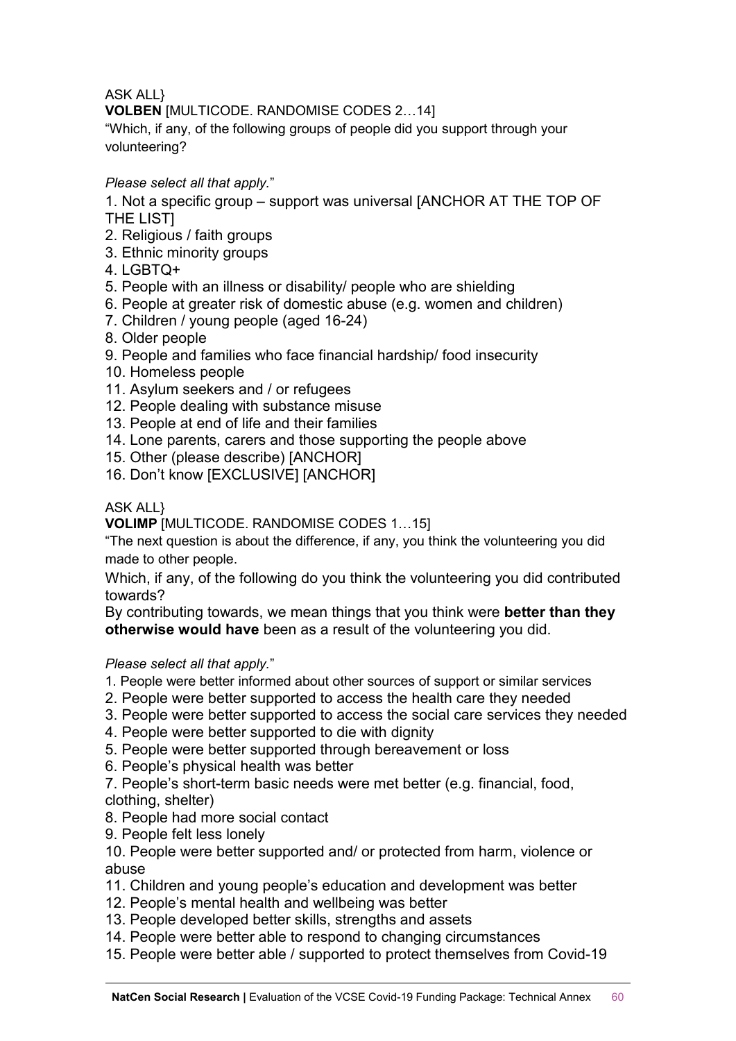ASK ALL}

**VOLBEN** [MULTICODE. RANDOMISE CODES 2…14]

"Which, if any, of the following groups of people did you support through your volunteering?

*Please select all that apply.*"

1. Not a specific group – support was universal [ANCHOR AT THE TOP OF THE LIST]
2. Religious / faith groups
3. Ethnic minority groups
4. LGBTQ+
5. People with an illness or disability/ people who are shielding
6. People at greater risk of domestic abuse (e.g. women and children)
7. Children / young people (aged 16-24)
8. Older people
9. People and families who face financial hardship/ food insecurity
10. Homeless people
11. Asylum seekers and / or refugees
12. People dealing with substance misuse
13. People at end of life and their families
14. Lone parents, carers and those supporting the people above
15. Other (please describe) [ANCHOR]
16. Don't know [EXCLUSIVE] [ANCHOR]

ASK ALL}

**VOLIMP** [MULTICODE. RANDOMISE CODES 1…15]

"The next question is about the difference, if any, you think the volunteering you did made to other people.

Which, if any, of the following do you think the volunteering you did contributed towards?

By contributing towards, we mean things that you think were **better than they otherwise would have** been as a result of the volunteering you did.

*Please select all that apply.*"

1. People were better informed about other sources of support or similar services
2. People were better supported to access the health care they needed
3. People were better supported to access the social care services they needed
4. People were better supported to die with dignity
5. People were better supported through bereavement or loss
6. People's physical health was better
7. People's short-term basic needs were met better (e.g. financial, food, clothing, shelter)
8. People had more social contact
9. People felt less lonely
10. People were better supported and/ or protected from harm, violence or abuse
11. Children and young people's education and development was better
12. People's mental health and wellbeing was better
13. People developed better skills, strengths and assets
14. People were better able to respond to changing circumstances
15. People were better able / supported to protect themselves from Covid-19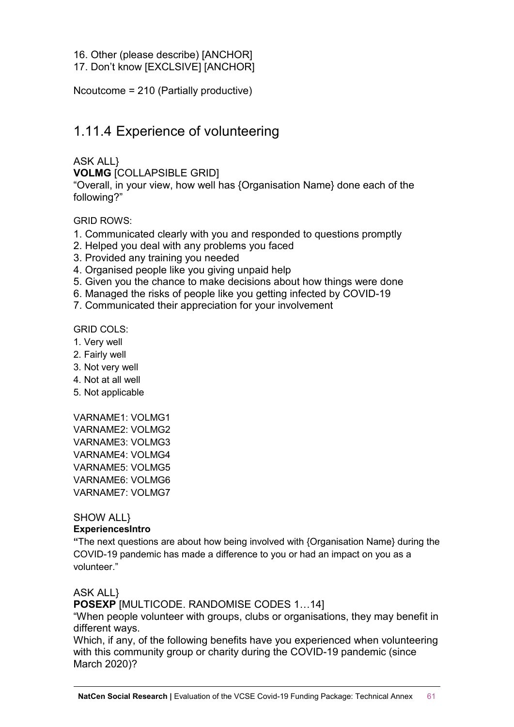16. Other (please describe) [ANCHOR]
17. Don't know [EXCLSIVE] [ANCHOR]

Ncoutcome = 210 (Partially productive)

## 1.11.4 Experience of volunteering

ASK ALL}

**VOLMG** [COLLAPSIBLE GRID]

"Overall, in your view, how well has {Organisation Name} done each of the following?"

GRID ROWS:

1. Communicated clearly with you and responded to questions promptly
2. Helped you deal with any problems you faced
3. Provided any training you needed
4. Organised people like you giving unpaid help
5. Given you the chance to make decisions about how things were done
6. Managed the risks of people like you getting infected by COVID-19
7. Communicated their appreciation for your involvement

GRID COLS:

1. Very well
2. Fairly well
3. Not very well
4. Not at all well
5. Not applicable

VARNAME1: VOLMG1
VARNAME2: VOLMG2
VARNAME3: VOLMG3
VARNAME4: VOLMG4
VARNAME5: VOLMG5
VARNAME6: VOLMG6
VARNAME7: VOLMG7

SHOW ALL}

**ExperiencesIntro**

**"**The next questions are about how being involved with {Organisation Name} during the COVID-19 pandemic has made a difference to you or had an impact on you as a volunteer."

ASK ALL}

**POSEXP** [MULTICODE. RANDOMISE CODES 1…14]

"When people volunteer with groups, clubs or organisations, they may benefit in different ways.

Which, if any, of the following benefits have you experienced when volunteering with this community group or charity during the COVID-19 pandemic (since March 2020)?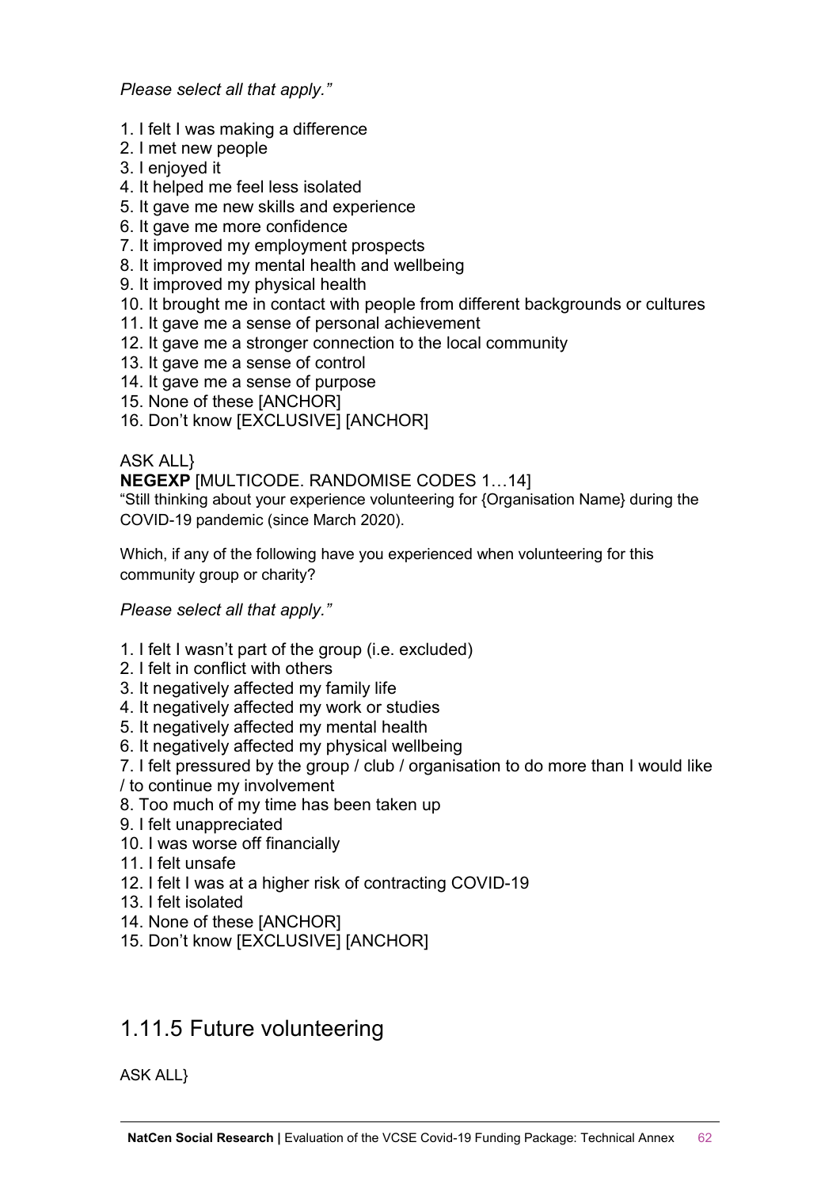*Please select all that apply.”*

1. I felt I was making a difference
2. I met new people
3. I enjoyed it
4. It helped me feel less isolated
5. It gave me new skills and experience
6. It gave me more confidence
7. It improved my employment prospects
8. It improved my mental health and wellbeing
9. It improved my physical health
10. It brought me in contact with people from different backgrounds or cultures
11. It gave me a sense of personal achievement
12. It gave me a stronger connection to the local community
13. It gave me a sense of control
14. It gave me a sense of purpose
15. None of these [ANCHOR]
16. Don’t know [EXCLUSIVE] [ANCHOR]

ASK ALL}

**NEGEXP** [MULTICODE. RANDOMISE CODES 1…14]

“Still thinking about your experience volunteering for {Organisation Name} during the COVID-19 pandemic (since March 2020).

Which, if any of the following have you experienced when volunteering for this community group or charity?

*Please select all that apply.”*

1. I felt I wasn’t part of the group (i.e. excluded)
2. I felt in conflict with others
3. It negatively affected my family life
4. It negatively affected my work or studies
5. It negatively affected my mental health
6. It negatively affected my physical wellbeing
7. I felt pressured by the group / club / organisation to do more than I would like / to continue my involvement
8. Too much of my time has been taken up
9. I felt unappreciated
10. I was worse off financially
11. I felt unsafe
12. I felt I was at a higher risk of contracting COVID-19
13. I felt isolated
14. None of these [ANCHOR]
15. Don’t know [EXCLUSIVE] [ANCHOR]

## 1.11.5 Future volunteering

ASK ALL}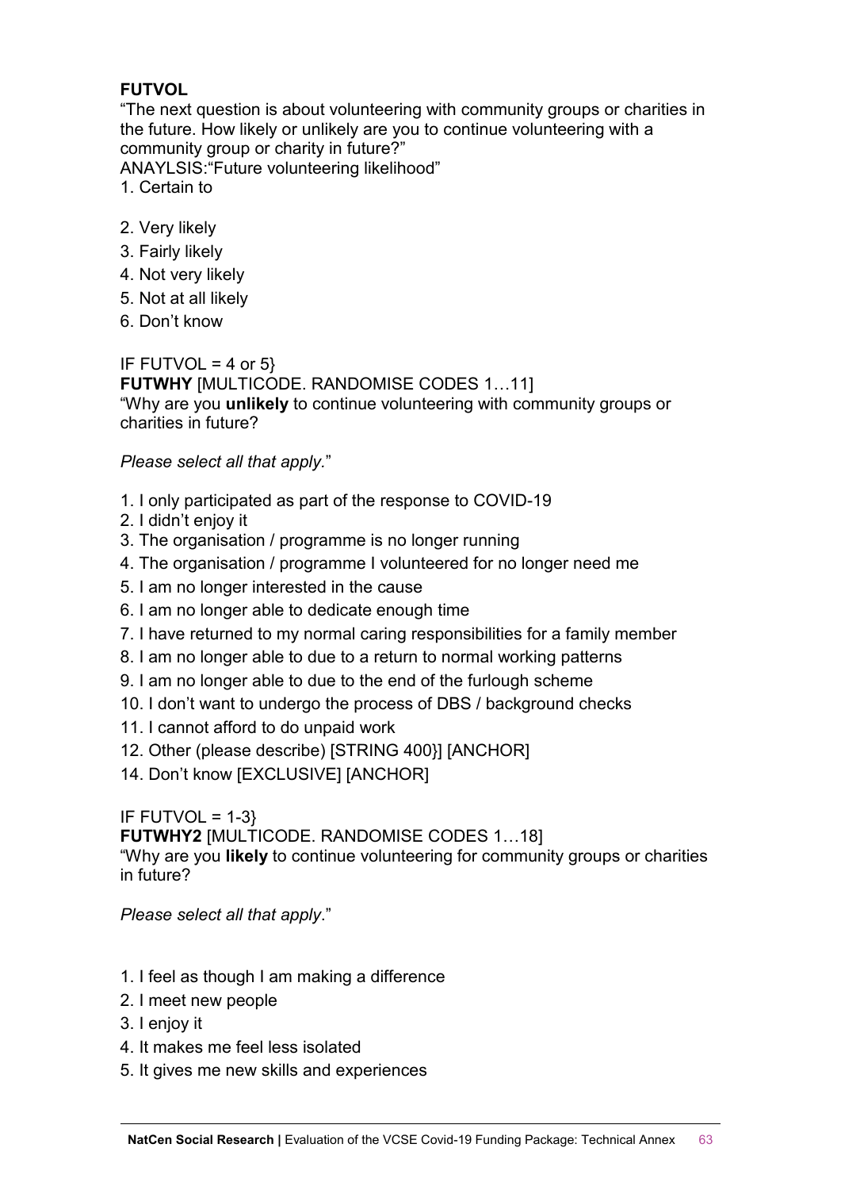**FUTVOL**
"The next question is about volunteering with community groups or charities in the future. How likely or unlikely are you to continue volunteering with a community group or charity in future?"
ANAYLSIS:"Future volunteering likelihood"

1. Certain to
2. Very likely
3. Fairly likely
4. Not very likely
5. Not at all likely
6. Don't know

IF FUTVOL = 4 or 5}
**FUTWHY** [MULTICODE. RANDOMISE CODES 1…11]
"Why are you **unlikely** to continue volunteering with community groups or charities in future?

*Please select all that apply.*"

1. I only participated as part of the response to COVID-19
2. I didn't enjoy it
3. The organisation / programme is no longer running
4. The organisation / programme I volunteered for no longer need me
5. I am no longer interested in the cause
6. I am no longer able to dedicate enough time
7. I have returned to my normal caring responsibilities for a family member
8. I am no longer able to due to a return to normal working patterns
9. I am no longer able to due to the end of the furlough scheme
10. I don't want to undergo the process of DBS / background checks
11. I cannot afford to do unpaid work
12. Other (please describe) [STRING 400}] [ANCHOR]
14. Don't know [EXCLUSIVE] [ANCHOR]

IF FUTVOL = 1-3}
**FUTWHY2** [MULTICODE. RANDOMISE CODES 1…18]
"Why are you **likely** to continue volunteering for community groups or charities in future?

*Please select all that apply*."

1. I feel as though I am making a difference
2. I meet new people
3. I enjoy it
4. It makes me feel less isolated
5. It gives me new skills and experiences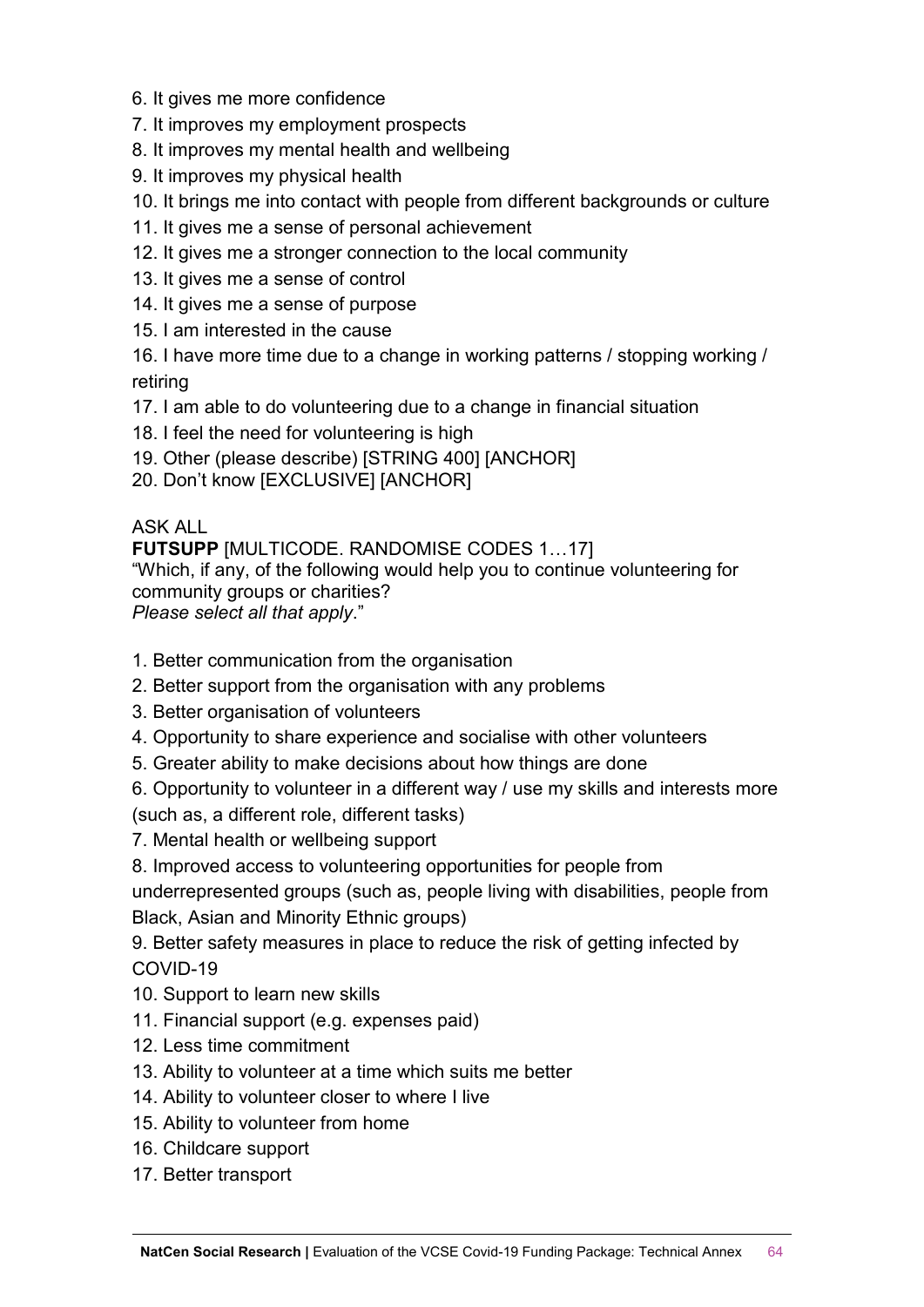6. It gives me more confidence
7. It improves my employment prospects
8. It improves my mental health and wellbeing
9. It improves my physical health
10. It brings me into contact with people from different backgrounds or culture
11. It gives me a sense of personal achievement
12. It gives me a stronger connection to the local community
13. It gives me a sense of control
14. It gives me a sense of purpose
15. I am interested in the cause
16. I have more time due to a change in working patterns / stopping working / retiring
17. I am able to do volunteering due to a change in financial situation
18. I feel the need for volunteering is high
19. Other (please describe) [STRING 400] [ANCHOR]
20. Don't know [EXCLUSIVE] [ANCHOR]

ASK ALL

**FUTSUPP** [MULTICODE. RANDOMISE CODES 1…17]

"Which, if any, of the following would help you to continue volunteering for community groups or charities?
*Please select all that apply*."

1. Better communication from the organisation
2. Better support from the organisation with any problems
3. Better organisation of volunteers
4. Opportunity to share experience and socialise with other volunteers
5. Greater ability to make decisions about how things are done
6. Opportunity to volunteer in a different way / use my skills and interests more (such as, a different role, different tasks)
7. Mental health or wellbeing support
8. Improved access to volunteering opportunities for people from underrepresented groups (such as, people living with disabilities, people from Black, Asian and Minority Ethnic groups)
9. Better safety measures in place to reduce the risk of getting infected by COVID-19
10. Support to learn new skills
11. Financial support (e.g. expenses paid)
12. Less time commitment
13. Ability to volunteer at a time which suits me better
14. Ability to volunteer closer to where I live
15. Ability to volunteer from home
16. Childcare support
17. Better transport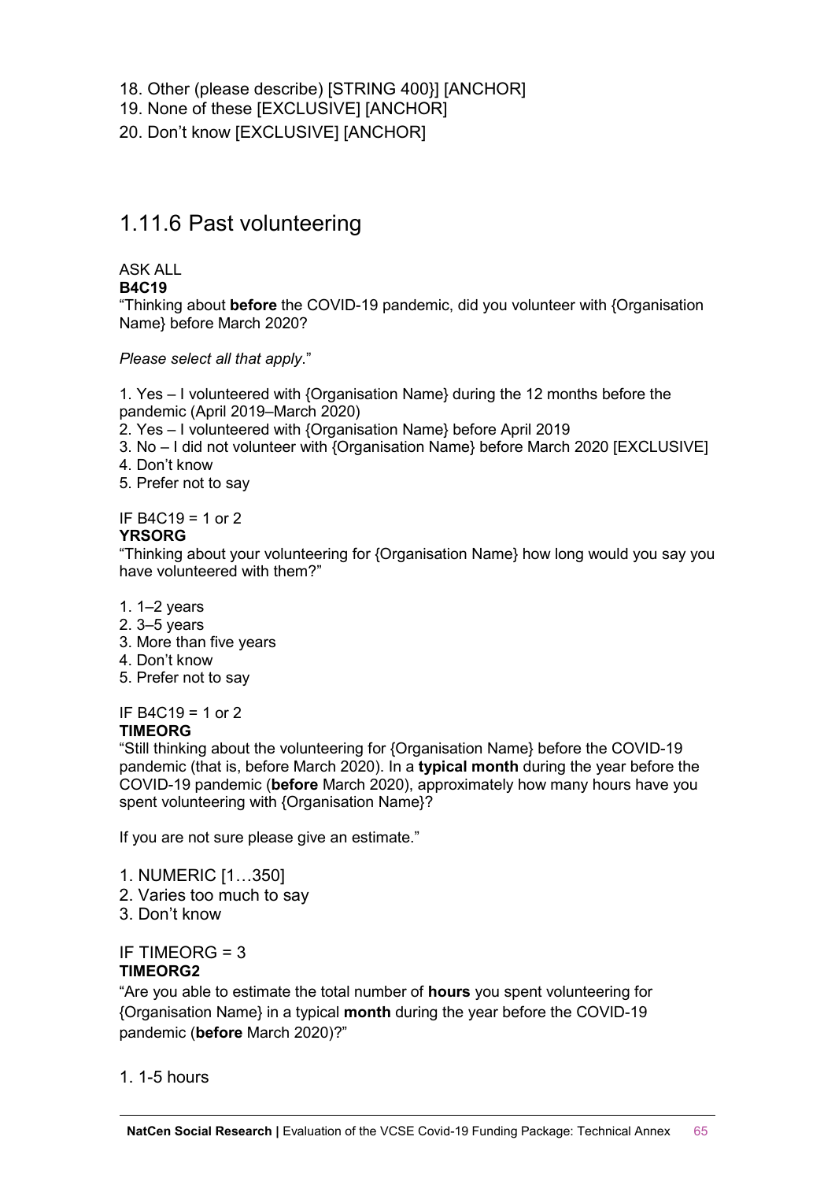18. Other (please describe) [STRING 400}] [ANCHOR]
19. None of these [EXCLUSIVE] [ANCHOR]
20. Don't know [EXCLUSIVE] [ANCHOR]

## 1.11.6 Past volunteering

ASK ALL
**B4C19**
"Thinking about **before** the COVID-19 pandemic, did you volunteer with {Organisation Name} before March 2020?

*Please select all that apply*."

1. Yes – I volunteered with {Organisation Name} during the 12 months before the pandemic (April 2019–March 2020)
2. Yes – I volunteered with {Organisation Name} before April 2019
3. No – I did not volunteer with {Organisation Name} before March 2020 [EXCLUSIVE]
4. Don't know
5. Prefer not to say

IF B4C19 = 1 or 2
**YRSORG**
"Thinking about your volunteering for {Organisation Name} how long would you say you have volunteered with them?"

1. 1–2 years
2. 3–5 years
3. More than five years
4. Don't know
5. Prefer not to say

IF B4C19 = 1 or 2
**TIMEORG**
"Still thinking about the volunteering for {Organisation Name} before the COVID-19 pandemic (that is, before March 2020). In a **typical month** during the year before the COVID-19 pandemic (**before** March 2020), approximately how many hours have you spent volunteering with {Organisation Name}?

If you are not sure please give an estimate."

1. NUMERIC [1…350]
2. Varies too much to say
3. Don't know

IF TIMEORG = 3
**TIMEORG2**
"Are you able to estimate the total number of **hours** you spent volunteering for {Organisation Name} in a typical **month** during the year before the COVID-19 pandemic (**before** March 2020)?"

1. 1-5 hours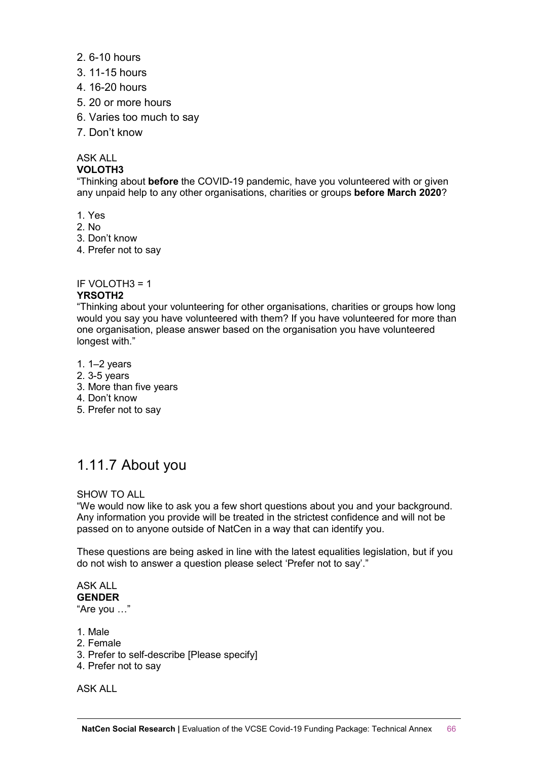2. 6-10 hours
3. 11-15 hours
4. 16-20 hours
5. 20 or more hours
6. Varies too much to say
7. Don't know

ASK ALL
**VOLOTH3**
"Thinking about **before** the COVID-19 pandemic, have you volunteered with or given any unpaid help to any other organisations, charities or groups **before March 2020**?

1. Yes
2. No
3. Don't know
4. Prefer not to say

IF VOLOTH3 = 1
**YRSOTH2**
"Thinking about your volunteering for other organisations, charities or groups how long would you say you have volunteered with them? If you have volunteered for more than one organisation, please answer based on the organisation you have volunteered longest with."

1. 1–2 years
2. 3-5 years
3. More than five years
4. Don't know
5. Prefer not to say

## 1.11.7 About you

SHOW TO ALL
"We would now like to ask you a few short questions about you and your background. Any information you provide will be treated in the strictest confidence and will not be passed on to anyone outside of NatCen in a way that can identify you.

These questions are being asked in line with the latest equalities legislation, but if you do not wish to answer a question please select 'Prefer not to say'."

ASK ALL
**GENDER**
"Are you …"

1. Male
2. Female
3. Prefer to self-describe [Please specify]
4. Prefer not to say

ASK ALL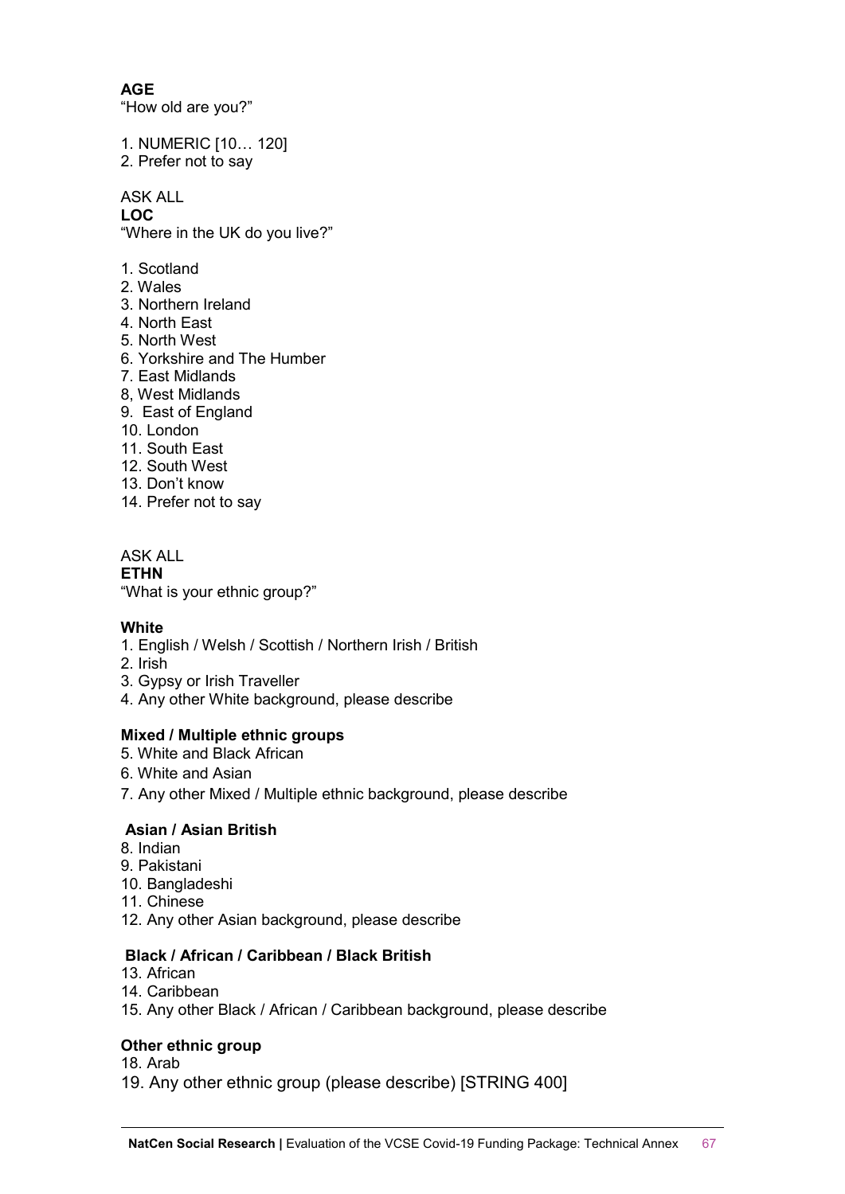**AGE**
"How old are you?"

1. NUMERIC [10… 120]
2. Prefer not to say

ASK ALL
**LOC**
"Where in the UK do you live?"

1. Scotland
2. Wales
3. Northern Ireland
4. North East
5. North West
6. Yorkshire and The Humber
7. East Midlands
8, West Midlands
9. East of England
10. London
11. South East
12. South West
13. Don't know
14. Prefer not to say

ASK ALL
**ETHN**
"What is your ethnic group?"

**White**

1. English / Welsh / Scottish / Northern Irish / British
2. Irish
3. Gypsy or Irish Traveller
4. Any other White background, please describe

**Mixed / Multiple ethnic groups**

5. White and Black African
6. White and Asian
7. Any other Mixed / Multiple ethnic background, please describe

**Asian / Asian British**

8. Indian
9. Pakistani
10. Bangladeshi
11. Chinese
12. Any other Asian background, please describe

**Black / African / Caribbean / Black British**

13. African
14. Caribbean
15. Any other Black / African / Caribbean background, please describe

**Other ethnic group**

18. Arab
19. Any other ethnic group (please describe) [STRING 400]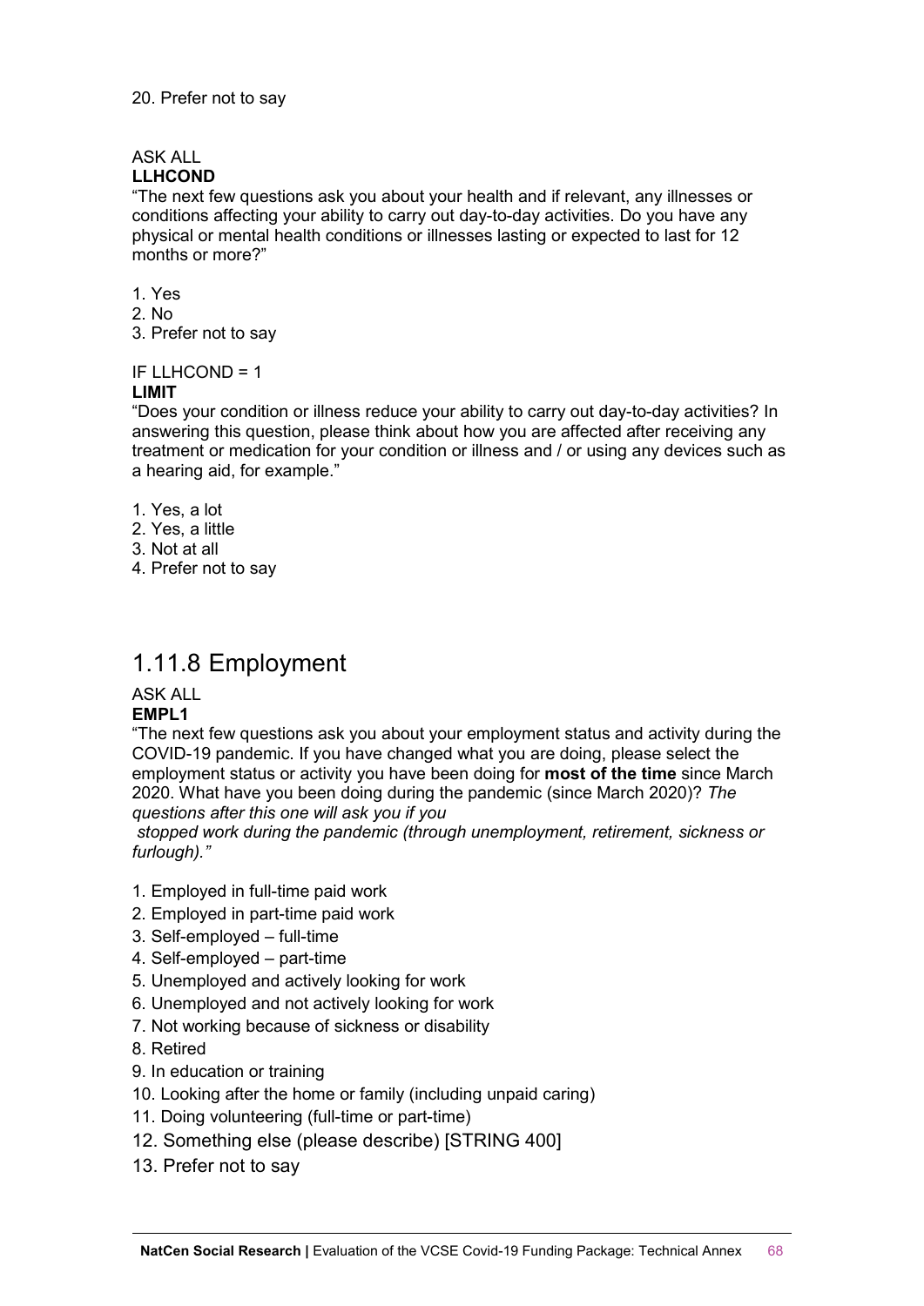20. Prefer not to say

ASK ALL
**LLHCOND**
“The next few questions ask you about your health and if relevant, any illnesses or conditions affecting your ability to carry out day-to-day activities. Do you have any physical or mental health conditions or illnesses lasting or expected to last for 12 months or more?”

1. Yes
2. No
3. Prefer not to say

IF LLHCOND = 1
**LIMIT**
“Does your condition or illness reduce your ability to carry out day-to-day activities? In answering this question, please think about how you are affected after receiving any treatment or medication for your condition or illness and / or using any devices such as a hearing aid, for example.”

1. Yes, a lot
2. Yes, a little
3. Not at all
4. Prefer not to say

## 1.11.8 Employment

ASK ALL
**EMPL1**
“The next few questions ask you about your employment status and activity during the COVID-19 pandemic. If you have changed what you are doing, please select the employment status or activity you have been doing for **most of the time** since March 2020. What have you been doing during the pandemic (since March 2020)? *The questions after this one will ask you if you stopped work during the pandemic (through unemployment, retirement, sickness or furlough).”*

1. Employed in full-time paid work
2. Employed in part-time paid work
3. Self-employed – full-time
4. Self-employed – part-time
5. Unemployed and actively looking for work
6. Unemployed and not actively looking for work
7. Not working because of sickness or disability
8. Retired
9. In education or training
10. Looking after the home or family (including unpaid caring)
11. Doing volunteering (full-time or part-time)
12. Something else (please describe) [STRING 400]
13. Prefer not to say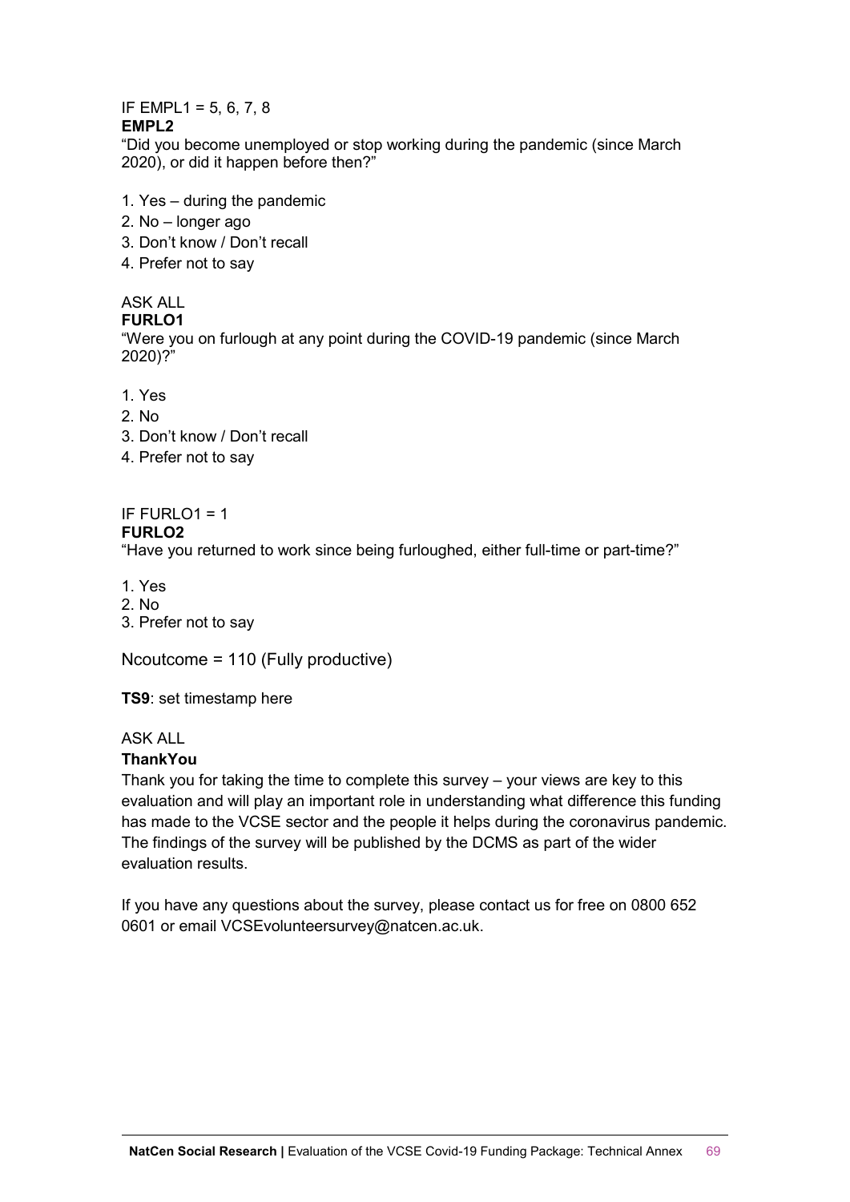IF EMPL1 = 5, 6, 7, 8

**EMPL2**

"Did you become unemployed or stop working during the pandemic (since March 2020), or did it happen before then?"

1. Yes – during the pandemic
2. No – longer ago
3. Don't know / Don't recall
4. Prefer not to say

ASK ALL

**FURLO1**

"Were you on furlough at any point during the COVID-19 pandemic (since March 2020)?"

1. Yes
2. No
3. Don't know / Don't recall
4. Prefer not to say

IF FURLO1 = 1

**FURLO2**

"Have you returned to work since being furloughed, either full-time or part-time?"

1. Yes
2. No
3. Prefer not to say

Ncoutcome = 110 (Fully productive)

**TS9**: set timestamp here

ASK ALL

**ThankYou**

Thank you for taking the time to complete this survey – your views are key to this evaluation and will play an important role in understanding what difference this funding has made to the VCSE sector and the people it helps during the coronavirus pandemic. The findings of the survey will be published by the DCMS as part of the wider evaluation results.

If you have any questions about the survey, please contact us for free on 0800 652 0601 or email VCSEvolunteersurvey@natcen.ac.uk.